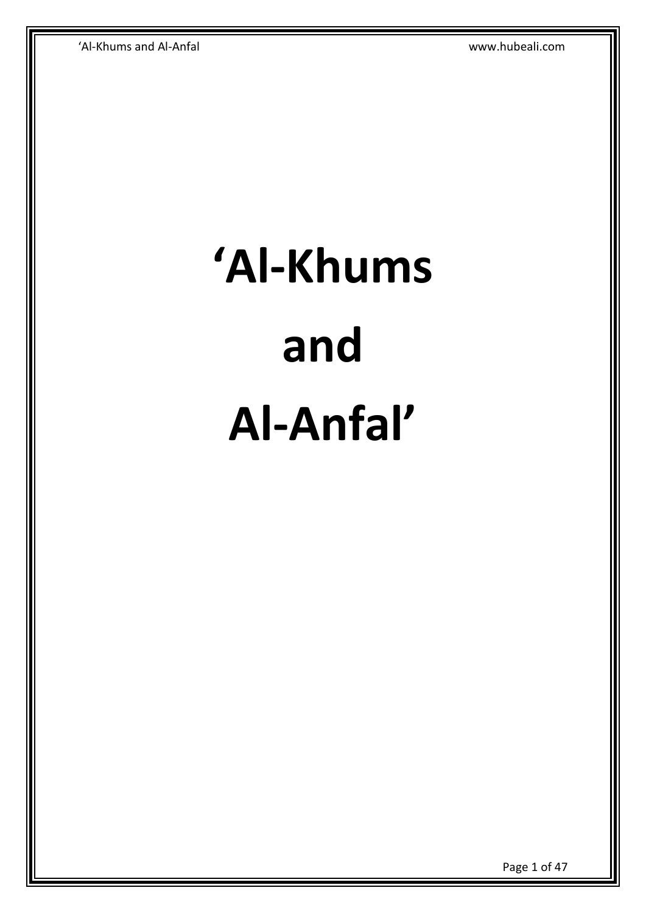# 'Al-Khums and Al-Anfal'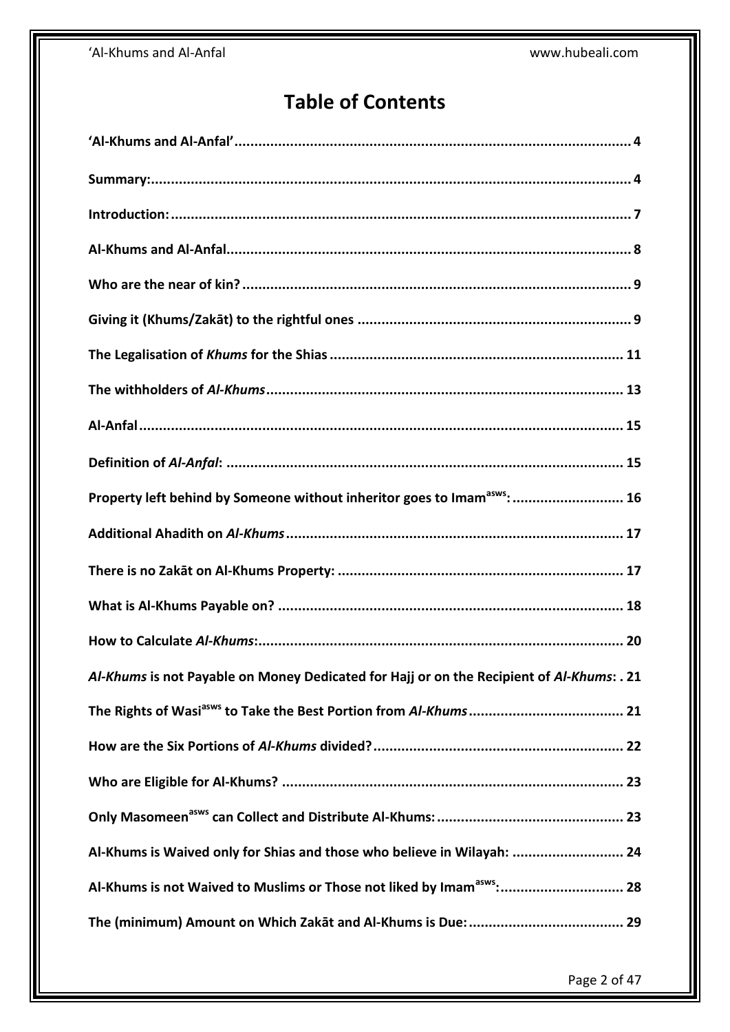# Table of Contents

**'Al-Khums and Al-Anfal'** ........................................................................................................ **4**

**Summary:** ........................................................................................................................ **4**

**Introduction:** ................................................................................................................... **7**

**Al-Khums and Al-Anfal** ..................................................................................................... **8**

**Who are the near of kin?** ................................................................................................. **9**

**Giving it (Khums/Zakāt) to the rightful ones** .................................................................... **9**

**The Legalisation of *Khums* for the Shias** ......................................................................... **11**

**The withholders of *Al-Khums*** ......................................................................................... **13**

**Al-Anfal** ......................................................................................................................... **15**

**Definition of *Al-Anfal*:** .................................................................................................... **15**

**Property left behind by Someone without inheritor goes to Imam[asws]:** ........................... **16**

**Additional Ahadith on *Al-Khums*** .................................................................................... **17**

**There is no Zakāt on Al-Khums Property:** ......................................................................... **17**

**What is Al-Khums Payable on?** ........................................................................................ **18**

**How to Calculate *Al-Khums*:** .......................................................................................... **20**

***Al-Khums* is not Payable on Money Dedicated for Hajj or on the Recipient of *Al-Khums*:** . **21**

**The Rights of Wasi[asws] to Take the Best Portion from *Al-Khums*** ....................................... **21**

**How are the Six Portions of *Al-Khums* divided?** ............................................................... **22**

**Who are Eligible for Al-Khums?** ..................................................................................... **23**

**Only Masomeen[asws] can Collect and Distribute Al-Khums:** .............................................. **23**

**Al-Khums is Waived only for Shias and those who believe in Wilayah:** ............................ **24**

**Al-Khums is not Waived to Muslims or Those not liked by Imam[asws]:** .............................. **28**

**The (minimum) Amount on Which Zakāt and Al-Khums is Due:** ....................................... **29**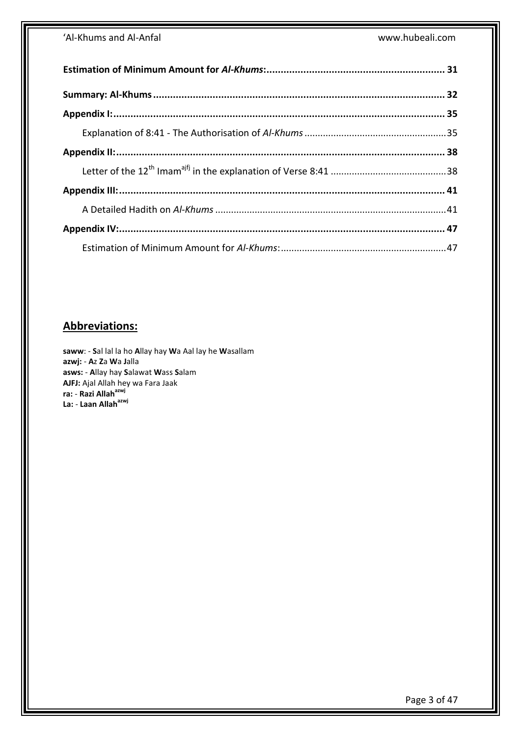**Estimation of Minimum Amount for *Al-Khums*:** ........................................................... **31**

**Summary: Al-Khums** ........................................................................................................ **32**

**Appendix I:** ........................................................................................................................ **35**

Explanation of 8:41 - The Authorisation of *Al-Khums* ........................................................ 35

**Appendix II:** ....................................................................................................................... **38**

Letter of the 12th Imam[ajfj] in the explanation of Verse 8:41 ............................................ 38

**Appendix III:** ...................................................................................................................... **41**

A Detailed Hadith on *Al-Khums* ......................................................................................... 41

**Appendix IV:** ...................................................................................................................... **47**

Estimation of Minimum Amount for *Al-Khums*: ................................................................. 47

## Abbreviations:

**saww**: - **S**al lal la ho **A**llay hay **W**a Aal lay he **W**asallam
**azwj:** - **A**z **Z**a **W**a **J**alla
**asws:** - **A**llay hay **S**alawat **W**ass **S**alam
**AJFJ:** Ajal Allah hey wa Fara Jaak
**ra:** - **Razi Allah[azwj]**
**La:** - **Laan Allah[azwj]**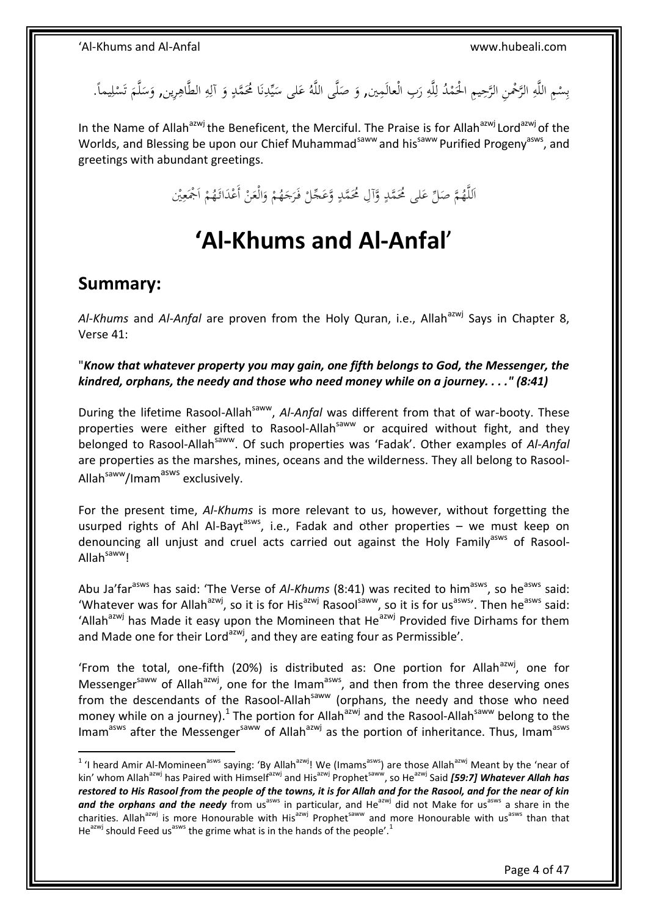بِسْمِ اللَّهِ الرَّحْمنِ الرَّحِيمِ الْحَمْدُ لِلَّهِ رَبِ الْعالَمِين, وَ صَلَّى اللَّهُ عَلى سَيِّدِنَا مُحَمَّدٍ وَ آلِهِ الطَّاهِرِين, وَسَلَّمَ تَسْلِيماً.

In the Name of Allah[azwj] the Beneficent, the Merciful. The Praise is for Allah[azwj] Lord[azwj] of the Worlds, and Blessing be upon our Chief Muhammad[saww] and his[saww] Purified Progeny[asws], and greetings with abundant greetings.

اَللَّهُمَّ صَلِّ عَلى مُحَمَّدٍ وَّآلِ مُحَمَّدٍ وَّعَجِّلْ فَرَجَهُمْ وَالْعَنْ أَعْدَائَهُمْ اَجْمَعِيْن

# 'Al-Khums and Al-Anfal'

## Summary:

*Al-Khums* and *Al-Anfal* are proven from the Holy Quran, i.e., Allah[azwj] Says in Chapter 8, Verse 41:

"***Know that whatever property you may gain, one fifth belongs to God, the Messenger, the kindred, orphans, the needy and those who need money while on a journey. . . ." (8:41)***

During the lifetime Rasool-Allah[saww], *Al-Anfal* was different from that of war-booty. These properties were either gifted to Rasool-Allah[saww] or acquired without fight, and they belonged to Rasool-Allah[saww]. Of such properties was 'Fadak'. Other examples of *Al-Anfal* are properties as the marshes, mines, oceans and the wilderness. They all belong to Rasool-Allah[saww]/Imam[asws] exclusively.

For the present time, *Al-Khums* is more relevant to us, however, without forgetting the usurped rights of Ahl Al-Bayt[asws], i.e., Fadak and other properties – we must keep on denouncing all unjust and cruel acts carried out against the Holy Family[asws] of Rasool-Allah[saww]!

Abu Ja'far[asws] has said: 'The Verse of *Al-Khums* (8:41) was recited to him[asws], so he[asws] said: 'Whatever was for Allah[azwj], so it is for His[azwj] Rasool[saww], so it is for us[asws]'. Then he[asws] said: 'Allah[azwj] has Made it easy upon the Momineen that He[azwj] Provided five Dirhams for them and Made one for their Lord[azwj], and they are eating four as Permissible'.

'From the total, one-fifth (20%) is distributed as: One portion for Allah[azwj], one for Messenger[saww] of Allah[azwj], one for the Imam[asws], and then from the three deserving ones from the descendants of the Rasool-Allah[saww] (orphans, the needy and those who need money while on a journey).[1] The portion for Allah[azwj] and the Rasool-Allah[saww] belong to the Imam[asws] after the Messenger[saww] of Allah[azwj] as the portion of inheritance. Thus, Imam[asws]

---

[1] 'I heard Amir Al-Momineen[asws] saying: 'By Allah[azwj]! We (Imams[asws]) are those Allah[azwj] Meant by the 'near of kin' whom Allah[azwj] has Paired with Himself[azwj] and His[azwj] Prophet[saww], so He[azwj] Said ***[59:7] Whatever Allah has restored to His Rasool from the people of the towns, it is for Allah and for the Rasool, and for the near of kin and the orphans and the needy*** from us[asws] in particular, and He[azwj] did not Make for us[asws] a share in the charities. Allah[azwj] is more Honourable with His[azwj] Prophet[saww] and more Honourable with us[asws] than that He[azwj] should Feed us[asws] the grime what is in the hands of the people'.[1]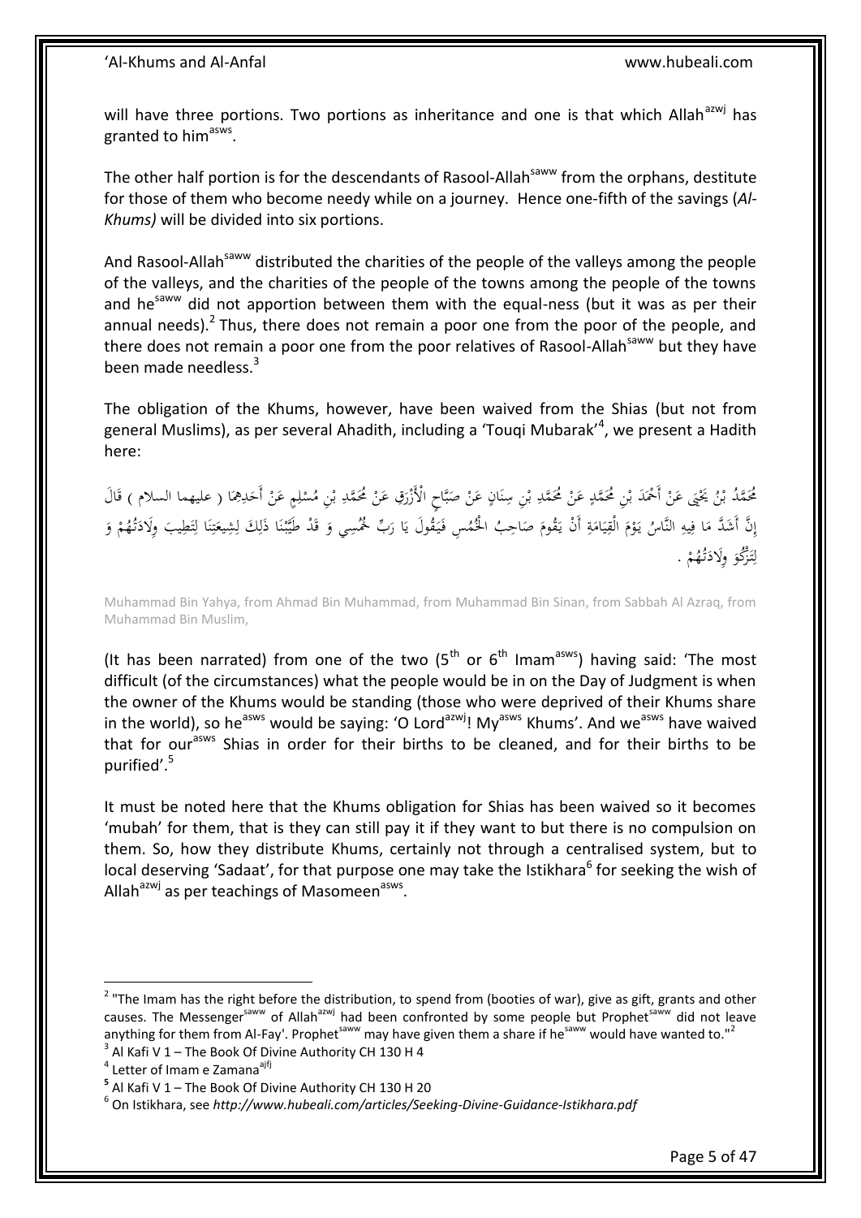will have three portions. Two portions as inheritance and one is that which Allah[azwj] has granted to him[asws].

The other half portion is for the descendants of Rasool-Allah[saww] from the orphans, destitute for those of them who become needy while on a journey. Hence one-fifth of the savings (*Al-Khums)* will be divided into six portions.

And Rasool-Allah[saww] distributed the charities of the people of the valleys among the people of the valleys, and the charities of the people of the towns among the people of the towns and he[saww] did not apportion between them with the equal-ness (but it was as per their annual needs).[2] Thus, there does not remain a poor one from the poor of the people, and there does not remain a poor one from the poor relatives of Rasool-Allah[saww] but they have been made needless.[3]

The obligation of the Khums, however, have been waived from the Shias (but not from general Muslims), as per several Ahadith, including a 'Touqi Mubarak'[4], we present a Hadith here:

مُحَمَّدُ بْنُ يَحْيَى عَنْ أَحْمَدَ بْنِ مُحَمَّدٍ عَنْ مُحَمَّدِ بْنِ سِنَانٍ عَنْ صَبَّاحٍ الْأَزْرَقِ عَنْ مُحَمَّدِ بْنِ مُسْلِمٍ عَنْ أَحَدِهِمَا ( عليهما السلام ) قَالَ إِنَّ أَشَدَّ مَا فِيهِ النَّاسُ يَوْمَ الْقِيَامَةِ أَنْ يَقُومَ صَاحِبُ الْخُمُسِ فَيَقُولَ يَا رَبِّ خُمُسِي وَ قَدْ طَيَّبْنَا ذَلِكَ لِشِيعَتِنَا لِتَطِيبَ وِلَادَتُهُمْ وَ لِتَزْكُوَ وِلَادَتُهُمْ .

Muhammad Bin Yahya, from Ahmad Bin Muhammad, from Muhammad Bin Sinan, from Sabbah Al Azraq, from Muhammad Bin Muslim,

(It has been narrated) from one of the two (5th or 6th Imam[asws]) having said: 'The most difficult (of the circumstances) what the people would be in on the Day of Judgment is when the owner of the Khums would be standing (those who were deprived of their Khums share in the world), so he[asws] would be saying: 'O Lord[azwj]! My[asws] Khums'. And we[asws] have waived that for our[asws] Shias in order for their births to be cleaned, and for their births to be purified'.[5]

It must be noted here that the Khums obligation for Shias has been waived so it becomes 'mubah' for them, that is they can still pay it if they want to but there is no compulsion on them. So, how they distribute Khums, certainly not through a centralised system, but to local deserving 'Sadaat', for that purpose one may take the Istikhara[6] for seeking the wish of Allah[azwj] as per teachings of Masomeen[asws].

---

[2] "The Imam has the right before the distribution, to spend from (booties of war), give as gift, grants and other causes. The Messenger[saww] of Allah[azwj] had been confronted by some people but Prophet[saww] did not leave anything for them from Al-Fay'. Prophet[saww] may have given them a share if he[saww] would have wanted to."[2]

[3] Al Kafi V 1 – The Book Of Divine Authority CH 130 H 4

[4] Letter of Imam e Zamana[ajfj]

[5] Al Kafi V 1 – The Book Of Divine Authority CH 130 H 20

[6] On Istikhara, see *http://www.hubeali.com/articles/Seeking-Divine-Guidance-Istikhara.pdf*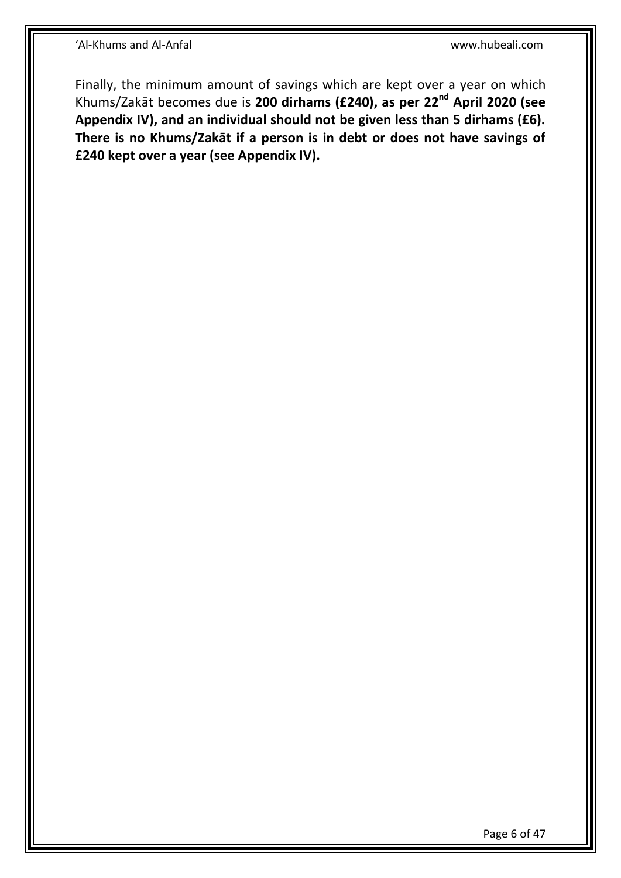Finally, the minimum amount of savings which are kept over a year on which Khums/Zakāt becomes due is **200 dirhams (£240), as per 22nd April 2020 (see Appendix IV), and an individual should not be given less than 5 dirhams (£6). There is no Khums/Zakāt if a person is in debt or does not have savings of £240 kept over a year (see Appendix IV).**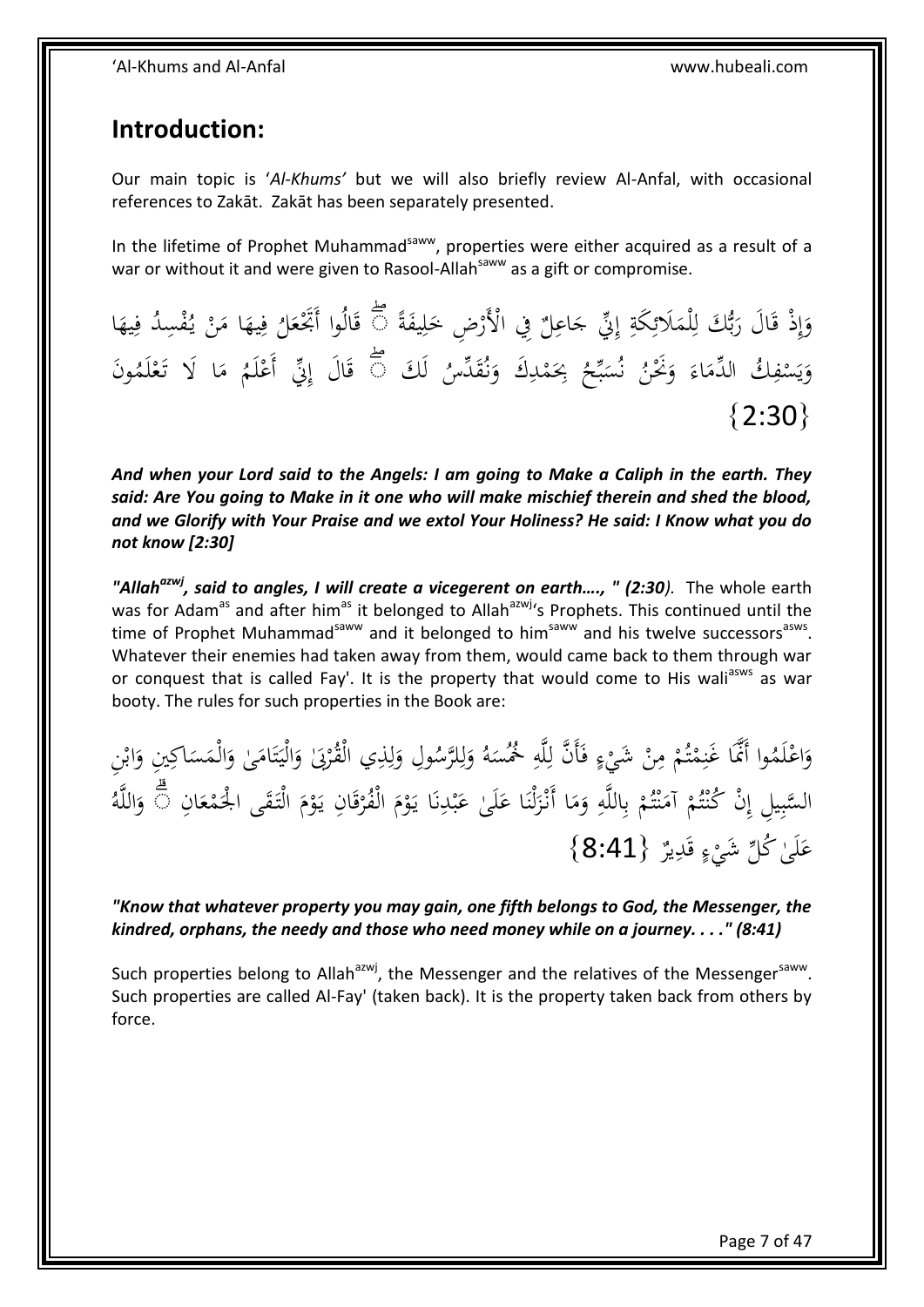## Introduction:

Our main topic is '*Al-Khums'* but we will also briefly review Al-Anfal, with occasional references to Zakāt. Zakāt has been separately presented.

In the lifetime of Prophet Muhammad[saww], properties were either acquired as a result of a war or without it and were given to Rasool-Allah[saww] as a gift or compromise.

وَإِذْ قَالَ رَبُّكَ لِلْمَلَائِكَةِ إِنِّي جَاعِلٌ فِي الْأَرْضِ خَلِيفَةً ۖ قَالُوا أَتَجْعَلُ فِيهَا مَنْ يُفْسِدُ فِيهَا وَيَسْفِكُ الدِّمَاءَ وَنَحْنُ نُسَبِّحُ بِحَمْدِكَ وَنُقَدِّسُ لَكَ ۖ قَالَ إِنِّي أَعْلَمُ مَا لَا تَعْلَمُونَ {2:30}

***And when your Lord said to the Angels: I am going to Make a Caliph in the earth. They said: Are You going to Make in it one who will make mischief therein and shed the blood, and we Glorify with Your Praise and we extol Your Holiness? He said: I Know what you do not know [2:30]***

***"Allah[azwj], said to angles, I will create a vicegerent on earth…., " (2:30)***. The whole earth was for Adam[as] and after him[as] it belonged to Allah[azwj]'s Prophets. This continued until the time of Prophet Muhammad[saww] and it belonged to him[saww] and his twelve successors[asws]. Whatever their enemies had taken away from them, would came back to them through war or conquest that is called Fay'. It is the property that would come to His wali[asws] as war booty. The rules for such properties in the Book are:

وَاعْلَمُوا أَنَّمَا غَنِمْتُمْ مِنْ شَيْءٍ فَأَنَّ لِلَّهِ خُمُسَهُ وَلِلرَّسُولِ وَلِذِي الْقُرْبَىٰ وَالْيَتَامَىٰ وَالْمَسَاكِينِ وَابْنِ السَّبِيلِ إِنْ كُنْتُمْ آمَنْتُمْ بِاللَّهِ وَمَا أَنْزَلْنَا عَلَىٰ عَبْدِنَا يَوْمَ الْفُرْقَانِ يَوْمَ الْتَقَى الْجَمْعَانِ ۗ وَاللَّهُ عَلَىٰ كُلِّ شَيْءٍ قَدِيرٌ {8:41}

***"Know that whatever property you may gain, one fifth belongs to God, the Messenger, the kindred, orphans, the needy and those who need money while on a journey. . . ." (8:41)***

Such properties belong to Allah[azwj], the Messenger and the relatives of the Messenger[saww]. Such properties are called Al-Fay' (taken back). It is the property taken back from others by force.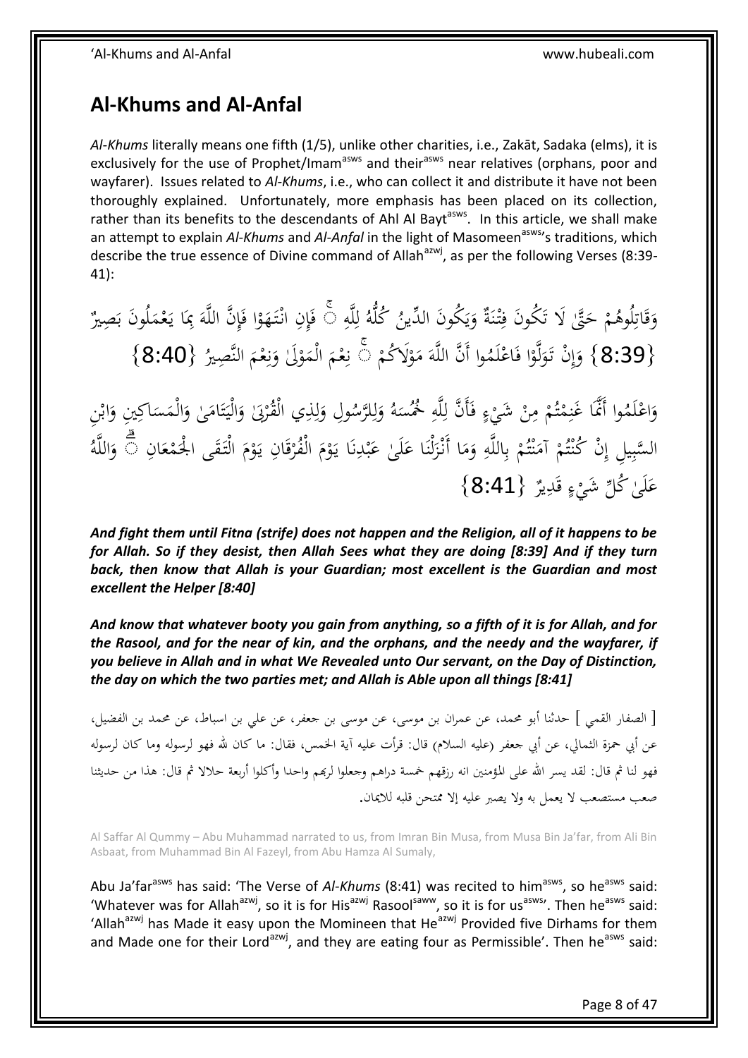## Al-Khums and Al-Anfal

*Al-Khums* literally means one fifth (1/5), unlike other charities, i.e., Zakāt, Sadaka (elms), it is exclusively for the use of Prophet/Imam[asws] and their[asws] near relatives (orphans, poor and wayfarer). Issues related to *Al-Khums*, i.e., who can collect it and distribute it have not been thoroughly explained. Unfortunately, more emphasis has been placed on its collection, rather than its benefits to the descendants of Ahl Al Bayt[asws]. In this article, we shall make an attempt to explain *Al-Khums* and *Al-Anfal* in the light of Masomeen[asws]'s traditions, which describe the true essence of Divine command of Allah[azwj], as per the following Verses (8:39-41):

وَقَاتِلُوهُمْ حَتَّىٰ لَا تَكُونَ فِتْنَةٌ وَيَكُونَ الدِّينُ كُلُّهُ لِلَّهِ ۚ فَإِنِ انْتَهَوْا فَإِنَّ اللَّهَ بِمَا يَعْمَلُونَ بَصِيرٌ {8:39} وَإِنْ تَوَلَّوْا فَاعْلَمُوا أَنَّ اللَّهَ مَوْلَاكُمْ ۚ نِعْمَ الْمَوْلَىٰ وَنِعْمَ النَّصِيرُ {8:40}

وَاعْلَمُوا أَنَّمَا غَنِمْتُمْ مِنْ شَيْءٍ فَأَنَّ لِلَّهِ خُمُسَهُ وَلِلرَّسُولِ وَلِذِي الْقُرْبَىٰ وَالْيَتَامَىٰ وَالْمَسَاكِينِ وَابْنِ السَّبِيلِ إِنْ كُنْتُمْ آمَنْتُمْ بِاللَّهِ وَمَا أَنْزَلْنَا عَلَىٰ عَبْدِنَا يَوْمَ الْفُرْقَانِ يَوْمَ الْتَقَى الْجَمْعَانِ ۗ وَاللَّهُ عَلَىٰ كُلِّ شَيْءٍ قَدِيرٌ {8:41}

***And fight them until Fitna (strife) does not happen and the Religion, all of it happens to be for Allah. So if they desist, then Allah Sees what they are doing [8:39] And if they turn back, then know that Allah is your Guardian; most excellent is the Guardian and most excellent the Helper [8:40]***

***And know that whatever booty you gain from anything, so a fifth of it is for Allah, and for the Rasool, and for the near of kin, and the orphans, and the needy and the wayfarer, if you believe in Allah and in what We Revealed unto Our servant, on the Day of Distinction, the day on which the two parties met; and Allah is Able upon all things [8:41]***

[ الصفار القمي ] حدثنا أبو محمد، عن عمران بن موسى، عن موسى بن جعفر، عن علي بن اسباط، عن محمد بن الفضيل، عن أبي حمزة الثمالي، عن أبي جعفر (عليه السلام) قال: قرأت عليه آية الخمس، فقال: ما كان لله فهو لرسوله وما كان لرسوله فهو لنا ثم قال: لقد يسر الله على المؤمنين انه رزقهم خمسة دراهم وجعلوا لربهم واحدا وأكلوا أربعة حلالا ثم قال: هذا من حديثنا صعب مستصعب لا يعمل به ولا يصبر عليه إلا ممتحن قلبه للايمان.

Al Saffar Al Qummy – Abu Muhammad narrated to us, from Imran Bin Musa, from Musa Bin Ja'far, from Ali Bin Asbaat, from Muhammad Bin Al Fazeyl, from Abu Hamza Al Sumaly,

Abu Ja'far[asws] has said: 'The Verse of *Al-Khums* (8:41) was recited to him[asws], so he[asws] said: 'Whatever was for Allah[azwj], so it is for His[azwj] Rasool[saww], so it is for us[asws]'. Then he[asws] said: 'Allah[azwj] has Made it easy upon the Momineen that He[azwj] Provided five Dirhams for them and Made one for their Lord[azwj], and they are eating four as Permissible'. Then he[asws] said: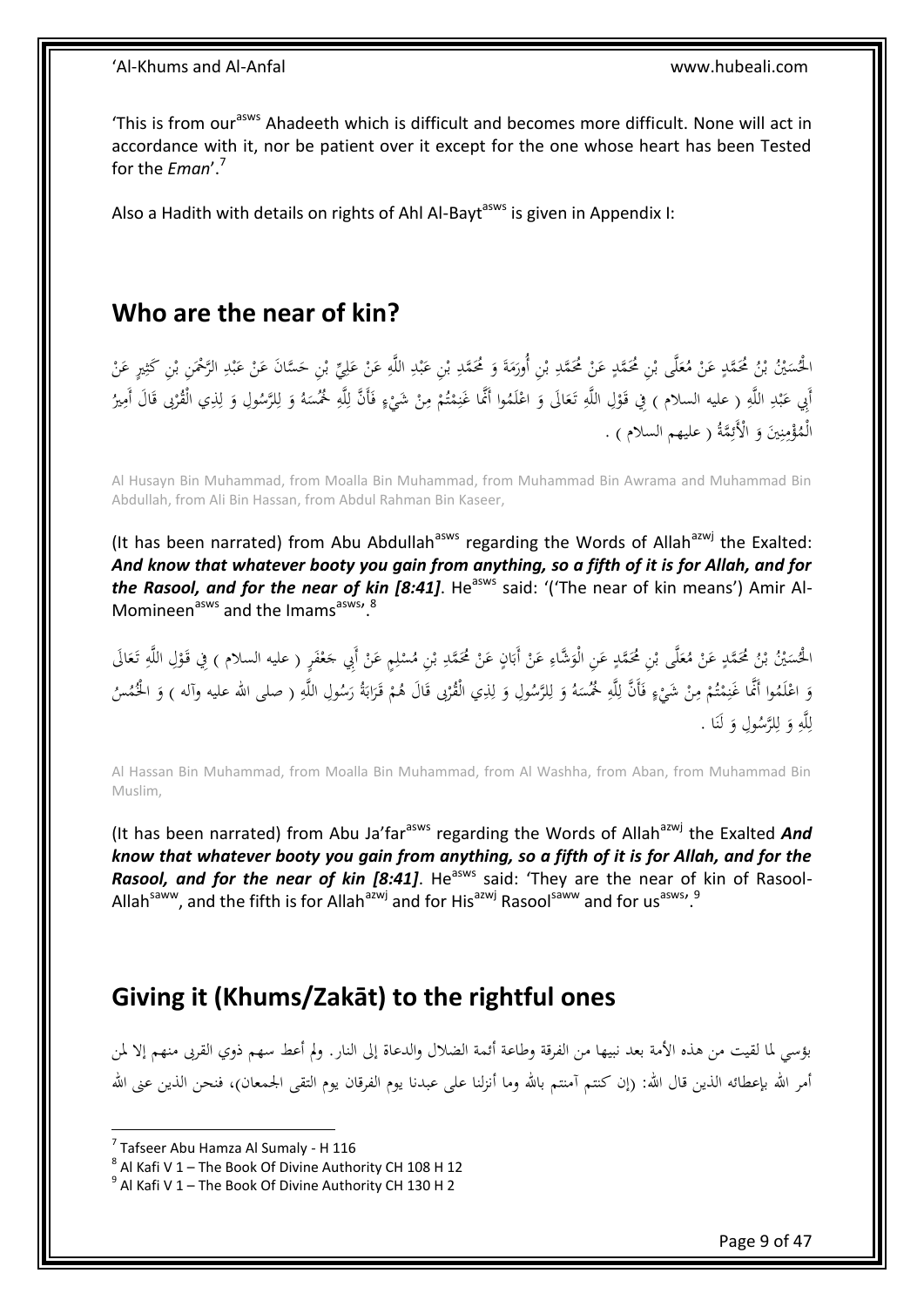'This is from our[asws] Ahadeeth which is difficult and becomes more difficult. None will act in accordance with it, nor be patient over it except for the one whose heart has been Tested for the *Eman*'.[7]

Also a Hadith with details on rights of Ahl Al-Bayt[asws] is given in Appendix I:

## Who are the near of kin?

الْحُسَيْنُ بْنُ مُحَمَّدٍ عَنْ مُعَلَّى بْنِ مُحَمَّدٍ عَنْ مُحَمَّدِ بْنِ أُورَمَةَ وَ مُحَمَّدِ بْنِ عَبْدِ اللَّهِ عَنْ عَلِيِّ بْنِ حَسَّانَ عَنْ عَبْدِ الرَّحْمَنِ بْنِ كَثِيرٍ عَنْ أَبِي عَبْدِ اللَّهِ ( عليه السلام ) فِي قَوْلِ اللَّهِ تَعَالَى وَ اعْلَمُوا أَنَّما غَنِمْتُمْ مِنْ شَيْءٍ فَأَنَّ لِلَّهِ خُمُسَهُ وَ لِلرَّسُولِ وَ لِذِي الْقُرْبى قَالَ أَمِيرُ الْمُؤْمِنِينَ وَ الْأَئِمَّةُ ( عليهم السلام ) .

Al Husayn Bin Muhammad, from Moalla Bin Muhammad, from Muhammad Bin Awrama and Muhammad Bin Abdullah, from Ali Bin Hassan, from Abdul Rahman Bin Kaseer,

(It has been narrated) from Abu Abdullah[asws] regarding the Words of Allah[azwj] the Exalted: ***And know that whatever booty you gain from anything, so a fifth of it is for Allah, and for the Rasool, and for the near of kin [8:41]***. He[asws] said: '('The near of kin means') Amir Al-Momineen[asws] and the Imams[asws]'.[8]

الْحُسَيْنُ بْنُ مُحَمَّدٍ عَنْ مُعَلَّى بْنِ مُحَمَّدٍ عَنِ الْوَشَّاءِ عَنْ أَبَانٍ عَنْ مُحَمَّدِ بْنِ مُسْلِمٍ عَنْ أَبِي جَعْفَرٍ ( عليه السلام ) فِي قَوْلِ اللَّهِ تَعَالَى وَ اعْلَمُوا أَنَّما غَنِمْتُمْ مِنْ شَيْءٍ فَأَنَّ لِلَّهِ خُمُسَهُ وَ لِلرَّسُولِ وَ لِذِي الْقُرْبى قَالَ هُمْ قَرَابَةُ رَسُولِ اللَّهِ ( صلى الله عليه وآله ) وَ الْخُمُسُ لِلَّهِ وَ لِلرَّسُولِ وَ لَنَا .

Al Hassan Bin Muhammad, from Moalla Bin Muhammad, from Al Washha, from Aban, from Muhammad Bin Muslim,

(It has been narrated) from Abu Ja'far[asws] regarding the Words of Allah[azwj] the Exalted ***And know that whatever booty you gain from anything, so a fifth of it is for Allah, and for the Rasool, and for the near of kin [8:41]***. He[asws] said: 'They are the near of kin of Rasool-Allah[saww], and the fifth is for Allah[azwj] and for His[azwj] Rasool[saww] and for us[asws]'.[9]

## Giving it (Khums/Zakāt) to the rightful ones

بؤسي لما لقيت من هذه الأمة بعد نبيها من الفرقة وطاعة أئمة الضلال والدعاة إلى النار. ولم أعط سهم ذوي القربى منهم إلا لمن أمر الله بإعطائه الذين قال الله: (إن كنتم آمنتم بالله وما أنزلنا على عبدنا يوم الفرقان يوم التقى الجمعان)، فنحن الذين عنى الله

---

[7] Tafseer Abu Hamza Al Sumaly - H 116

[8] Al Kafi V 1 – The Book Of Divine Authority CH 108 H 12

[9] Al Kafi V 1 – The Book Of Divine Authority CH 130 H 2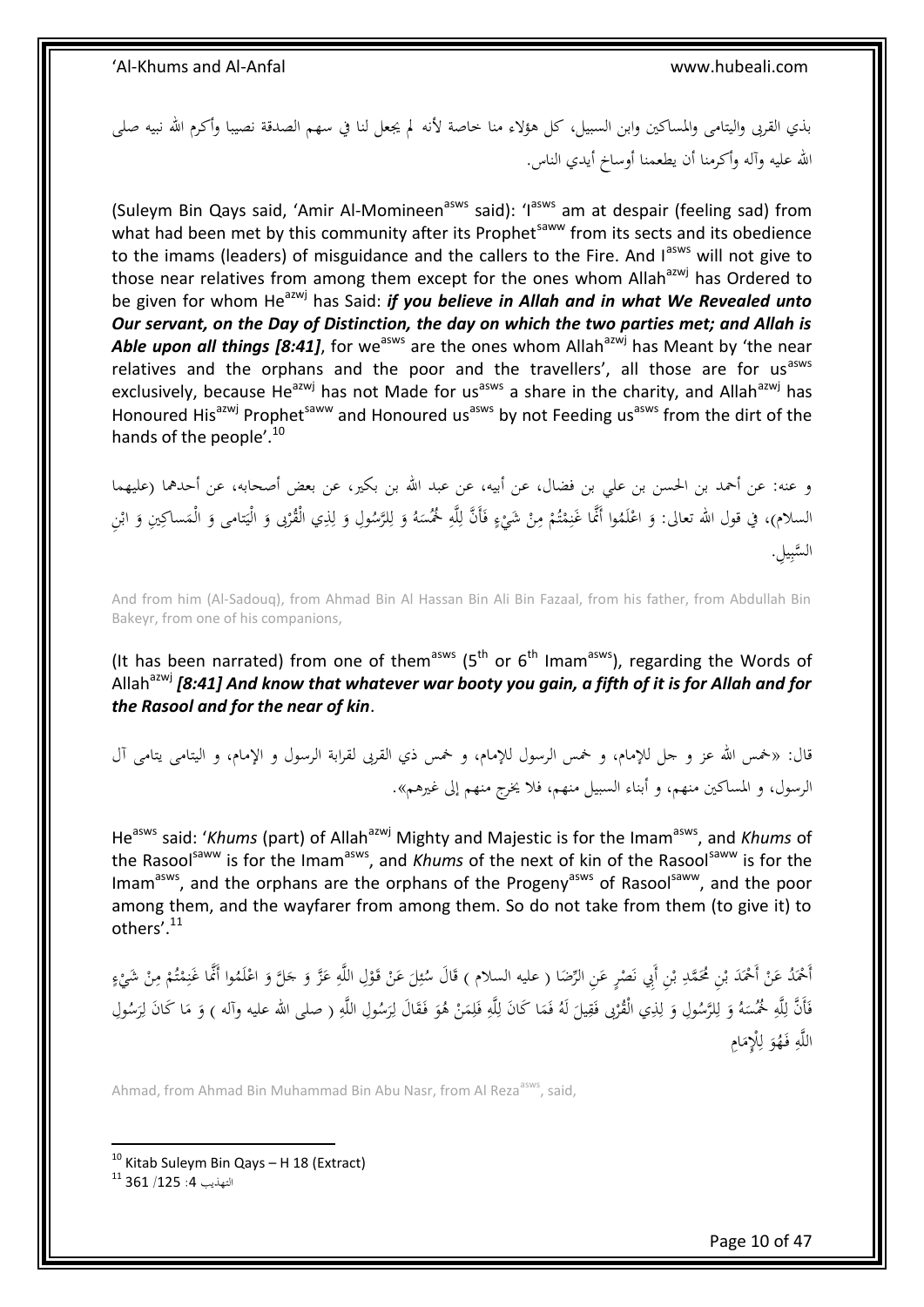بذي القربى واليتامى والمساكين وابن السبيل، كل هؤلاء منا خاصة لأنه لم يجعل لنا في سهم الصدقة نصيبا وأكرم الله نبيه صلى الله عليه وآله وأكرمنا أن يطعمنا أوساخ أيدي الناس.

(Suleym Bin Qays said, 'Amir Al-Momineen[asws] said): 'I[asws] am at despair (feeling sad) from what had been met by this community after its Prophet[saww] from its sects and its obedience to the imams (leaders) of misguidance and the callers to the Fire. And I[asws] will not give to those near relatives from among them except for the ones whom Allah[azwj] has Ordered to be given for whom He[azwj] has Said: ***if you believe in Allah and in what We Revealed unto Our servant, on the Day of Distinction, the day on which the two parties met; and Allah is Able upon all things [8:41]***, for we[asws] are the ones whom Allah[azwj] has Meant by 'the near relatives and the orphans and the poor and the travellers', all those are for us[asws] exclusively, because He[azwj] has not Made for us[asws] a share in the charity, and Allah[azwj] has Honoured His[azwj] Prophet[saww] and Honoured us[asws] by not Feeding us[asws] from the dirt of the hands of the people'.[10]

و عنه: عن أحمد بن الحسن بن علي بن فضال، عن أبيه، عن عبد الله بن بكير، عن بعض أصحابه، عن أحدهما (عليهما السلام)، في قول الله تعالى: وَ اعْلَمُوا أَنَّما غَنِمْتُمْ مِنْ شَيْءٍ فَأَنَّ لِلَّهِ خُمُسَهُ وَ لِلرَّسُولِ وَ لِذِي الْقُرْبى‏ وَ الْيَتامى‏ وَ الْمَساكِينِ وَ ابْنِ السَّبِيلِ.

And from him (Al-Sadouq), from Ahmad Bin Al Hassan Bin Ali Bin Fazaal, from his father, from Abdullah Bin Bakeyr, from one of his companions,

(It has been narrated) from one of them[asws] (5[th] or 6[th] Imam[asws]), regarding the Words of Allah[azwj] ***[8:41] And know that whatever war booty you gain, a fifth of it is for Allah and for the Rasool and for the near of kin***.

قال: «خمس الله عز و جل للإمام، و خمس الرسول للإمام، و خمس ذي القربى لقرابة الرسول و الإمام، و اليتامى يتامى آل الرسول، و المساكين منهم، و أبناء السبيل منهم، فلا يخرج منهم إلى غيرهم».

He[asws] said: '*Khums* (part) of Allah[azwj] Mighty and Majestic is for the Imam[asws], and *Khums* of the Rasool[saww] is for the Imam[asws], and *Khums* of the next of kin of the Rasool[saww] is for the Imam[asws], and the orphans are the orphans of the Progeny[asws] of Rasool[saww], and the poor among them, and the wayfarer from among them. So do not take from them (to give it) to others'.[11]

أَحْمَدُ عَنْ أَحْمَدَ بْنِ مُحَمَّدِ بْنِ أَبِي نَصْرٍ عَنِ الرِّضَا ( عليه السلام ) قَالَ سُئِلَ عَنْ قَوْلِ اللَّهِ عَزَّ وَ جَلَّ وَ اعْلَمُوا أَنَّما غَنِمْتُمْ مِنْ شَيْءٍ فَأَنَّ لِلَّهِ خُمُسَهُ وَ لِلرَّسُولِ وَ لِذِي الْقُرْبى‏ فَقِيلَ لَهُ فَمَا كَانَ لِلَّهِ فَلِمَنْ هُوَ فَقَالَ لِرَسُولِ اللَّهِ ( صلى الله عليه وآله ) وَ مَا كَانَ لِرَسُولِ اللَّهِ فَهُوَ لِلْإِمَامِ

Ahmad, from Ahmad Bin Muhammad Bin Abu Nasr, from Al Reza[asws], said,

---

[10] Kitab Suleym Bin Qays – H 18 (Extract)

[11] التهذيب 4: 125/ 361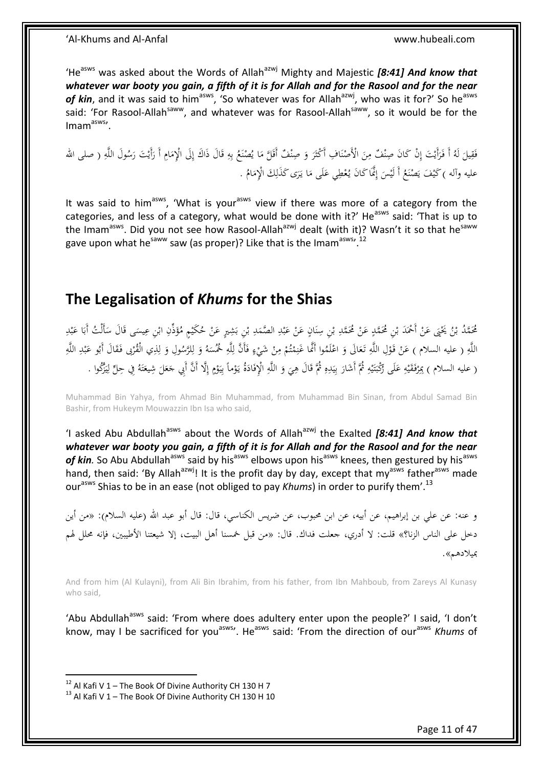'He[asws] was asked about the Words of Allah[azwj] Mighty and Majestic ***[8:41] And know that whatever war booty you gain, a fifth of it is for Allah and for the Rasool and for the near of kin***, and it was said to him[asws], 'So whatever was for Allah[azwj], who was it for?' So he[asws] said: 'For Rasool-Allah[saww], and whatever was for Rasool-Allah[saww], so it would be for the Imam[asws]'.

فَقِيلَ لَهُ أَ فَرَأَيْتَ إِنْ كَانَ صِنْفٌ مِنَ الْأَصْنَافِ أَكْثَرَ وَ صِنْفٌ أَقَلَّ مَا يُصْنَعُ بِهِ قَالَ ذَاكَ إِلَى الْإِمَامِ أَ رَأَيْتَ رَسُولَ اللَّهِ ( صلى الله عليه وآله ) كَيْفَ يَصْنَعُ أَ لَيْسَ إِنَّمَا كَانَ يُعْطِي عَلَى مَا يَرَى كَذَلِكَ الْإِمَامُ .

It was said to him[asws], 'What is your[asws] view if there was more of a category from the categories, and less of a category, what would be done with it?' He[asws] said: 'That is up to the Imam[asws]. Did you not see how Rasool-Allah[azwj] dealt (with it)? Wasn't it so that he[saww] gave upon what he[saww] saw (as proper)? Like that is the Imam[asws]'.[12]

## The Legalisation of *Khums* for the Shias

مُحَمَّدُ بْنُ يَحْيَى عَنْ أَحْمَدَ بْنِ مُحَمَّدٍ عَنْ مُحَمَّدِ بْنِ سِنَانٍ عَنْ عَبْدِ الصَّمَدِ بْنِ بَشِيرٍ عَنْ حُكَيْمٍ مُؤَذِّنِ ابْنِ عِيسَى قَالَ سَأَلْتُ أَبَا عَبْدِ اللَّهِ ( عليه السلام ) عَنْ قَوْلِ اللَّهِ تَعَالَى وَ اعْلَمُوا أَنَّمَا غَنِمْتُمْ مِنْ شَيْءٍ فَأَنَّ لِلَّهِ خُمُسَهُ وَ لِلرَّسُولِ وَ لِذِي الْقُرْبى فَقَالَ أَبُو عَبْدِ اللَّهِ ( عليه السلام ) بِمِرْفَقَيْهِ عَلَى رُكْبَتَيْهِ ثُمَّ أَشَارَ بِيَدِهِ ثُمَّ قَالَ هِيَ وَ اللَّهِ الْإِفَادَةُ يَوْماً بِيَوْمٍ إِلَّا أَنَّ أَبِي جَعَلَ شِيعَتَهُ فِي حِلٍّ لِيَزْكُوا .

Muhammad Bin Yahya, from Ahmad Bin Muhammad, from Muhammad Bin Sinan, from Abdul Samad Bin Bashir, from Hukeym Mouwazzin Ibn Isa who said,

'I asked Abu Abdullah[asws] about the Words of Allah[azwj] the Exalted ***[8:41] And know that whatever war booty you gain, a fifth of it is for Allah and for the Rasool and for the near of kin***. So Abu Abdullah[asws] said by his[asws] elbows upon his[asws] knees, then gestured by his[asws] hand, then said: 'By Allah[azwj]! It is the profit day by day, except that my[asws] father[asws] made our[asws] Shias to be in an ease (not obliged to pay *Khums*) in order to purify them'.[13]

و عنه: عن علي بن إبراهيم، عن أبيه، عن ابن محبوب، عن ضريس الكناسي، قال: قال أبو عبد الله (عليه السلام): «من أين دخل على الناس الزنا؟» قلت: لا أدري، جعلت فداك. قال: «من قبل خمسنا أهل البيت، إلا شيعتنا الأطيبين، فإنه محلل لهم بميلادهم».

And from him (Al Kulayni), from Ali Bin Ibrahim, from his father, from Ibn Mahboub, from Zareys Al Kunasy who said,

'Abu Abdullah[asws] said: 'From where does adultery enter upon the people?' I said, 'I don't know, may I be sacrificed for you[asws]'. He[asws] said: 'From the direction of our[asws] *Khums* of

---

[12] Al Kafi V 1 – The Book Of Divine Authority CH 130 H 7

[13] Al Kafi V 1 – The Book Of Divine Authority CH 130 H 10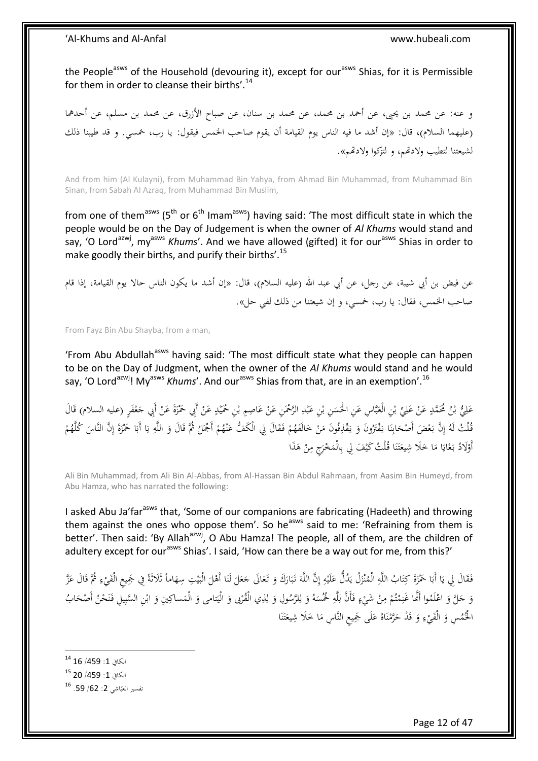the People[asws] of the Household (devouring it), except for our[asws] Shias, for it is Permissible for them in order to cleanse their births'.[14]

و عنه: عن محمد بن يحيى، عن أحمد بن محمد، عن محمد بن سنان، عن صباح الأزرق، عن محمد بن مسلم، عن أحدهما (عليهما السلام)، قال: «إن أشد ما فيه الناس يوم القيامة أن يقوم صاحب الخمس فيقول: يا رب، خمسي. و قد طيبنا ذلك لشيعتنا لتطيب ولادتهم، و لتزكوا ولادتهم».

And from him (Al Kulayni), from Muhammad Bin Yahya, from Ahmad Bin Muhammad, from Muhammad Bin Sinan, from Sabah Al Azraq, from Muhammad Bin Muslim,

from one of them[asws] (5th or 6th Imam[asws]) having said: 'The most difficult state in which the people would be on the Day of Judgement is when the owner of *Al Khums* would stand and say, 'O Lord[azwj], my[asws] *Khums*'. And we have allowed (gifted) it for our[asws] Shias in order to make goodly their births, and purify their births'.[15]

عن فيض بن أبي شيبة، عن رجل، عن أبي عبد الله (عليه السلام)، قال: «إن أشد ما يكون الناس حالا يوم القيامة، إذا قام صاحب الخمس، فقال: يا رب، خمسي، و إن شيعتنا من ذلك لفي حل».

From Fayz Bin Abu Shayba, from a man,

'From Abu Abdullah[asws] having said: 'The most difficult state what they people can happen to be on the Day of Judgment, when the owner of the *Al Khums* would stand and he would say, 'O Lord[azwj]! My[asws] *Khums*'. And our[asws] Shias from that, are in an exemption'.[16]

عَلِيُّ بْنُ مُحَمَّدٍ عَنْ عَلِيِّ بْنِ الْعَبَّاسِ عَنِ الْحَسَنِ بْنِ عَبْدِ الرَّحْمَنِ عَنْ عَاصِمِ بْنِ حُمَيْدٍ عَنْ أَبِي حَمْزَةَ عَنْ أَبِي جَعْفَرٍ (عليه السلام) قَالَ قُلْتُ لَهُ إِنَّ بَعْضَ أَصْحَابِنَا يَفْتَرُونَ وَ يَقْذِفُونَ مَنْ خَالَفَهُمْ فَقَالَ لِي الْكَفُّ عَنْهُمْ أَجْمَلُ ثُمَّ قَالَ وَ اللَّهِ يَا أَبَا حَمْزَةَ إِنَّ النَّاسَ كُلَّهُمْ أَوْلَادُ بَغَايَا مَا خَلَا شِيعَتَنَا قُلْتُ كَيْفَ لِي بِالْمَخْرَجِ مِنْ هَذَا

Ali Bin Muhammad, from Ali Bin Al-Abbas, from Al-Hassan Bin Abdul Rahmaan, from Aasim Bin Humeyd, from Abu Hamza, who has narrated the following:

I asked Abu Ja'far[asws] that, 'Some of our companions are fabricating (Hadeeth) and throwing them against the ones who oppose them'. So he[asws] said to me: 'Refraining from them is better'. Then said: 'By Allah[azwj], O Abu Hamza! The people, all of them, are the children of adultery except for our[asws] Shias'. I said, 'How can there be a way out for me, from this?'

فَقَالَ لِي يَا أَبَا حَمْزَةَ كِتَابُ اللَّهِ الْمُنْزَلُ يَدُلُّ عَلَيْهِ إِنَّ اللَّهَ تَبَارَكَ وَ تَعَالَى جَعَلَ لَنَا أَهْلَ الْبَيْتِ سِهَاماً ثَلَاثَةً فِي جَمِيعِ الْفَيْءِ ثُمَّ قَالَ عَزَّ وَ جَلَّ وَ اعْلَمُوا أَنَّما غَنِمْتُمْ مِنْ شَيْءٍ فَأَنَّ لِلَّهِ خُمُسَهُ وَ لِلرَّسُولِ وَ لِذِي الْقُرْبى وَ الْيَتامى وَ الْمَساكِينِ وَ ابْنِ السَّبِيلِ فَنَحْنُ أَصْحَابُ الْخُمُسِ وَ الْفَيْءِ وَ قَدْ حَرَّمْنَاهُ عَلَى جَمِيعِ النَّاسِ مَا خَلَا شِيعَتَنَا

---

[14] الكافي 1: 459/ 16

[15] الكافي 1: 459/ 20

[16] تفسير العيّاشي 2: 62/ 59.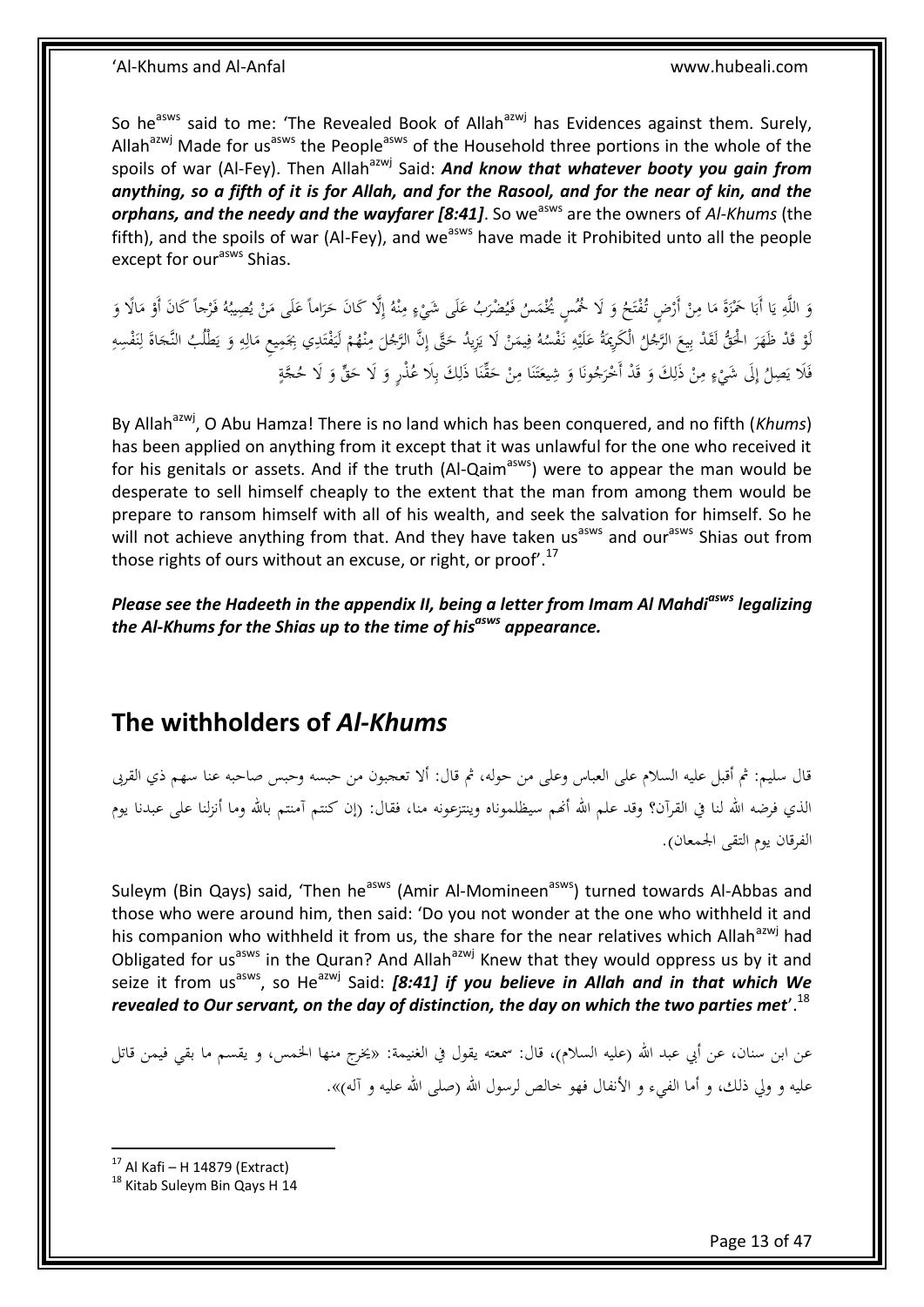So he[asws] said to me: 'The Revealed Book of Allah[azwj] has Evidences against them. Surely, Allah[azwj] Made for us[asws] the People[asws] of the Household three portions in the whole of the spoils of war (Al-Fey). Then Allah[azwj] Said: ***And know that whatever booty you gain from anything, so a fifth of it is for Allah, and for the Rasool, and for the near of kin, and the orphans, and the needy and the wayfarer [8:41]***. So we[asws] are the owners of *Al-Khums* (the fifth), and the spoils of war (Al-Fey), and we[asws] have made it Prohibited unto all the people except for our[asws] Shias.

وَ اللَّهِ يَا أَبَا حَمْزَةَ مَا مِنْ أَرْضٍ تُفْتَحُ وَ لَا خُمُسٍ يُخْمَسُ فَيُضْرَبُ عَلَى شَيْءٍ مِنْهُ إِلَّا كَانَ حَرَاماً عَلَى مَنْ يُصِيبُهُ فَرْجاً كَانَ أَوْ مَالًا وَ لَوْ قَدْ ظَهَرَ الْحَقُّ لَقَدْ بِيعَ الرَّجُلُ الْكَرِيمَةُ عَلَيْهِ نَفْسُهُ فِيمَنْ لَا يَزِيدُ حَتَّى إِنَّ الرَّجُلَ مِنْهُمْ لَيَفْتَدِي بِجَمِيعِ مَالِهِ وَ يَطْلُبُ النَّجَاةَ لِنَفْسِهِ فَلَا يَصِلُ إِلَى شَيْءٍ مِنْ ذَلِكَ وَ قَدْ أَخْرَجُونَا وَ شِيعَتَنَا مِنْ حَقِّنَا ذَلِكَ بِلَا عُذْرٍ وَ لَا حَقٍّ وَ لَا حُجَّةٍ

By Allah[azwj], O Abu Hamza! There is no land which has been conquered, and no fifth (*Khums*) has been applied on anything from it except that it was unlawful for the one who received it for his genitals or assets. And if the truth (Al-Qaim[asws]) were to appear the man would be desperate to sell himself cheaply to the extent that the man from among them would be prepare to ransom himself with all of his wealth, and seek the salvation for himself. So he will not achieve anything from that. And they have taken us[asws] and our[asws] Shias out from those rights of ours without an excuse, or right, or proof'.[17]

***Please see the Hadeeth in the appendix II, being a letter from Imam Al Mahdi[asws] legalizing the Al-Khums for the Shias up to the time of his[asws] appearance.***

## The withholders of *Al-Khums*

قال سليم: ثم أقبل عليه السلام على العباس وعلى من حوله، ثم قال: ألا تعجبون من حبسه وحبس صاحبه عنا سهم ذي القربى الذي فرضه الله لنا في القرآن؟ وقد علم الله أنهم سيظلموناه وينتزعونه منا، فقال: (إن كنتم آمنتم بالله وما أنزلنا على عبدنا يوم الفرقان يوم التقى الجمعان).

Suleym (Bin Qays) said, 'Then he[asws] (Amir Al-Momineen[asws]) turned towards Al-Abbas and those who were around him, then said: 'Do you not wonder at the one who withheld it and his companion who withheld it from us, the share for the near relatives which Allah[azwj] had Obligated for us[asws] in the Quran? And Allah[azwj] Knew that they would oppress us by it and seize it from us[asws], so He[azwj] Said: ***[8:41] if you believe in Allah and in that which We revealed to Our servant, on the day of distinction, the day on which the two parties met***'.[18]

عن ابن سنان، عن أبي عبد الله (عليه السلام)، قال: سمعته يقول في الغنيمة: «يخرج منها الخمس، و يقسم ما بقي فيمن قاتل عليه و ولي ذلك، و أما الفيء و الأنفال فهو خالص لرسول الله (صلى الله عليه و آله)».

---

[17] Al Kafi – H 14879 (Extract)

[18] Kitab Suleym Bin Qays H 14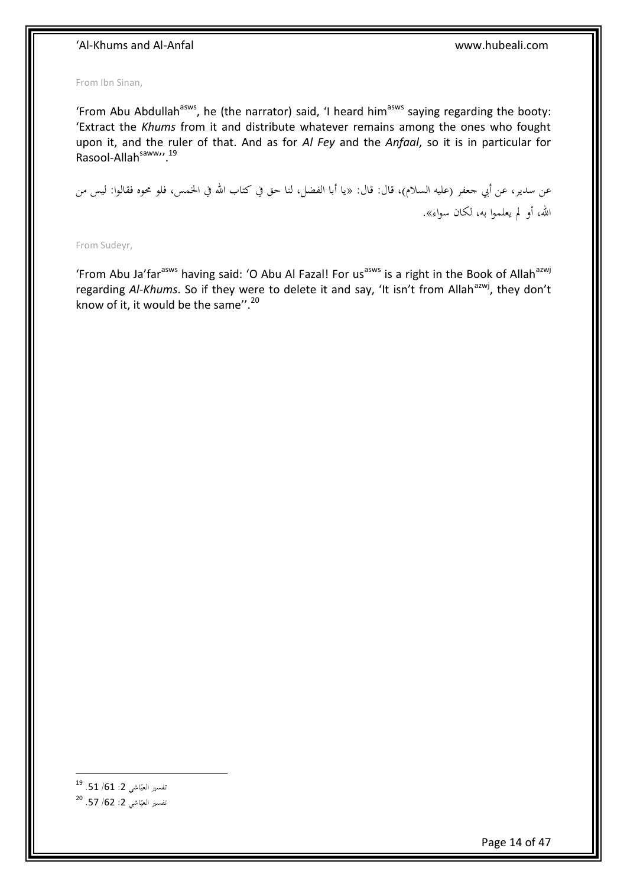From Ibn Sinan,

'From Abu Abdullah[asws], he (the narrator) said, 'I heard him[asws] saying regarding the booty: 'Extract the *Khums* from it and distribute whatever remains among the ones who fought upon it, and the ruler of that. And as for *Al Fey* and the *Anfaal*, so it is in particular for Rasool-Allah[saww]''.[19]

عن سدير، عن أبي جعفر (عليه السلام)، قال: قال: «يا أبا الفضل، لنا حق في كتاب الله في الخمس، فلو محوه فقالوا: ليس من الله، أو لم يعلموا به، لكان سواء».

From Sudeyr,

'From Abu Ja'far[asws] having said: 'O Abu Al Fazal! For us[asws] is a right in the Book of Allah[azwj] regarding *Al-Khums*. So if they were to delete it and say, 'It isn't from Allah[azwj], they don't know of it, it would be the same''.[20]

---

[19] تفسير العيّاشي 2: 61/ 51.

[20] تفسير العيّاشي 2: 62/ 57.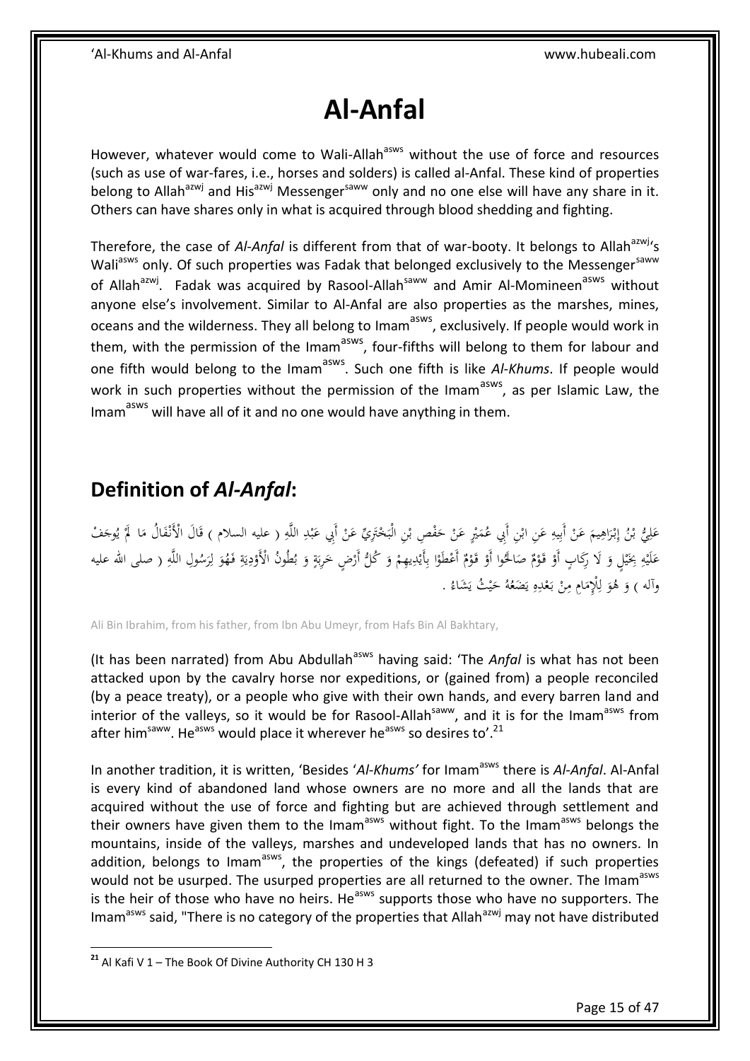# Al-Anfal

However, whatever would come to Wali-Allah[asws] without the use of force and resources (such as use of war-fares, i.e., horses and solders) is called al-Anfal. These kind of properties belong to Allah[azwj] and His[azwj] Messenger[saww] only and no one else will have any share in it. Others can have shares only in what is acquired through blood shedding and fighting.

Therefore, the case of *Al-Anfal* is different from that of war-booty. It belongs to Allah[azwj]'s Wali[asws] only. Of such properties was Fadak that belonged exclusively to the Messenger[saww] of Allah[azwj]. Fadak was acquired by Rasool-Allah[saww] and Amir Al-Momineen[asws] without anyone else's involvement. Similar to Al-Anfal are also properties as the marshes, mines, oceans and the wilderness. They all belong to Imam[asws], exclusively. If people would work in them, with the permission of the Imam[asws], four-fifths will belong to them for labour and one fifth would belong to the Imam[asws]. Such one fifth is like *Al-Khums*. If people would work in such properties without the permission of the Imam[asws], as per Islamic Law, the Imam[asws] will have all of it and no one would have anything in them.

## Definition of *Al-Anfal*:

عَلِيُّ بْنُ إِبْرَاهِيمَ عَنْ أَبِيهِ عَنِ ابْنِ أَبِي عُمَيْرٍ عَنْ حَفْصِ بْنِ الْبَخْتَرِيِّ عَنْ أَبِي عَبْدِ اللَّهِ ( عليه السلام ) قَالَ الْأَنْفَالُ مَا لَمْ يُوجَفْ عَلَيْهِ بِخَيْلٍ وَ لَا رِكَابٍ أَوْ قَوْمٌ صَالَحُوا أَوْ قَوْمٌ أَعْطَوْا بِأَيْدِيهِمْ وَ كُلُّ أَرْضٍ خَرِبَةٍ وَ بُطُونُ الْأَوْدِيَةِ فَهُوَ لِرَسُولِ اللَّهِ ( صلى الله عليه وآله ) وَ هُوَ لِلْإِمَامِ مِنْ بَعْدِهِ يَضَعُهُ حَيْثُ يَشَاءُ .

Ali Bin Ibrahim, from his father, from Ibn Abu Umeyr, from Hafs Bin Al Bakhtary,

(It has been narrated) from Abu Abdullah[asws] having said: 'The *Anfal* is what has not been attacked upon by the cavalry horse nor expeditions, or (gained from) a people reconciled (by a peace treaty), or a people who give with their own hands, and every barren land and interior of the valleys, so it would be for Rasool-Allah[saww], and it is for the Imam[asws] from after him[saww]. He[asws] would place it wherever he[asws] so desires to'.[21]

In another tradition, it is written, 'Besides '*Al-Khums'* for Imam[asws] there is *Al-Anfal*. Al-Anfal is every kind of abandoned land whose owners are no more and all the lands that are acquired without the use of force and fighting but are achieved through settlement and their owners have given them to the Imam[asws] without fight. To the Imam[asws] belongs the mountains, inside of the valleys, marshes and undeveloped lands that has no owners. In addition, belongs to Imam[asws], the properties of the kings (defeated) if such properties would not be usurped. The usurped properties are all returned to the owner. The Imam[asws] is the heir of those who have no heirs. He[asws] supports those who have no supporters. The Imam[asws] said, "There is no category of the properties that Allah[azwj] may not have distributed

[21] Al Kafi V 1 – The Book Of Divine Authority CH 130 H 3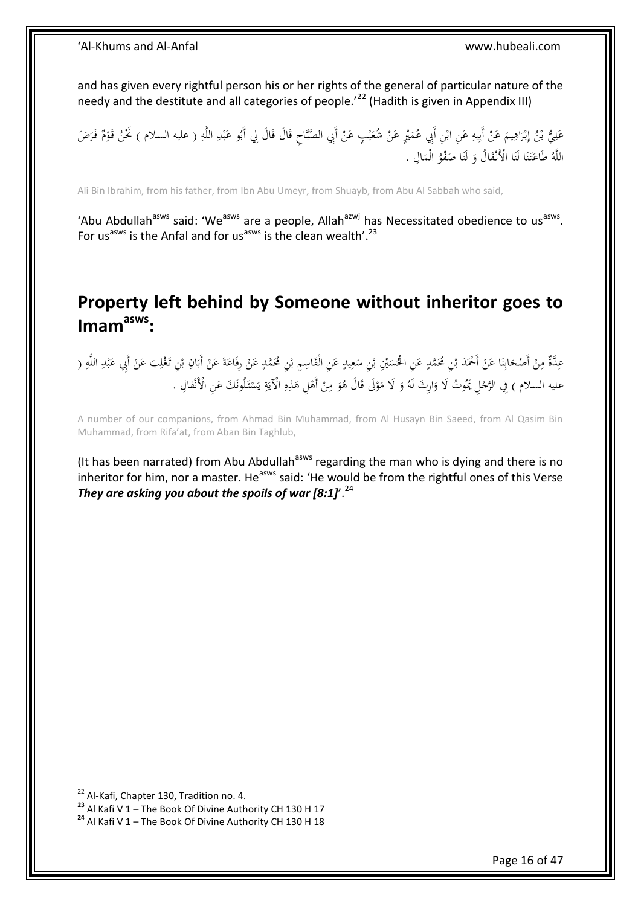and has given every rightful person his or her rights of the general of particular nature of the needy and the destitute and all categories of people.'[22] (Hadith is given in Appendix III)

عَلِيُّ بْنُ إِبْرَاهِيمَ عَنْ أَبِيهِ عَنِ ابْنِ أَبِي عُمَيْرٍ عَنْ شُعَيْبٍ عَنْ أَبِي الصَّبَّاحِ قَالَ قَالَ لِي أَبُو عَبْدِ اللَّهِ ( عليه السلام ) نَحْنُ قَوْمٌ فَرَضَ اللَّهُ طَاعَتَنَا لَنَا الْأَنْفَالُ وَ لَنَا صَفْوُ الْمَالِ .

Ali Bin Ibrahim, from his father, from Ibn Abu Umeyr, from Shuayb, from Abu Al Sabbah who said,

'Abu Abdullah[asws] said: 'We[asws] are a people, Allah[azwj] has Necessitated obedience to us[asws]. For us[asws] is the Anfal and for us[asws] is the clean wealth'.[23]

## Property left behind by Someone without inheritor goes to Imam[asws]:

عِدَّةٌ مِنْ أَصْحَابِنَا عَنْ أَحْمَدَ بْنِ مُحَمَّدٍ عَنِ الْحُسَيْنِ بْنِ سَعِيدٍ عَنِ الْقَاسِمِ بْنِ مُحَمَّدٍ عَنْ رِفَاعَةَ عَنْ أَبَانِ بْنِ تَغْلِبَ عَنْ أَبِي عَبْدِ اللَّهِ ( عليه السلام ) فِي الرَّجُلِ يَمُوتُ لَا وَارِثَ لَهُ وَ لَا مَوْلَى قَالَ هُوَ مِنْ أَهْلِ هَذِهِ الْآيَةِ يَسْئَلُونَكَ عَنِ الْأَنْفالِ .

A number of our companions, from Ahmad Bin Muhammad, from Al Husayn Bin Saeed, from Al Qasim Bin Muhammad, from Rifa'at, from Aban Bin Taghlub,

(It has been narrated) from Abu Abdullah[asws] regarding the man who is dying and there is no inheritor for him, nor a master. He[asws] said: 'He would be from the rightful ones of this Verse ***They are asking you about the spoils of war [8:1]***'.[24]

---

[22] Al-Kafi, Chapter 130, Tradition no. 4.

[23] Al Kafi V 1 – The Book Of Divine Authority CH 130 H 17

[24] Al Kafi V 1 – The Book Of Divine Authority CH 130 H 18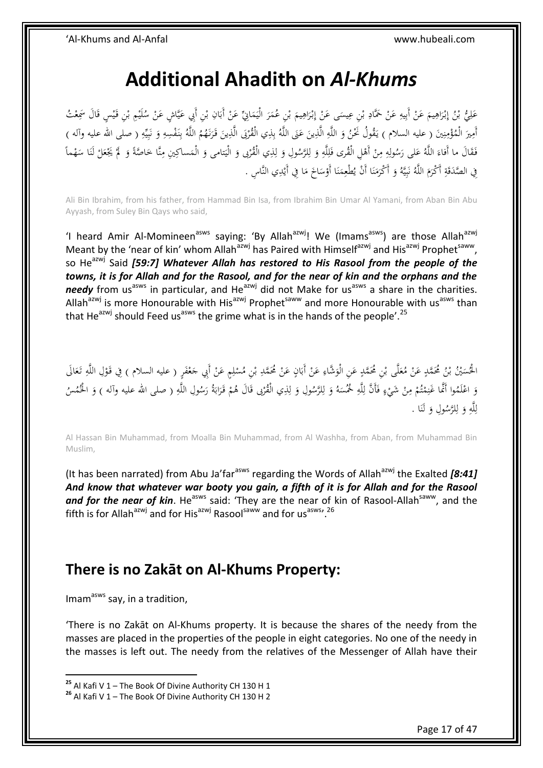# Additional Ahadith on *Al-Khums*

عَلِيُّ بْنُ إِبْرَاهِيمَ عَنْ أَبِيهِ عَنْ حَمَّادِ بْنِ عِيسَى عَنْ إِبْرَاهِيمَ بْنِ عُمَرَ الْيَمَانِيِّ عَنْ أَبَانِ بْنِ أَبِي عَيَّاشٍ عَنْ سُلَيْمِ بْنِ قَيْسٍ قَالَ سَمِعْتُ أَمِيرَ الْمُؤْمِنِينَ ( عليه السلام ) يَقُولُ نَحْنُ وَ اللَّهِ الَّذِينَ عَنَى اللَّهُ بِذِي الْقُرْبَى الَّذِينَ قَرَنَهُمُ اللَّهُ بِنَفْسِهِ وَ نَبِيِّهِ ( صلى الله عليه وآله ) فَقَالَ ما أَفاءَ اللَّهُ عَلى رَسُولِهِ مِنْ أَهْلِ الْقُرى فَلِلَّهِ وَ لِلرَّسُولِ وَ لِذِي الْقُرْبى وَ الْيَتامى وَ الْمَساكِينِ مِنَّا خَاصَّةً وَ لَمْ يَجْعَلْ لَنَا سَهْماً فِي الصَّدَقَةِ أَكْرَمَ اللَّهُ نَبِيَّهُ وَ أَكْرَمَنَا أَنْ يُطْعِمَنَا أَوْسَاخَ مَا فِي أَيْدِي النَّاسِ .

Ali Bin Ibrahim, from his father, from Hammad Bin Isa, from Ibrahim Bin Umar Al Yamani, from Aban Bin Abu Ayyash, from Suley Bin Qays who said,

'I heard Amir Al-Momineen[asws] saying: 'By Allah[azwj]! We (Imams[asws]) are those Allah[azwj] Meant by the 'near of kin' whom Allah[azwj] has Paired with Himself[azwj] and His[azwj] Prophet[saww], so He[azwj] Said ***[59:7] Whatever Allah has restored to His Rasool from the people of the towns, it is for Allah and for the Rasool, and for the near of kin and the orphans and the needy*** from us[asws] in particular, and He[azwj] did not Make for us[asws] a share in the charities. Allah[azwj] is more Honourable with His[azwj] Prophet[saww] and more Honourable with us[asws] than that He[azwj] should Feed us[asws] the grime what is in the hands of the people'.[25]

الْحُسَيْنُ بْنُ مُحَمَّدٍ عَنْ مُعَلَّى بْنِ مُحَمَّدٍ عَنِ الْوَشَّاءِ عَنْ أَبَانٍ عَنْ مُحَمَّدِ بْنِ مُسْلِمٍ عَنْ أَبِي جَعْفَرٍ ( عليه السلام ) فِي قَوْلِ اللَّهِ تَعَالَى وَ اعْلَمُوا أَنَّما غَنِمْتُمْ مِنْ شَيْءٍ فَأَنَّ لِلَّهِ خُمُسَهُ وَ لِلرَّسُولِ وَ لِذِي الْقُرْبى قَالَ هُمْ قَرَابَةُ رَسُولِ اللَّهِ ( صلى الله عليه وآله ) وَ الْخُمُسُ لِلَّهِ وَ لِلرَّسُولِ وَ لَنَا .

Al Hassan Bin Muhammad, from Moalla Bin Muhammad, from Al Washha, from Aban, from Muhammad Bin Muslim,

(It has been narrated) from Abu Ja'far[asws] regarding the Words of Allah[azwj] the Exalted ***[8:41] And know that whatever war booty you gain, a fifth of it is for Allah and for the Rasool and for the near of kin***. He[asws] said: 'They are the near of kin of Rasool-Allah[saww], and the fifth is for Allah[azwj] and for His[azwj] Rasool[saww] and for us[asws]'.[26]

## There is no Zakāt on Al-Khums Property:

Imam[asws] say, in a tradition,

'There is no Zakāt on Al-Khums property. It is because the shares of the needy from the masses are placed in the properties of the people in eight categories. No one of the needy in the masses is left out. The needy from the relatives of the Messenger of Allah have their

---

[25] Al Kafi V 1 – The Book Of Divine Authority CH 130 H 1

[26] Al Kafi V 1 – The Book Of Divine Authority CH 130 H 2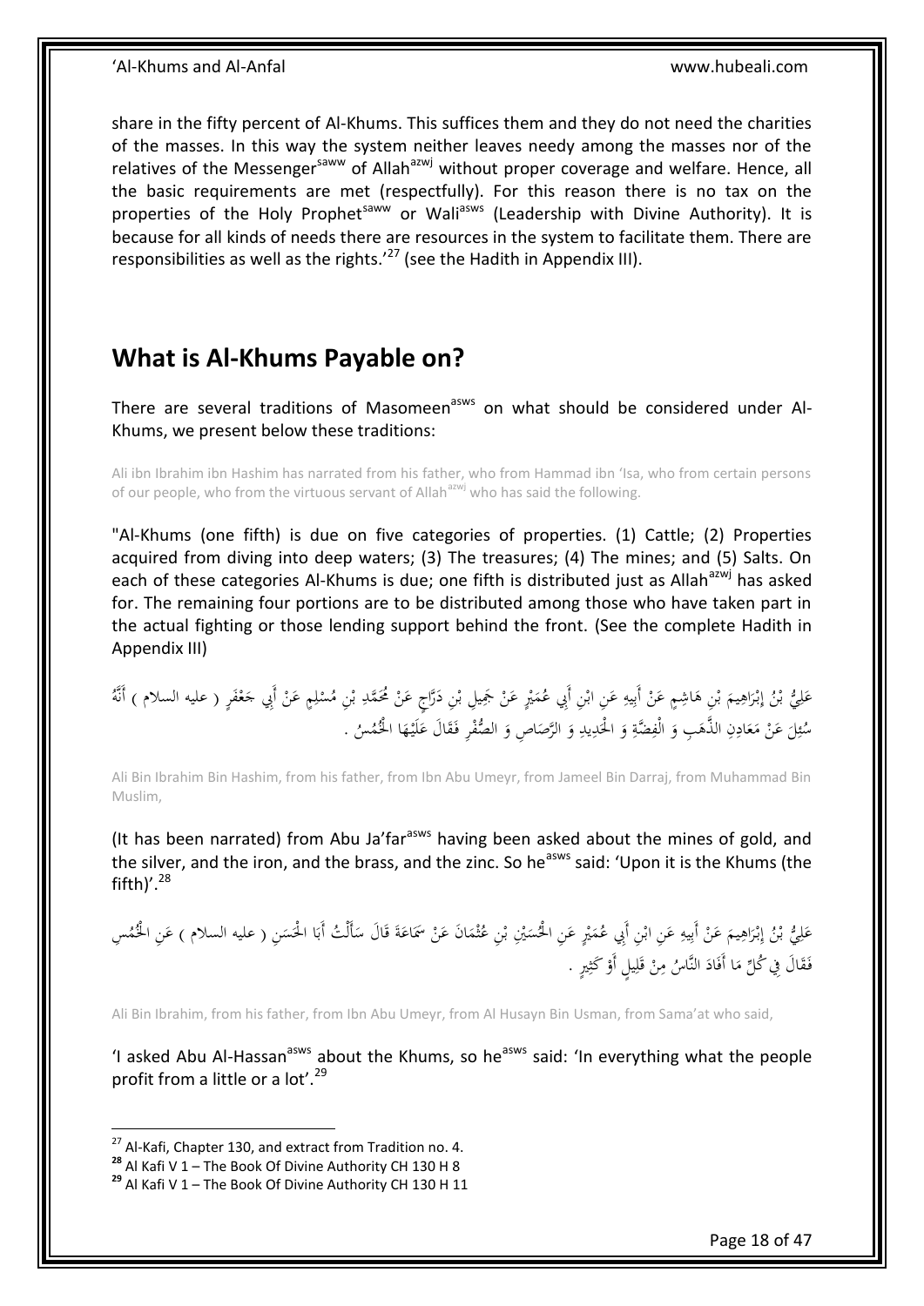share in the fifty percent of Al-Khums. This suffices them and they do not need the charities of the masses. In this way the system neither leaves needy among the masses nor of the relatives of the Messenger[saww] of Allah[azwj] without proper coverage and welfare. Hence, all the basic requirements are met (respectfully). For this reason there is no tax on the properties of the Holy Prophet[saww] or Wali[asws] (Leadership with Divine Authority). It is because for all kinds of needs there are resources in the system to facilitate them. There are responsibilities as well as the rights.'[27] (see the Hadith in Appendix III).

## What is Al-Khums Payable on?

There are several traditions of Masomeen[asws] on what should be considered under Al-Khums, we present below these traditions:

Ali ibn Ibrahim ibn Hashim has narrated from his father, who from Hammad ibn 'Isa, who from certain persons of our people, who from the virtuous servant of Allah[azwj] who has said the following.

"Al-Khums (one fifth) is due on five categories of properties. (1) Cattle; (2) Properties acquired from diving into deep waters; (3) The treasures; (4) The mines; and (5) Salts. On each of these categories Al-Khums is due; one fifth is distributed just as Allah[azwj] has asked for. The remaining four portions are to be distributed among those who have taken part in the actual fighting or those lending support behind the front. (See the complete Hadith in Appendix III)

عَلِيُّ بْنُ إِبْرَاهِيمَ بْنِ هَاشِمٍ عَنْ أَبِيهِ عَنِ ابْنِ أَبِي عُمَيْرٍ عَنْ جَمِيلِ بْنِ دَرَّاجٍ عَنْ مُحَمَّدِ بْنِ مُسْلِمٍ عَنْ أَبِي جَعْفَرٍ ( عليه السلام ) أَنَّهُ سُئِلَ عَنْ مَعَادِنِ الذَّهَبِ وَ الْفِضَّةِ وَ الْحَدِيدِ وَ الرَّصَاصِ وَ الصُّفْرِ فَقَالَ عَلَيْهَا الْخُمُسُ .

Ali Bin Ibrahim Bin Hashim, from his father, from Ibn Abu Umeyr, from Jameel Bin Darraj, from Muhammad Bin Muslim,

(It has been narrated) from Abu Ja'far[asws] having been asked about the mines of gold, and the silver, and the iron, and the brass, and the zinc. So he[asws] said: 'Upon it is the Khums (the fifth)'.[28]

عَلِيُّ بْنُ إِبْرَاهِيمَ عَنْ أَبِيهِ عَنِ ابْنِ أَبِي عُمَيْرٍ عَنِ الْحُسَيْنِ بْنِ عُثْمَانَ عَنْ سَمَاعَةَ قَالَ سَأَلْتُ أَبَا الْحَسَنِ ( عليه السلام ) عَنِ الْخُمُسِ فَقَالَ فِي كُلِّ مَا أَفَادَ النَّاسُ مِنْ قَلِيلٍ أَوْ كَثِيرٍ .

Ali Bin Ibrahim, from his father, from Ibn Abu Umeyr, from Al Husayn Bin Usman, from Sama'at who said,

'I asked Abu Al-Hassan[asws] about the Khums, so he[asws] said: 'In everything what the people profit from a little or a lot'.[29]

---

[27] Al-Kafi, Chapter 130, and extract from Tradition no. 4.

[28] Al Kafi V 1 – The Book Of Divine Authority CH 130 H 8

[29] Al Kafi V 1 – The Book Of Divine Authority CH 130 H 11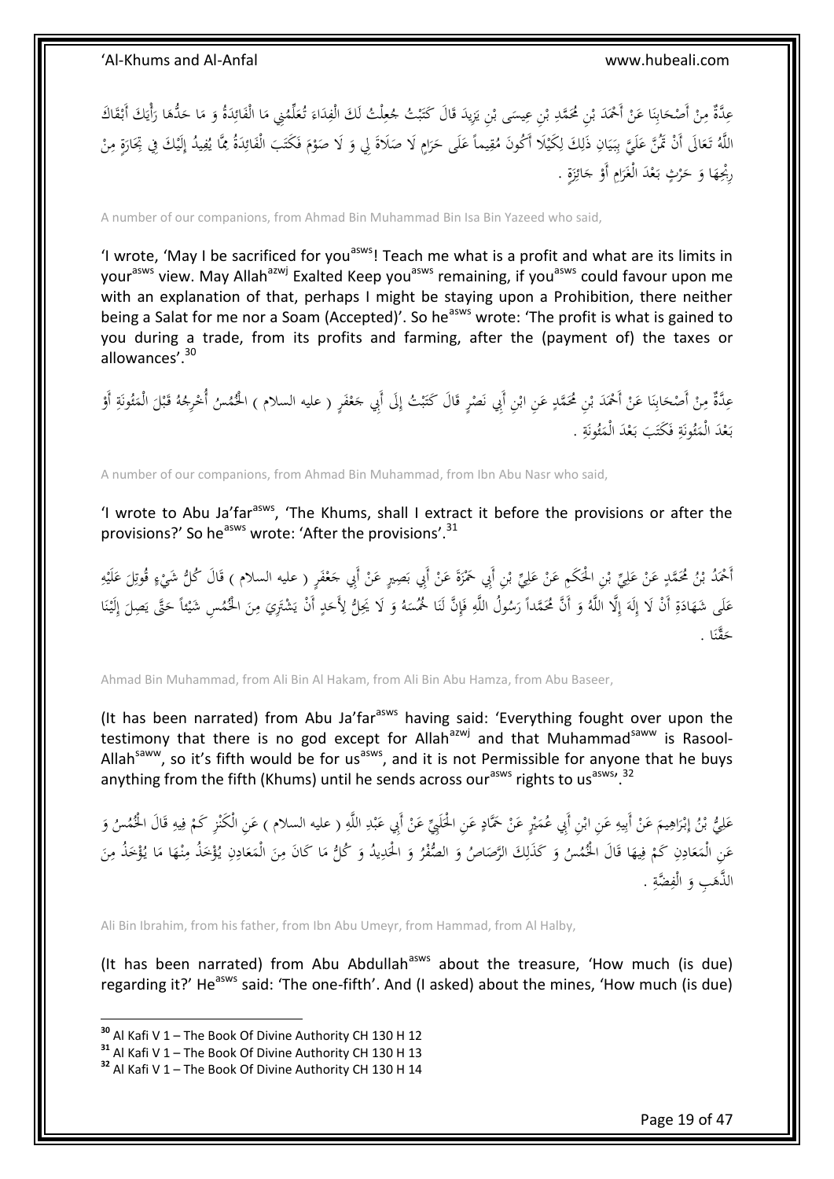عِدَّةٌ مِنْ أَصْحَابِنَا عَنْ أَحْمَدَ بْنِ مُحَمَّدِ بْنِ عِيسَى بْنِ يَزِيدَ قَالَ كَتَبْتُ جُعِلْتُ لَكَ الْفِدَاءَ تُعَلِّمُنِي مَا الْفَائِدَةُ وَ مَا حَدُّهَا رَأْيَكَ أَبْقَاكَ اللَّهُ تَعَالَى أَنْ تَمُنَّ عَلَيَّ بِبَيَانِ ذَلِكَ لِكَيْلَا أَكُونَ مُقِيماً عَلَى حَرَامٍ لَا صَلَاةَ لِي وَ لَا صَوْمَ فَكَتَبَ الْفَائِدَةُ مِمَّا يُفِيدُ إِلَيْكَ فِي تِجَارَةٍ مِنْ رِبْحِهَا وَ حَرْثٍ بَعْدَ الْغَرَامِ أَوْ جَائِزَةٍ .

A number of our companions, from Ahmad Bin Muhammad Bin Isa Bin Yazeed who said,

'I wrote, 'May I be sacrificed for you[asws]! Teach me what is a profit and what are its limits in your[asws] view. May Allah[azwj] Exalted Keep you[asws] remaining, if you[asws] could favour upon me with an explanation of that, perhaps I might be staying upon a Prohibition, there neither being a Salat for me nor a Soam (Accepted)'. So he[asws] wrote: 'The profit is what is gained to you during a trade, from its profits and farming, after the (payment of) the taxes or allowances'.[30]

عِدَّةٌ مِنْ أَصْحَابِنَا عَنْ أَحْمَدَ بْنِ مُحَمَّدٍ عَنِ ابْنِ أَبِي نَصْرٍ قَالَ كَتَبْتُ إِلَى أَبِي جَعْفَرٍ ( عليه السلام ) الْخُمُسُ أُخْرِجُهُ قَبْلَ الْمَئُونَةِ أَوْ بَعْدَ الْمَئُونَةِ فَكَتَبَ بَعْدَ الْمَئُونَةِ .

A number of our companions, from Ahmad Bin Muhammad, from Ibn Abu Nasr who said,

'I wrote to Abu Ja'far[asws], 'The Khums, shall I extract it before the provisions or after the provisions?' So he[asws] wrote: 'After the provisions'.[31]

أَحْمَدُ بْنُ مُحَمَّدٍ عَنْ عَلِيِّ بْنِ الْحَكَمِ عَنْ عَلِيِّ بْنِ أَبِي حَمْزَةَ عَنْ أَبِي بَصِيرٍ عَنْ أَبِي جَعْفَرٍ ( عليه السلام ) قَالَ كُلُّ شَيْءٍ قُوتِلَ عَلَيْهِ عَلَى شَهَادَةِ أَنْ لَا إِلَهَ إِلَّا اللَّهُ وَ أَنَّ مُحَمَّداً رَسُولُ اللَّهِ فَإِنَّ لَنَا خُمُسَهُ وَ لَا يَحِلُّ لِأَحَدٍ أَنْ يَشْتَرِيَ مِنَ الْخُمُسِ شَيْئاً حَتَّى يَصِلَ إِلَيْنَا حَقُّنَا .

Ahmad Bin Muhammad, from Ali Bin Al Hakam, from Ali Bin Abu Hamza, from Abu Baseer,

(It has been narrated) from Abu Ja'far[asws] having said: 'Everything fought over upon the testimony that there is no god except for Allah[azwj] and that Muhammad[saww] is Rasool-Allah[saww], so it's fifth would be for us[asws], and it is not Permissible for anyone that he buys anything from the fifth (Khums) until he sends across our[asws] rights to us[asws]'.[32]

عَلِيُّ بْنُ إِبْرَاهِيمَ عَنْ أَبِيهِ عَنِ ابْنِ أَبِي عُمَيْرٍ عَنْ حَمَّادٍ عَنِ الْحَلَبِيِّ عَنْ أَبِي عَبْدِ اللَّهِ ( عليه السلام ) عَنِ الْكَنْزِ كَمْ فِيهِ قَالَ الْخُمُسُ وَ عَنِ الْمَعَادِنِ كَمْ فِيهَا قَالَ الْخُمُسُ وَ كَذَلِكَ الرَّصَاصُ وَ الصُّفْرُ وَ الْحَدِيدُ وَ كُلُّ مَا كَانَ مِنَ الْمَعَادِنِ يُؤْخَذُ مِنْهَا مَا يُؤْخَذُ مِنَ الذَّهَبِ وَ الْفِضَّةِ .

Ali Bin Ibrahim, from his father, from Ibn Abu Umeyr, from Hammad, from Al Halby,

(It has been narrated) from Abu Abdullah[asws] about the treasure, 'How much (is due) regarding it?' He[asws] said: 'The one-fifth'. And (I asked) about the mines, 'How much (is due)

[30] Al Kafi V 1 – The Book Of Divine Authority CH 130 H 12
[31] Al Kafi V 1 – The Book Of Divine Authority CH 130 H 13
[32] Al Kafi V 1 – The Book Of Divine Authority CH 130 H 14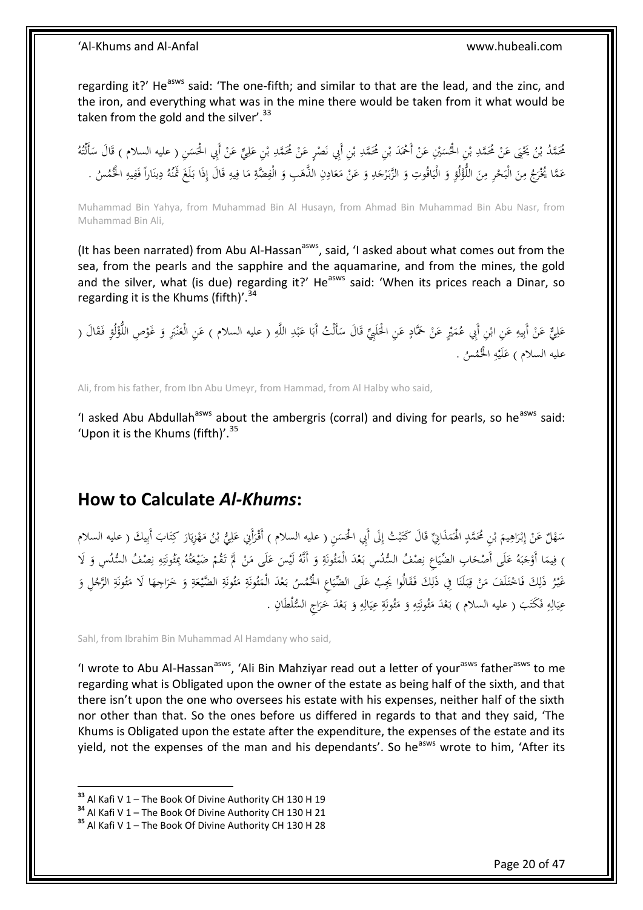regarding it?' He[asws] said: 'The one-fifth; and similar to that are the lead, and the zinc, and the iron, and everything what was in the mine there would be taken from it what would be taken from the gold and the silver'.[33]

مُحَمَّدُ بْنُ يَحْيَى عَنْ مُحَمَّدِ بْنِ الْحُسَيْنِ عَنْ أَحْمَدَ بْنِ مُحَمَّدِ بْنِ أَبِي نَصْرٍ عَنْ مُحَمَّدِ بْنِ عَلِيٍّ عَنْ أَبِي الْحَسَنِ ( عليه السلام ) قَالَ سَأَلْتُهُ عَمَّا يُخْرَجُ مِنَ الْبَحْرِ مِنَ اللُّؤْلُؤِ وَ الْيَاقُوتِ وَ الزَّبَرْجَدِ وَ عَنْ مَعَادِنِ الذَّهَبِ وَ الْفِضَّةِ مَا فِيهِ قَالَ إِذَا بَلَغَ ثَمَنُهُ دِينَاراً فَفِيهِ الْخُمُسُ .

Muhammad Bin Yahya, from Muhammad Bin Al Husayn, from Ahmad Bin Muhammad Bin Abu Nasr, from Muhammad Bin Ali,

(It has been narrated) from Abu Al-Hassan[asws], said, 'I asked about what comes out from the sea, from the pearls and the sapphire and the aquamarine, and from the mines, the gold and the silver, what (is due) regarding it?' He[asws] said: 'When its prices reach a Dinar, so regarding it is the Khums (fifth)'.[34]

عَلِيٌّ عَنْ أَبِيهِ عَنِ ابْنِ أَبِي عُمَيْرٍ عَنْ حَمَّادٍ عَنِ الْحَلَبِيِّ قَالَ سَأَلْتُ أَبَا عَبْدِ اللَّهِ ( عليه السلام ) عَنِ الْعَنْبَرِ وَ غَوْصِ اللُّؤْلُؤِ فَقَالَ ( عليه السلام ) عَلَيْهِ الْخُمُسُ .

Ali, from his father, from Ibn Abu Umeyr, from Hammad, from Al Halby who said,

'I asked Abu Abdullah[asws] about the ambergris (corral) and diving for pearls, so he[asws] said: 'Upon it is the Khums (fifth)'.[35]

## How to Calculate *Al-Khums*:

سَهْلٌ عَنْ إِبْرَاهِيمَ بْنِ مُحَمَّدٍ الْهَمَذَانِيِّ قَالَ كَتَبْتُ إِلَى أَبِي الْحَسَنِ ( عليه السلام ) أَقْرَأَنِي عَلِيُّ بْنُ مَهْزِيَارَ كِتَابَ أَبِيكَ ( عليه السلام ) فِيمَا أَوْجَبَهُ عَلَى أَصْحَابِ الضِّيَاعِ نِصْفُ السُّدُسِ بَعْدَ الْمَئُونَةِ وَ أَنَّهُ لَيْسَ عَلَى مَنْ لَمْ تَقُمْ ضَيْعَتُهُ بِمَئُونَتِهِ نِصْفُ السُّدُسِ وَ لَا غَيْرُ ذَلِكَ فَاخْتَلَفَ مَنْ قِبَلَنَا فِي ذَلِكَ فَقَالُوا يَجِبُ عَلَى الضِّيَاعِ الْخُمُسُ بَعْدَ الْمَئُونَةِ مَئُونَةِ الضَّيْعَةِ وَ خَرَاجِهَا لَا مَئُونَةِ الرَّجُلِ وَ عِيَالِهِ فَكَتَبَ ( عليه السلام ) بَعْدَ مَئُونَتِهِ وَ مَئُونَةِ عِيَالِهِ وَ بَعْدَ خَرَاجِ السُّلْطَانِ .

Sahl, from Ibrahim Bin Muhammad Al Hamdany who said,

'I wrote to Abu Al-Hassan[asws], 'Ali Bin Mahziyar read out a letter of your[asws] father[asws] to me regarding what is Obligated upon the owner of the estate as being half of the sixth, and that there isn't upon the one who oversees his estate with his expenses, neither half of the sixth nor other than that. So the ones before us differed in regards to that and they said, 'The Khums is Obligated upon the estate after the expenditure, the expenses of the estate and its yield, not the expenses of the man and his dependants'. So he[asws] wrote to him, 'After its

---

[33] Al Kafi V 1 – The Book Of Divine Authority CH 130 H 19
[34] Al Kafi V 1 – The Book Of Divine Authority CH 130 H 21
[35] Al Kafi V 1 – The Book Of Divine Authority CH 130 H 28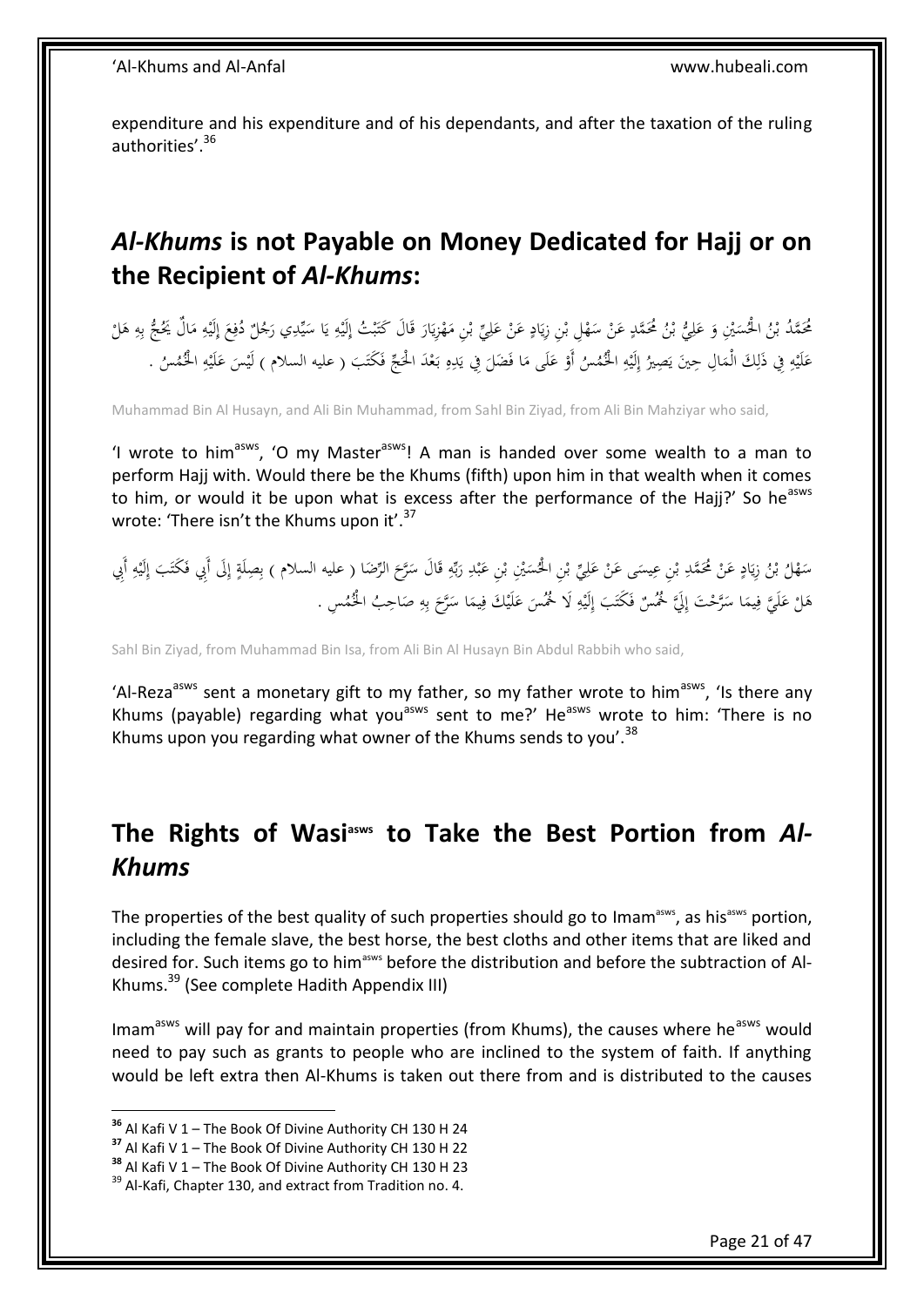expenditure and his expenditure and of his dependants, and after the taxation of the ruling authorities'.[36]

## *Al-Khums* is not Payable on Money Dedicated for Hajj or on the Recipient of *Al-Khums*:

مُحَمَّدُ بْنُ الْحُسَيْنِ وَ عَلِيُّ بْنُ مُحَمَّدٍ عَنْ سَهْلِ بْنِ زِيَادٍ عَنْ عَلِيِّ بْنِ مَهْزِيَارَ قَالَ كَتَبْتُ إِلَيْهِ يَا سَيِّدِي رَجُلٌ دُفِعَ إِلَيْهِ مَالٌ يَحُجُّ بِهِ هَلْ عَلَيْهِ فِي ذَلِكَ الْمَالِ حِينَ يَصِيرُ إِلَيْهِ الْخُمُسُ أَوْ عَلَى مَا فَضَلَ فِي يَدِهِ بَعْدَ الْحَجِّ فَكَتَبَ ( عليه السلام ) لَيْسَ عَلَيْهِ الْخُمُسُ .

Muhammad Bin Al Husayn, and Ali Bin Muhammad, from Sahl Bin Ziyad, from Ali Bin Mahziyar who said,

'I wrote to him[asws], 'O my Master[asws]! A man is handed over some wealth to a man to perform Hajj with. Would there be the Khums (fifth) upon him in that wealth when it comes to him, or would it be upon what is excess after the performance of the Hajj?' So he[asws] wrote: 'There isn't the Khums upon it'.[37]

سَهْلُ بْنُ زِيَادٍ عَنْ مُحَمَّدِ بْنِ عِيسَى عَنْ عَلِيِّ بْنِ الْحُسَيْنِ بْنِ عَبْدِ رَبِّهِ قَالَ سَرَّحَ الرِّضَا ( عليه السلام ) بِصِلَةٍ إِلَى أَبِي فَكَتَبَ إِلَيْهِ أَبِي هَلْ عَلَيَّ فِيمَا سَرَّحْتَ إِلَيَّ خُمُسٌ فَكَتَبَ إِلَيْهِ لَا خُمُسَ عَلَيْكَ فِيمَا سَرَّحَ بِهِ صَاحِبُ الْخُمُسِ .

Sahl Bin Ziyad, from Muhammad Bin Isa, from Ali Bin Al Husayn Bin Abdul Rabbih who said,

'Al-Reza[asws] sent a monetary gift to my father, so my father wrote to him[asws], 'Is there any Khums (payable) regarding what you[asws] sent to me?' He[asws] wrote to him: 'There is no Khums upon you regarding what owner of the Khums sends to you'.[38]

## The Rights of Wasi[asws] to Take the Best Portion from *Al-Khums*

The properties of the best quality of such properties should go to Imam[asws], as his[asws] portion, including the female slave, the best horse, the best cloths and other items that are liked and desired for. Such items go to him[asws] before the distribution and before the subtraction of Al-Khums.[39] (See complete Hadith Appendix III)

Imam[asws] will pay for and maintain properties (from Khums), the causes where he[asws] would need to pay such as grants to people who are inclined to the system of faith. If anything would be left extra then Al-Khums is taken out there from and is distributed to the causes

---

[36] Al Kafi V 1 – The Book Of Divine Authority CH 130 H 24

[37] Al Kafi V 1 – The Book Of Divine Authority CH 130 H 22

[38] Al Kafi V 1 – The Book Of Divine Authority CH 130 H 23

[39] Al-Kafi, Chapter 130, and extract from Tradition no. 4.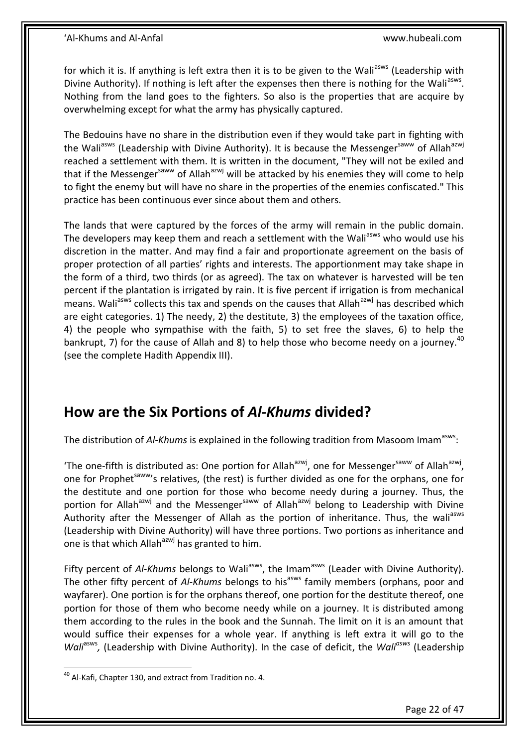for which it is. If anything is left extra then it is to be given to the Wali[asws] (Leadership with Divine Authority). If nothing is left after the expenses then there is nothing for the Wali[asws]. Nothing from the land goes to the fighters. So also is the properties that are acquire by overwhelming except for what the army has physically captured.

The Bedouins have no share in the distribution even if they would take part in fighting with the Wali[asws] (Leadership with Divine Authority). It is because the Messenger[saww] of Allah[azwj] reached a settlement with them. It is written in the document, "They will not be exiled and that if the Messenger[saww] of Allah[azwj] will be attacked by his enemies they will come to help to fight the enemy but will have no share in the properties of the enemies confiscated." This practice has been continuous ever since about them and others.

The lands that were captured by the forces of the army will remain in the public domain. The developers may keep them and reach a settlement with the Wali[asws] who would use his discretion in the matter. And may find a fair and proportionate agreement on the basis of proper protection of all parties' rights and interests. The apportionment may take shape in the form of a third, two thirds (or as agreed). The tax on whatever is harvested will be ten percent if the plantation is irrigated by rain. It is five percent if irrigation is from mechanical means. Wali[asws] collects this tax and spends on the causes that Allah[azwj] has described which are eight categories. 1) The needy, 2) the destitute, 3) the employees of the taxation office, 4) the people who sympathise with the faith, 5) to set free the slaves, 6) to help the bankrupt, 7) for the cause of Allah and 8) to help those who become needy on a journey.[40] (see the complete Hadith Appendix III).

## How are the Six Portions of *Al-Khums* divided?

The distribution of *Al-Khums* is explained in the following tradition from Masoom Imam[asws]:

'The one-fifth is distributed as: One portion for Allah[azwj], one for Messenger[saww] of Allah[azwj], one for Prophet[saww]'s relatives, (the rest) is further divided as one for the orphans, one for the destitute and one portion for those who become needy during a journey. Thus, the portion for Allah[azwj] and the Messenger[saww] of Allah[azwj] belong to Leadership with Divine Authority after the Messenger of Allah as the portion of inheritance. Thus, the wali[asws] (Leadership with Divine Authority) will have three portions. Two portions as inheritance and one is that which Allah[azwj] has granted to him.

Fifty percent of *Al-Khums* belongs to Wali[asws], the Imam[asws] (Leader with Divine Authority). The other fifty percent of *Al-Khums* belongs to his[asws] family members (orphans, poor and wayfarer). One portion is for the orphans thereof, one portion for the destitute thereof, one portion for those of them who become needy while on a journey. It is distributed among them according to the rules in the book and the Sunnah. The limit on it is an amount that would suffice their expenses for a whole year. If anything is left extra it will go to the *Wali*[asws], (Leadership with Divine Authority). In the case of deficit, the *Wali*[asws] (Leadership

---

[40] Al-Kafi, Chapter 130, and extract from Tradition no. 4.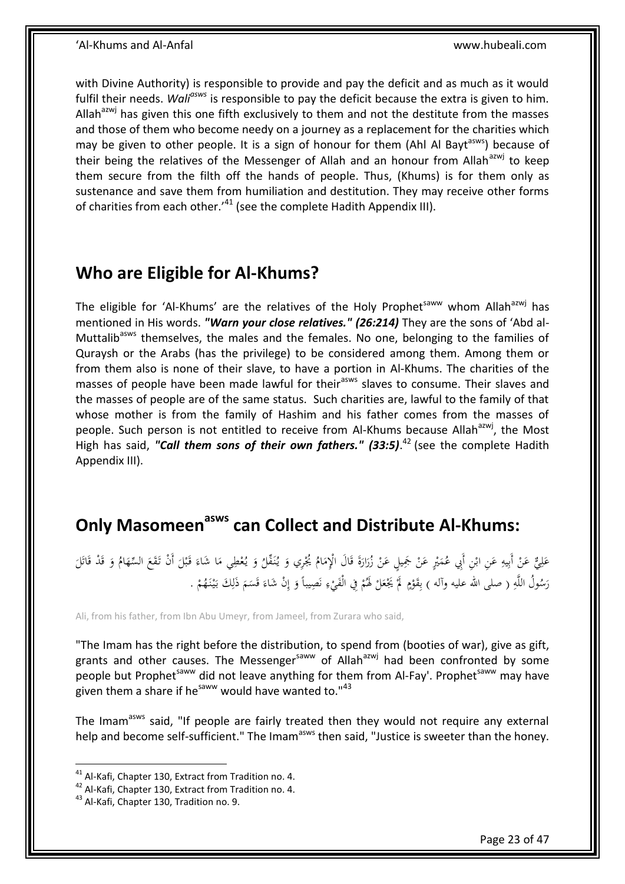with Divine Authority) is responsible to provide and pay the deficit and as much as it would fulfil their needs. *Wali*[asws] is responsible to pay the deficit because the extra is given to him. Allah[azwj] has given this one fifth exclusively to them and not the destitute from the masses and those of them who become needy on a journey as a replacement for the charities which may be given to other people. It is a sign of honour for them (Ahl Al Bayt[asws]) because of their being the relatives of the Messenger of Allah and an honour from Allah[azwj] to keep them secure from the filth off the hands of people. Thus, (Khums) is for them only as sustenance and save them from humiliation and destitution. They may receive other forms of charities from each other.'[41] (see the complete Hadith Appendix III).

## Who are Eligible for Al-Khums?

The eligible for 'Al-Khums' are the relatives of the Holy Prophet[saww] whom Allah[azwj] has mentioned in His words. ***"Warn your close relatives." (26:214)*** They are the sons of 'Abd al-Muttalib[asws] themselves, the males and the females. No one, belonging to the families of Quraysh or the Arabs (has the privilege) to be considered among them. Among them or from them also is none of their slave, to have a portion in Al-Khums. The charities of the masses of people have been made lawful for their[asws] slaves to consume. Their slaves and the masses of people are of the same status. Such charities are, lawful to the family of that whose mother is from the family of Hashim and his father comes from the masses of people. Such person is not entitled to receive from Al-Khums because Allah[azwj], the Most High has said, ***"Call them sons of their own fathers." (33:5)***.[42] (see the complete Hadith Appendix III).

## Only Masomeen[asws] can Collect and Distribute Al-Khums:

عَلِيٌّ عَنْ أَبِيهِ عَنِ ابْنِ أَبِي عُمَيْرٍ عَنْ جَمِيلٍ عَنْ زُرَارَةَ قَالَ الْإِمَامُ يُجْرِي وَ يُنَفِّلُ وَ يُعْطِي مَا شَاءَ قَبْلَ أَنْ تَقَعَ السِّهَامُ وَ قَدْ قَاتَلَ رَسُولُ اللَّهِ ( صلى الله عليه وآله ) بِقَوْمٍ لَمْ يَجْعَلْ لَهُمْ فِي الْفَيْءِ نَصِيباً وَ إِنْ شَاءَ قَسَمَ ذَلِكَ بَيْنَهُمْ .

Ali, from his father, from Ibn Abu Umeyr, from Jameel, from Zurara who said,

"The Imam has the right before the distribution, to spend from (booties of war), give as gift, grants and other causes. The Messenger[saww] of Allah[azwj] had been confronted by some people but Prophet[saww] did not leave anything for them from Al-Fay'. Prophet[saww] may have given them a share if he[saww] would have wanted to."[43]

The Imam[asws] said, "If people are fairly treated then they would not require any external help and become self-sufficient." The Imam[asws] then said, "Justice is sweeter than the honey.

---

[41] Al-Kafi, Chapter 130, Extract from Tradition no. 4.

[42] Al-Kafi, Chapter 130, Extract from Tradition no. 4.

[43] Al-Kafi, Chapter 130, Tradition no. 9.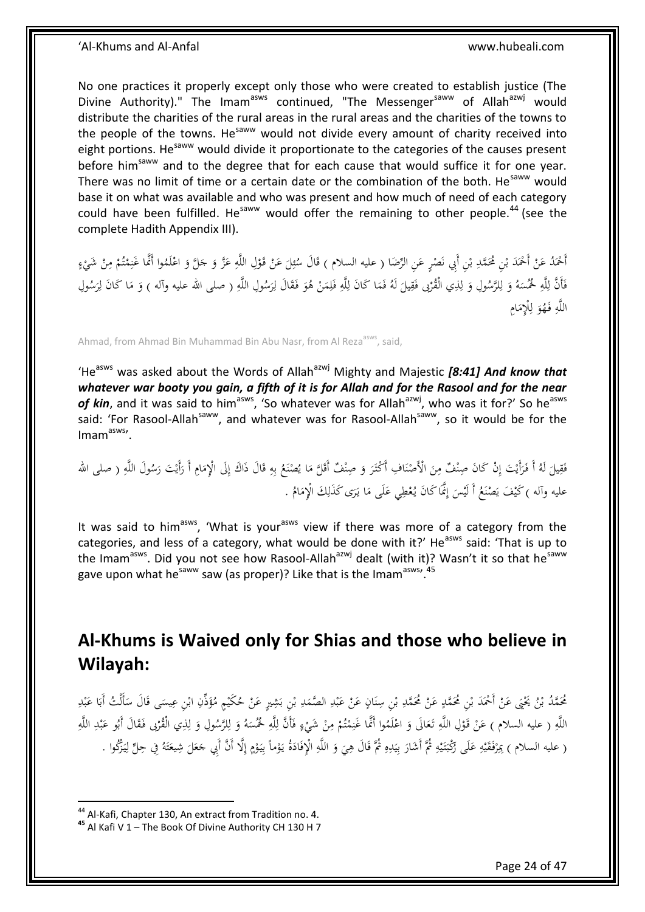No one practices it properly except only those who were created to establish justice (The Divine Authority)." The Imam[asws] continued, "The Messenger[saww] of Allah[azwj] would distribute the charities of the rural areas in the rural areas and the charities of the towns to the people of the towns. He[saww] would not divide every amount of charity received into eight portions. He[saww] would divide it proportionate to the categories of the causes present before him[saww] and to the degree that for each cause that would suffice it for one year. There was no limit of time or a certain date or the combination of the both. He[saww] would base it on what was available and who was present and how much of need of each category could have been fulfilled. He[saww] would offer the remaining to other people.[44] (see the complete Hadith Appendix III).

أَحْمَدُ عَنْ أَحْمَدَ بْنِ مُحَمَّدِ بْنِ أَبِي نَصْرٍ عَنِ الرِّضَا ( عليه السلام ) قَالَ سُئِلَ عَنْ قَوْلِ اللَّهِ عَزَّ وَ جَلَّ وَ اعْلَمُوا أَنَّما غَنِمْتُمْ مِنْ شَيْءٍ فَأَنَّ لِلَّهِ خُمُسَهُ وَ لِلرَّسُولِ وَ لِذِي الْقُرْبى فَقِيلَ لَهُ فَمَا كَانَ لِلَّهِ فَلِمَنْ هُوَ فَقَالَ لِرَسُولِ اللَّهِ ( صلى الله عليه وآله ) وَ مَا كَانَ لِرَسُولِ اللَّهِ فَهُوَ لِلْإِمَامِ

Ahmad, from Ahmad Bin Muhammad Bin Abu Nasr, from Al Reza[asws], said,

'He[asws] was asked about the Words of Allah[azwj] Mighty and Majestic ***[8:41] And know that whatever war booty you gain, a fifth of it is for Allah and for the Rasool and for the near of kin***, and it was said to him[asws], 'So whatever was for Allah[azwj], who was it for?' So he[asws] said: 'For Rasool-Allah[saww], and whatever was for Rasool-Allah[saww], so it would be for the Imam[asws]'.

فَقِيلَ لَهُ أَ فَرَأَيْتَ إِنْ كَانَ صِنْفٌ مِنَ الْأَصْنَافِ أَكْثَرَ وَ صِنْفٌ أَقَلَّ مَا يُصْنَعُ بِهِ قَالَ ذَاكَ إِلَى الْإِمَامِ أَ رَأَيْتَ رَسُولَ اللَّهِ ( صلى الله عليه وآله ) كَيْفَ يَصْنَعُ أَ لَيْسَ إِنَّمَا كَانَ يُعْطِي عَلَى مَا يَرَى كَذَلِكَ الْإِمَامُ .

It was said to him[asws], 'What is your[asws] view if there was more of a category from the categories, and less of a category, what would be done with it?' He[asws] said: 'That is up to the Imam[asws]. Did you not see how Rasool-Allah[azwj] dealt (with it)? Wasn't it so that he[saww] gave upon what he[saww] saw (as proper)? Like that is the Imam[asws]'.[45]

## Al-Khums is Waived only for Shias and those who believe in Wilayah:

مُحَمَّدُ بْنُ يَحْيَى عَنْ أَحْمَدَ بْنِ مُحَمَّدٍ عَنْ مُحَمَّدِ بْنِ سِنَانٍ عَنْ عَبْدِ الصَّمَدِ بْنِ بَشِيرٍ عَنْ حُكَيْمٍ مُؤَذِّنِ ابْنِ عِيسَى قَالَ سَأَلْتُ أَبَا عَبْدِ اللَّهِ ( عليه السلام ) عَنْ قَوْلِ اللَّهِ تَعَالَى وَ اعْلَمُوا أَنَّما غَنِمْتُمْ مِنْ شَيْءٍ فَأَنَّ لِلَّهِ خُمُسَهُ وَ لِلرَّسُولِ وَ لِذِي الْقُرْبى فَقَالَ أَبُو عَبْدِ اللَّهِ ( عليه السلام ) بِمِرْفَقَيْهِ عَلَى رُكْبَتَيْهِ ثُمَّ أَشَارَ بِيَدِهِ ثُمَّ قَالَ هِيَ وَ اللَّهِ الْإِفَادَةُ يَوْماً بِيَوْمٍ إِلَّا أَنَّ أَبِي جَعَلَ شِيعَتَهُ فِي حِلٍّ لِيَزْكُوا .

---

[44] Al-Kafi, Chapter 130, An extract from Tradition no. 4.

[45] Al Kafi V 1 – The Book Of Divine Authority CH 130 H 7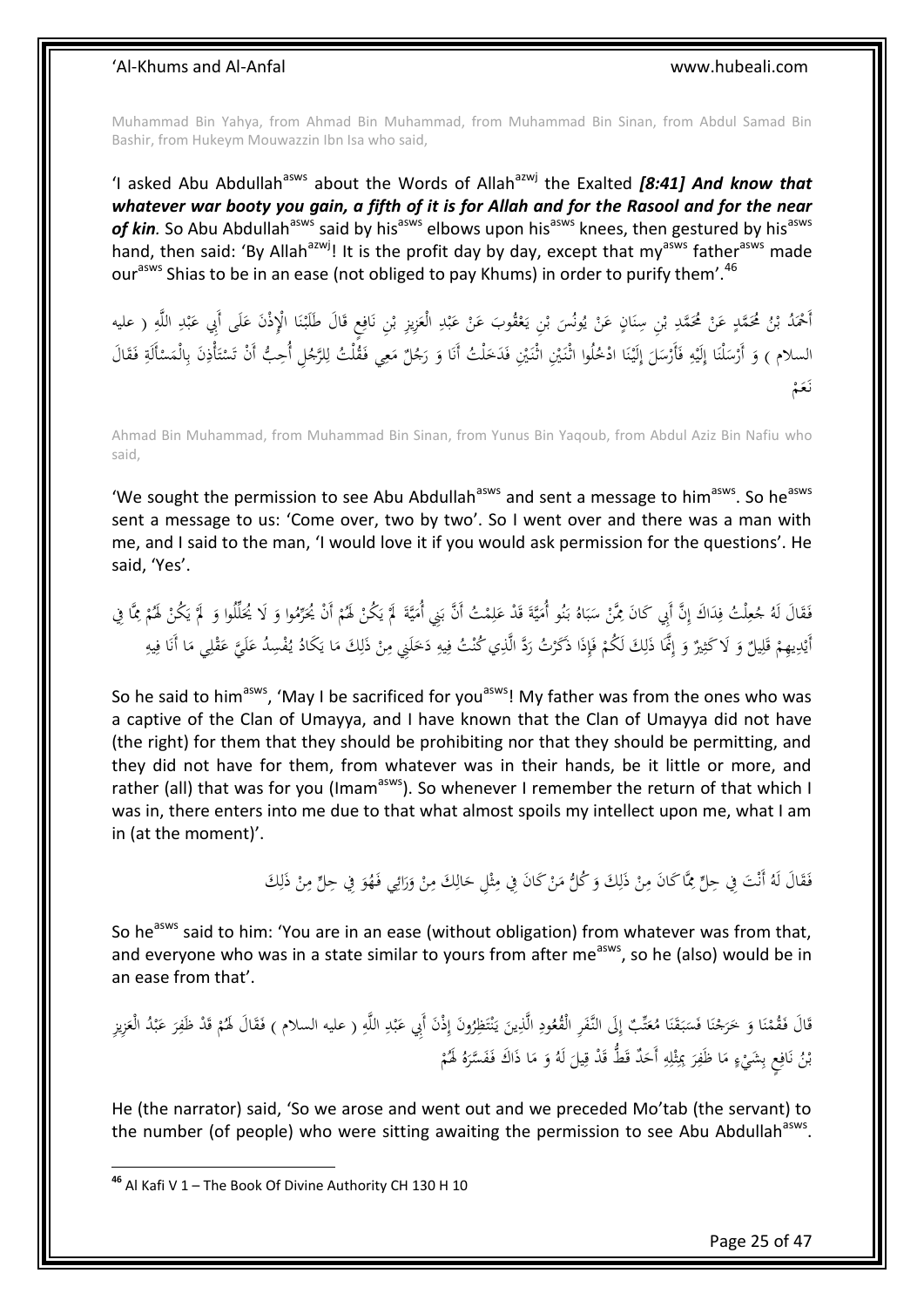Muhammad Bin Yahya, from Ahmad Bin Muhammad, from Muhammad Bin Sinan, from Abdul Samad Bin Bashir, from Hukeym Mouwazzin Ibn Isa who said,

'I asked Abu Abdullah[asws] about the Words of Allah[azwj] the Exalted ***[8:41] And know that whatever war booty you gain, a fifth of it is for Allah and for the Rasool and for the near of kin***. So Abu Abdullah[asws] said by his[asws] elbows upon his[asws] knees, then gestured by his[asws] hand, then said: 'By Allah[azwj]! It is the profit day by day, except that my[asws] father[asws] made our[asws] Shias to be in an ease (not obliged to pay Khums) in order to purify them'.[46]

أَحْمَدُ بْنُ مُحَمَّدٍ عَنْ مُحَمَّدِ بْنِ سِنَانٍ عَنْ يُونُسَ بْنِ يَعْقُوبَ عَنْ عَبْدِ الْعَزِيزِ بْنِ نَافِعٍ قَالَ طَلَبْنَا الْإِذْنَ عَلَى أَبِي عَبْدِ اللَّهِ ( عليه السلام ) وَ أَرْسَلْنَا إِلَيْهِ فَأَرْسَلَ إِلَيْنَا ادْخُلُوا اثْنَيْنِ اثْنَيْنِ فَدَخَلْتُ أَنَا وَ رَجُلٌ مَعِي فَقُلْتُ لِلرَّجُلِ أُحِبُّ أَنْ تَسْتَأْذِنَ بِالْمَسْأَلَةِ فَقَالَ نَعَمْ

Ahmad Bin Muhammad, from Muhammad Bin Sinan, from Yunus Bin Yaqoub, from Abdul Aziz Bin Nafiu who said,

'We sought the permission to see Abu Abdullah[asws] and sent a message to him[asws]. So he[asws] sent a message to us: 'Come over, two by two'. So I went over and there was a man with me, and I said to the man, 'I would love it if you would ask permission for the questions'. He said, 'Yes'.

فَقَالَ لَهُ جُعِلْتُ فِدَاكَ إِنَّ أَبِي كَانَ مِمَّنْ سَبَاهُ بَنُو أُمَيَّةَ قَدْ عَلِمْتُ أَنَّ بَنِي أُمَيَّةَ لَمْ يَكُنْ لَهُمْ أَنْ يُحَرِّمُوا وَ لَا يُحَلِّلُوا وَ لَمْ يَكُنْ لَهُمْ مِمَّا فِي أَيْدِيهِمْ قَلِيلٌ وَ لَا كَثِيرٌ وَ إِنَّمَا ذَلِكَ لَكُمْ فَإِذَا ذَكَرْتُ رَدَّ الَّذِي كُنْتُ فِيهِ دَخَلَنِي مِنْ ذَلِكَ مَا يَكَادُ يُفْسِدُ عَلَيَّ عَقْلِي مَا أَنَا فِيهِ

So he said to him[asws], 'May I be sacrificed for you[asws]! My father was from the ones who was a captive of the Clan of Umayya, and I have known that the Clan of Umayya did not have (the right) for them that they should be prohibiting nor that they should be permitting, and they did not have for them, from whatever was in their hands, be it little or more, and rather (all) that was for you (Imam[asws]). So whenever I remember the return of that which I was in, there enters into me due to that what almost spoils my intellect upon me, what I am in (at the moment)'.

فَقَالَ لَهُ أَنْتَ فِي حِلٍّ مِمَّا كَانَ مِنْ ذَلِكَ وَ كُلُّ مَنْ كَانَ فِي مِثْلِ حَالِكَ مِنْ وَرَائِي فَهُوَ فِي حِلٍّ مِنْ ذَلِكَ

So he[asws] said to him: 'You are in an ease (without obligation) from whatever was from that, and everyone who was in a state similar to yours from after me[asws], so he (also) would be in an ease from that'.

قَالَ فَقُمْنَا وَ خَرَجْنَا فَسَبَقَنَا مُعَتِّبٌ إِلَى النَّفَرِ الْقُعُودِ الَّذِينَ يَنْتَظِرُونَ إِذْنَ أَبِي عَبْدِ اللَّهِ ( عليه السلام ) فَقَالَ لَهُمْ قَدْ ظَفِرَ عَبْدُ الْعَزِيزِ بْنُ نَافِعٍ بِشَيْءٍ مَا ظَفِرَ بِمِثْلِهِ أَحَدٌ قَطُّ قَدْ قِيلَ لَهُ وَ مَا ذَاكَ فَفَسَّرَهُ لَهُمْ

He (the narrator) said, 'So we arose and went out and we preceded Mo'tab (the servant) to the number (of people) who were sitting awaiting the permission to see Abu Abdullah[asws].

[46] Al Kafi V 1 – The Book Of Divine Authority CH 130 H 10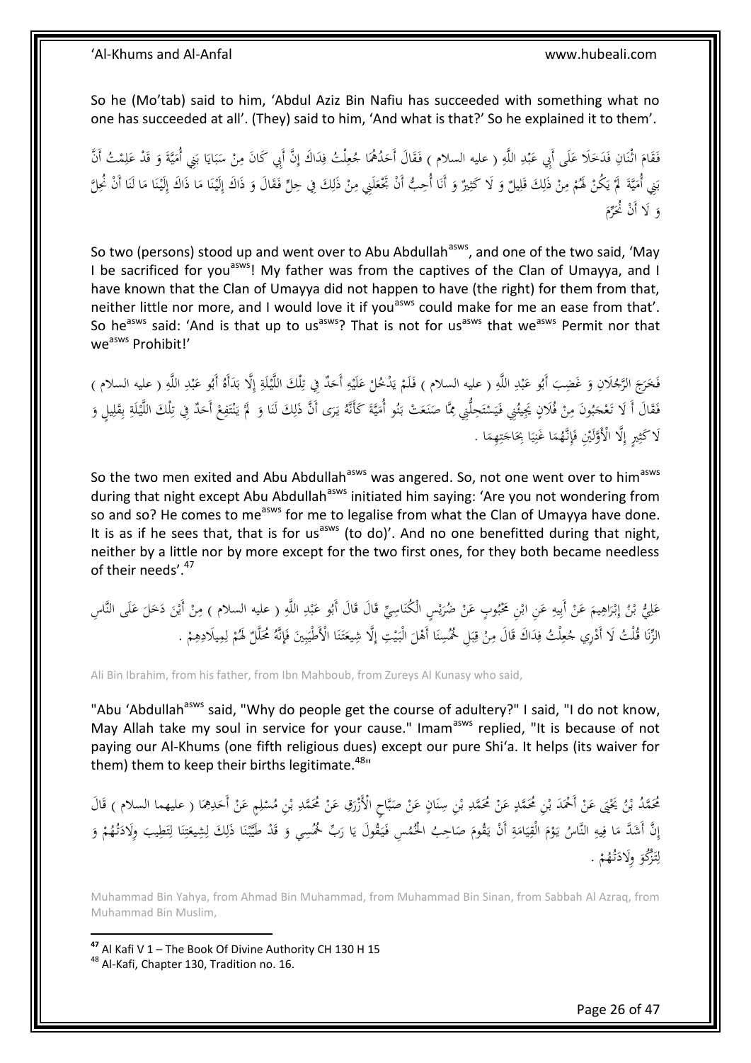So he (Mo'tab) said to him, 'Abdul Aziz Bin Nafiu has succeeded with something what no one has succeeded at all'. (They) said to him, 'And what is that?' So he explained it to them'.

فَقَامَ اثْنَانِ فَدَخَلَا عَلَى أَبِي عَبْدِ اللَّهِ ( عليه السلام ) فَقَالَ أَحَدُهُمَا جُعِلْتُ فِدَاكَ إِنَّ أَبِي كَانَ مِنْ سَبَايَا بَنِي أُمَيَّةَ وَ قَدْ عَلِمْتُ أَنَّ بَنِي أُمَيَّةَ لَمْ يَكُنْ لَهُمْ مِنْ ذَلِكَ قَلِيلٌ وَ لَا كَثِيرٌ وَ أَنَا أُحِبُّ أَنْ تَجْعَلَنِي مِنْ ذَلِكَ فِي حِلٍّ فَقَالَ وَ ذَاكَ إِلَيْنَا مَا ذَاكَ إِلَيْنَا مَا لَنَا أَنْ نُحِلَّ وَ لَا أَنْ نُحَرِّمَ

So two (persons) stood up and went over to Abu Abdullah[asws], and one of the two said, 'May I be sacrificed for you[asws]! My father was from the captives of the Clan of Umayya, and I have known that the Clan of Umayya did not happen to have (the right) for them from that, neither little nor more, and I would love it if you[asws] could make for me an ease from that'. So he[asws] said: 'And is that up to us[asws]? That is not for us[asws] that we[asws] Permit nor that we[asws] Prohibit!'

فَخَرَجَ الرَّجُلَانِ وَ غَضِبَ أَبُو عَبْدِ اللَّهِ ( عليه السلام ) فَلَمْ يَدْخُلْ عَلَيْهِ أَحَدٌ فِي تِلْكَ اللَّيْلَةِ إِلَّا بَدَأَهُ أَبُو عَبْدِ اللَّهِ ( عليه السلام ) فَقَالَ أَ لَا تَعْجَبُونَ مِنْ فُلَانٍ يَجِيئُنِي فَيَسْتَحِلُّنِي مِمَّا صَنَعَتْ بَنُو أُمَيَّةَ كَأَنَّهُ يَرَى أَنَّ ذَلِكَ لَنَا وَ لَمْ يَنْتَفِعْ أَحَدٌ فِي تِلْكَ اللَّيْلَةِ بِقَلِيلٍ وَ لَا كَثِيرٍ إِلَّا الْأَوَّلَيْنِ فَإِنَّهُمَا غَنِيَا بِحَاجَتِهِمَا .

So the two men exited and Abu Abdullah[asws] was angered. So, not one went over to him[asws] during that night except Abu Abdullah[asws] initiated him saying: 'Are you not wondering from so and so? He comes to me[asws] for me to legalise from what the Clan of Umayya have done. It is as if he sees that, that is for us[asws] (to do)'. And no one benefitted during that night, neither by a little nor by more except for the two first ones, for they both became needless of their needs'.[47]

عَلِيُّ بْنُ إِبْرَاهِيمَ عَنْ أَبِيهِ عَنِ ابْنِ مَحْبُوبٍ عَنْ ضُرَيْسٍ الْكُنَاسِيِّ قَالَ قَالَ أَبُو عَبْدِ اللَّهِ ( عليه السلام ) مِنْ أَيْنَ دَخَلَ عَلَى النَّاسِ الزِّنَا قُلْتُ لَا أَدْرِي جُعِلْتُ فِدَاكَ قَالَ مِنْ قِبَلِ خُمُسِنَا أَهْلَ الْبَيْتِ إِلَّا شِيعَتَنَا الْأَطْيَبِينَ فَإِنَّهُ مُحَلَّلٌ لَهُمْ لِمِيلَادِهِمْ .

Ali Bin Ibrahim, from his father, from Ibn Mahboub, from Zureys Al Kunasy who said,

"Abu 'Abdullah[asws] said, "Why do people get the course of adultery?" I said, "I do not know, May Allah take my soul in service for your cause." Imam[asws] replied, "It is because of not paying our Al-Khums (one fifth religious dues) except our pure Shi'a. It helps (its waiver for them) them to keep their births legitimate.[48]"

مُحَمَّدُ بْنُ يَحْيَى عَنْ أَحْمَدَ بْنِ مُحَمَّدٍ عَنْ مُحَمَّدِ بْنِ سِنَانٍ عَنْ صَبَّاحٍ الْأَزْرَقِ عَنْ مُحَمَّدِ بْنِ مُسْلِمٍ عَنْ أَحَدِهِمَا ( عليهما السلام ) قَالَ إِنَّ أَشَدَّ مَا فِيهِ النَّاسُ يَوْمَ الْقِيَامَةِ أَنْ يَقُومَ صَاحِبُ الْخُمُسِ فَيَقُولَ يَا رَبِّ خُمُسِي وَ قَدْ طَيَّبْنَا ذَلِكَ لِشِيعَتِنَا لِتَطِيبَ وِلَادَتُهُمْ وَ لِتَزْكُوَ وِلَادَتُهُمْ .

Muhammad Bin Yahya, from Ahmad Bin Muhammad, from Muhammad Bin Sinan, from Sabbah Al Azraq, from Muhammad Bin Muslim,

[47] Al Kafi V 1 – The Book Of Divine Authority CH 130 H 15

[48] Al-Kafi, Chapter 130, Tradition no. 16.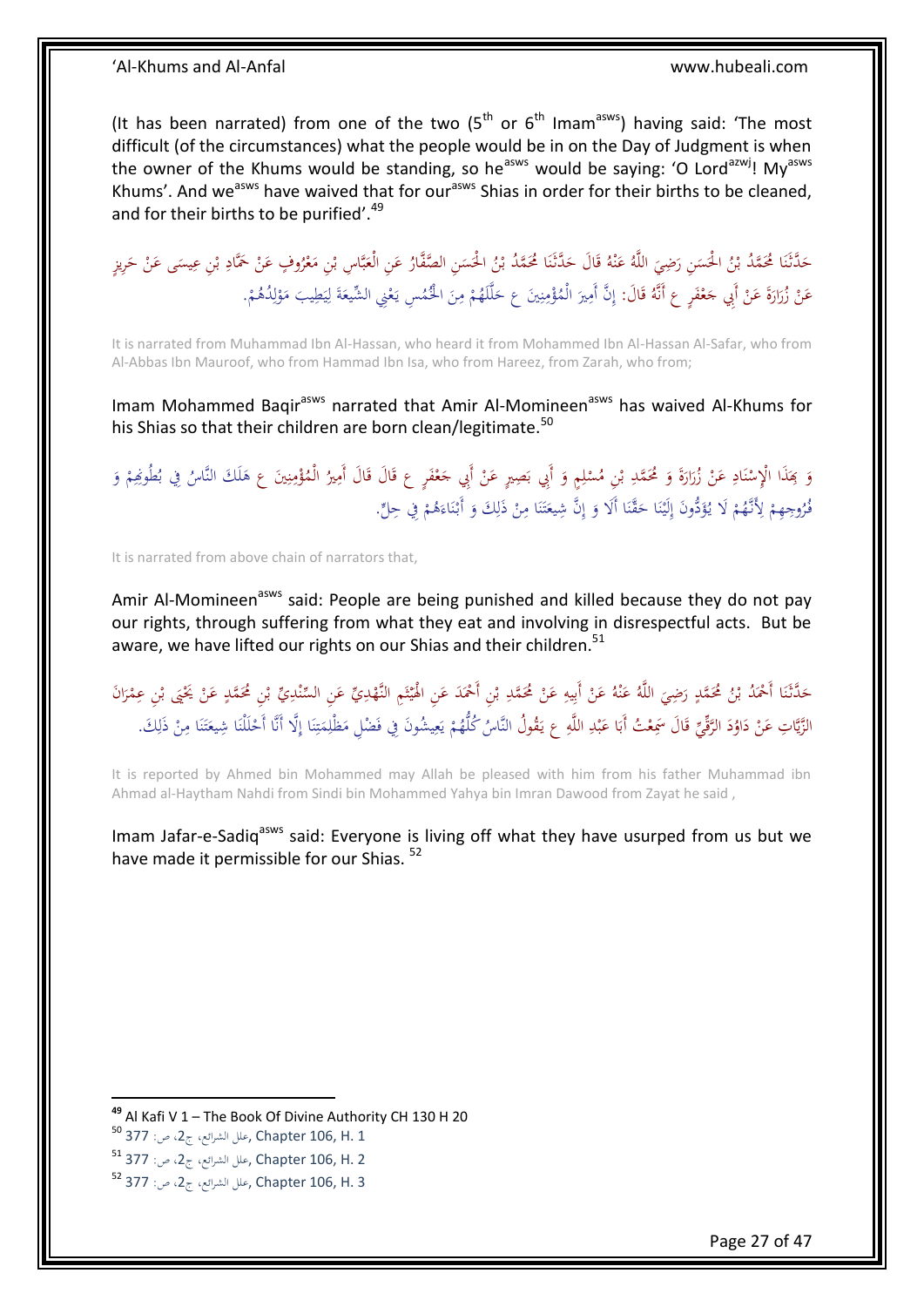(It has been narrated) from one of the two (5th or 6th Imam[asws]) having said: 'The most difficult (of the circumstances) what the people would be in on the Day of Judgment is when the owner of the Khums would be standing, so he[asws] would be saying: 'O Lord[azwj]! My[asws] Khums'. And we[asws] have waived that for our[asws] Shias in order for their births to be cleaned, and for their births to be purified'.[49]

حَدَّثَنَا مُحَمَّدُ بْنُ الْحَسَنِ رَضِيَ اللَّهُ عَنْهُ قَالَ حَدَّثَنَا مُحَمَّدُ بْنُ الْحَسَنِ الصَّفَّارُ عَنِ الْعَبَّاسِ بْنِ مَعْرُوفٍ عَنْ حَمَّادِ بْنِ عِيسَى عَنْ حَرِيزٍ عَنْ زُرَارَةَ عَنْ أَبِي جَعْفَرٍ ع أَنَّهُ قَالَ: إِنَّ أَمِيرَ الْمُؤْمِنِينَ ع حَلَّلَهُمْ مِنَ الْخُمُسِ يَعْنِي الشِّيعَةَ لِيَطِيبَ مَوْلِدُهُمْ.

It is narrated from Muhammad Ibn Al-Hassan, who heard it from Mohammed Ibn Al-Hassan Al-Safar, who from Al-Abbas Ibn Mauroof, who from Hammad Ibn Isa, who from Hareez, from Zarah, who from;

Imam Mohammed Baqir[asws] narrated that Amir Al-Momineen[asws] has waived Al-Khums for his Shias so that their children are born clean/legitimate.[50]

وَ بِهَذَا الْإِسْنَادِ عَنْ زُرَارَةَ وَ مُحَمَّدِ بْنِ مُسْلِمٍ وَ أَبِي بَصِيرٍ عَنْ أَبِي جَعْفَرٍ ع قَالَ قَالَ أَمِيرُ الْمُؤْمِنِينَ ع هَلَكَ النَّاسُ فِي بُطُونِهِمْ وَ فُرُوجِهِمْ لِأَنَّهُمْ لَا يُؤَدُّونَ إِلَيْنَا حَقَّنَا أَلَا وَ إِنَّ شِيعَتَنَا مِنْ ذَلِكَ وَ أَبْنَاءَهُمْ فِي حِلٍّ.

It is narrated from above chain of narrators that,

Amir Al-Momineen[asws] said: People are being punished and killed because they do not pay our rights, through suffering from what they eat and involving in disrespectful acts. But be aware, we have lifted our rights on our Shias and their children.[51]

حَدَّثَنَا أَحْمَدُ بْنُ مُحَمَّدٍ رَضِيَ اللَّهُ عَنْهُ عَنْ أَبِيهِ عَنْ مُحَمَّدِ بْنِ أَحْمَدَ عَنِ الْهَيْثَمِ النَّهْدِيِّ عَنِ السِّنْدِيِّ بْنِ مُحَمَّدٍ عَنْ يَحْيَى بْنِ عِمْرَانَ الزَّيَّاتِ عَنْ دَاوُدَ الرَّقِّيِّ قَالَ سَمِعْتُ أَبَا عَبْدِ اللَّهِ ع يَقُولُ النَّاسُ كُلُّهُمْ يَعِيشُونَ فِي فَضْلِ مَظْلِمَتِنَا إِلَّا أَنَّا أَحْلَلْنَا شِيعَتَنَا مِنْ ذَلِكَ.

It is reported by Ahmed bin Mohammed may Allah be pleased with him from his father Muhammad ibn Ahmad al-Haytham Nahdi from Sindi bin Mohammed Yahya bin Imran Dawood from Zayat he said ,

Imam Jafar-e-Sadiq[asws] said: Everyone is living off what they have usurped from us but we have made it permissible for our Shias. [52]

---

[49] Al Kafi V 1 – The Book Of Divine Authority CH 130 H 20

[50] علل الشرائع، ج2، ص: 377, Chapter 106, H. 1

[51] علل الشرائع، ج2، ص: 377, Chapter 106, H. 2

[52] علل الشرائع، ج2، ص: 377, Chapter 106, H. 3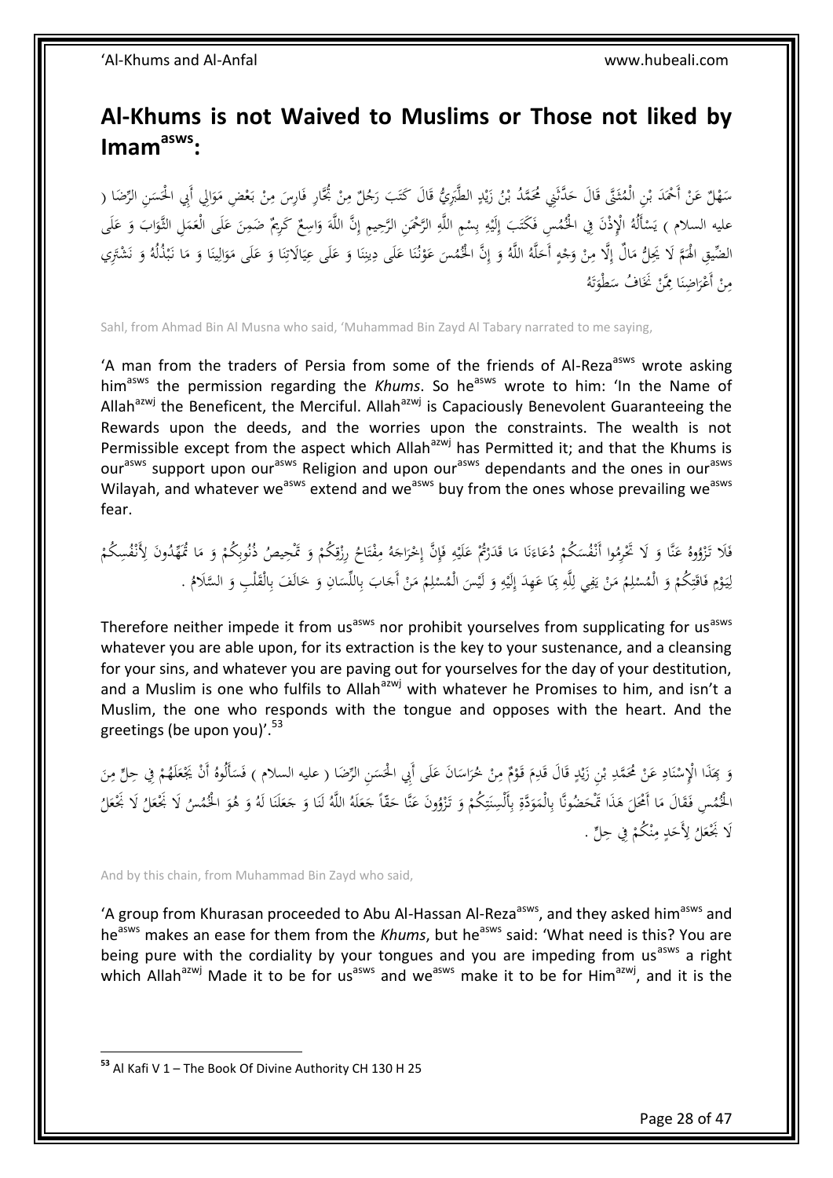## Al-Khums is not Waived to Muslims or Those not liked by Imam[asws]:

سَهْلٌ عَنْ أَحْمَدَ بْنِ الْمُثَنَّى قَالَ حَدَّثَنِي مُحَمَّدُ بْنُ زَيْدٍ الطَّبَرِيُّ قَالَ كَتَبَ رَجُلٌ مِنْ تُجَّارِ فَارِسَ مِنْ بَعْضِ مَوَالِي أَبِي الْحَسَنِ الرِّضَا ( عليه السلام ) يَسْأَلُهُ الْإِذْنَ فِي الْخُمُسِ فَكَتَبَ إِلَيْهِ بِسْمِ اللَّهِ الرَّحْمَنِ الرَّحِيمِ إِنَّ اللَّهَ وَاسِعٌ كَرِيمٌ ضَمِنَ عَلَى الْعَمَلِ الثَّوَابَ وَ عَلَى الضِّيقِ الْهَمَّ لَا يَحِلُّ مَالٌ إِلَّا مِنْ وَجْهٍ أَحَلَّهُ اللَّهُ وَ إِنَّ الْخُمُسَ عَوْنُنَا عَلَى دِينِنَا وَ عَلَى عِيَالاتِنَا وَ عَلَى مَوَالِينَا وَ مَا نَبْذُلُهُ وَ نَشْتَرِي مِنْ أَعْرَاضِنَا مِمَّنْ نَخَافُ سَطْوَتَهُ

Sahl, from Ahmad Bin Al Musna who said, 'Muhammad Bin Zayd Al Tabary narrated to me saying,

'A man from the traders of Persia from some of the friends of Al-Reza[asws] wrote asking him[asws] the permission regarding the *Khums*. So he[asws] wrote to him: 'In the Name of Allah[azwj] the Beneficent, the Merciful. Allah[azwj] is Capaciously Benevolent Guaranteeing the Rewards upon the deeds, and the worries upon the constraints. The wealth is not Permissible except from the aspect which Allah[azwj] has Permitted it; and that the Khums is our[asws] support upon our[asws] Religion and upon our[asws] dependants and the ones in our[asws] Wilayah, and whatever we[asws] extend and we[asws] buy from the ones whose prevailing we[asws] fear.

فَلَا تَزْوُوهُ عَنَّا وَ لَا تَحْرِمُوا أَنْفُسَكُمْ دُعَاءَنَا مَا قَدَرْتُمْ عَلَيْهِ فَإِنَّ إِخْرَاجَهُ مِفْتَاحُ رِزْقِكُمْ وَ تَمْحِيصُ ذُنُوبِكُمْ وَ مَا تُمَهِّدُونَ لِأَنْفُسِكُمْ لِيَوْمِ فَاقَتِكُمْ وَ الْمُسْلِمُ مَنْ يَفِي لِلَّهِ بِمَا عَهِدَ إِلَيْهِ وَ لَيْسَ الْمُسْلِمُ مَنْ أَجَابَ بِاللِّسَانِ وَ خَالَفَ بِالْقَلْبِ وَ السَّلَامُ .

Therefore neither impede it from us[asws] nor prohibit yourselves from supplicating for us[asws] whatever you are able upon, for its extraction is the key to your sustenance, and a cleansing for your sins, and whatever you are paving out for yourselves for the day of your destitution, and a Muslim is one who fulfils to Allah[azwj] with whatever he Promises to him, and isn't a Muslim, the one who responds with the tongue and opposes with the heart. And the greetings (be upon you)'.[53]

وَ بِهَذَا الْإِسْنَادِ عَنْ مُحَمَّدِ بْنِ زَيْدٍ قَالَ قَدِمَ قَوْمٌ مِنْ خُرَاسَانَ عَلَى أَبِي الْحَسَنِ الرِّضَا ( عليه السلام ) فَسَأَلُوهُ أَنْ يَجْعَلَهُمْ فِي حِلٍّ مِنَ الْخُمُسِ فَقَالَ مَا أَمْحَلَ هَذَا تَمْحَضُونَّا بِالْمَوَدَّةِ بِأَلْسِنَتِكُمْ وَ تَزْوُونَ عَنَّا حَقّاً جَعَلَهُ اللَّهُ لَنَا وَ جَعَلَنَا لَهُ وَ هُوَ الْخُمُسُ لَا نَجْعَلُ لَا نَجْعَلُ لَا نَجْعَلُ لِأَحَدٍ مِنْكُمْ فِي حِلٍّ .

And by this chain, from Muhammad Bin Zayd who said,

'A group from Khurasan proceeded to Abu Al-Hassan Al-Reza[asws], and they asked him[asws] and he[asws] makes an ease for them from the *Khums*, but he[asws] said: 'What need is this? You are being pure with the cordiality by your tongues and you are impeding from us[asws] a right which Allah[azwj] Made it to be for us[asws] and we[asws] make it to be for Him[azwj], and it is the

---

[53] Al Kafi V 1 – The Book Of Divine Authority CH 130 H 25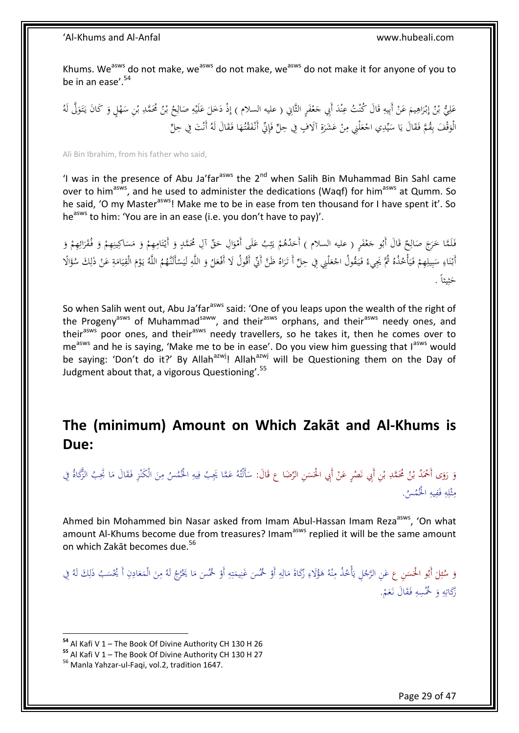Khums. We[asws] do not make, we[asws] do not make, we[asws] do not make it for anyone of you to be in an ease'.[54]

عَلِيُّ بْنُ إِبْرَاهِيمَ عَنْ أَبِيهِ قَالَ كُنْتُ عِنْدَ أَبِي جَعْفَرٍ الثَّانِي ( عليه السلام ) إِذْ دَخَلَ عَلَيْهِ صَالِحُ بْنُ مُحَمَّدِ بْنِ سَهْلٍ وَ كَانَ يَتَوَلَّى لَهُ الْوَقْفَ بِقُمَّ فَقَالَ يَا سَيِّدِي اجْعَلْنِي مِنْ عَشَرَةِ آلَافٍ فِي حِلٍّ فَإِنِّي أَنْفَقْتُهَا فَقَالَ لَهُ أَنْتَ فِي حِلٍّ

Ali Bin Ibrahim, from his father who said,

'I was in the presence of Abu Ja'far[asws] the 2nd when Salih Bin Muhammad Bin Sahl came over to him[asws], and he used to administer the dedications (Waqf) for him[asws] at Qumm. So he said, 'O my Master[asws]! Make me to be in ease from ten thousand for I have spent it'. So he[asws] to him: 'You are in an ease (i.e. you don't have to pay)'.

فَلَمَّا خَرَجَ صَالِحٌ قَالَ أَبُو جَعْفَرٍ ( عليه السلام ) أَحَدُهُمْ يَثِبُ عَلَى أَمْوَالِ حَقِّ آلِ مُحَمَّدٍ وَ أَيْتَامِهِمْ وَ مَسَاكِينِهِمْ وَ فُقَرَائِهِمْ وَ أَبْنَاءِ سَبِيلِهِمْ فَيَأْخُذُهُ ثُمَّ يَجِيءُ فَيَقُولُ اجْعَلْنِي فِي حِلٍّ أَ تَرَاهُ ظَنَّ أَنِّي أَقُولُ لَا أَفْعَلُ وَ اللَّهِ لَيَسْأَلَنَّهُمُ اللَّهُ يَوْمَ الْقِيَامَةِ عَنْ ذَلِكَ سُؤَالًا حَثِيثاً .

So when Salih went out, Abu Ja'far[asws] said: 'One of you leaps upon the wealth of the right of the Progeny[asws] of Muhammad[saww], and their[asws] orphans, and their[asws] needy ones, and their[asws] poor ones, and their[asws] needy travellers, so he takes it, then he comes over to me[asws] and he is saying, 'Make me to be in ease'. Do you view him guessing that I[asws] would be saying: 'Don't do it?' By Allah[azwj]! Allah[azwj] will be Questioning them on the Day of Judgment about that, a vigorous Questioning'.[55]

## The (minimum) Amount on Which Zakāt and Al-Khums is Due:

وَ رَوَى أَحْمَدُ بْنُ مُحَمَّدِ بْنِ أَبِي نَصْرٍ عَنْ أَبِي الْحَسَنِ الرِّضَا ع قَالَ: سَأَلْتُهُ عَمَّا يَجِبُ فِيهِ الْخُمُسُ مِنَ الْكَنْزِ فَقَالَ مَا تَجِبُ الزَّكَاةُ فِي مِثْلِهِ فَفِيهِ الْخُمُسُ.

Ahmed bin Mohammed bin Nasar asked from Imam Abul-Hassan Imam Reza[asws], 'On what amount Al-Khums become due from treasures? Imam[asws] replied it will be the same amount on which Zakāt becomes due.[56]

وَ سُئِلَ أَبُو الْحَسَنِ ع عَنِ الرَّجُلِ يَأْخُذُ مِنْهُ هَؤُلَاءِ زَكَاةَ مَالِهِ أَوْ خُمُسَ غَنِيمَتِهِ أَوْ خُمُسَ مَا يَخْرُجُ لَهُ مِنَ الْمَعَادِنِ أَ يُحْسَبُ ذَلِكَ لَهُ فِي زَكَاتِهِ وَ خُمُسِهِ فَقَالَ نَعَمْ.

[54] Al Kafi V 1 – The Book Of Divine Authority CH 130 H 26
[55] Al Kafi V 1 – The Book Of Divine Authority CH 130 H 27
[56] Manla Yahzar-ul-Faqi, vol.2, tradition 1647.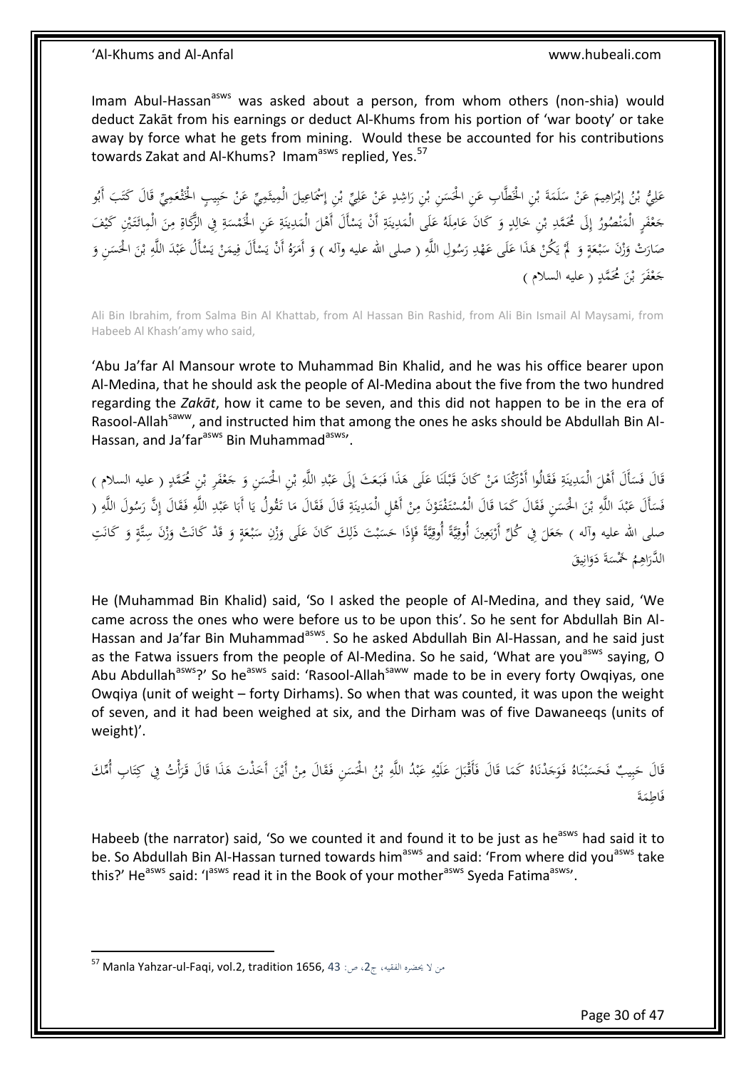Imam Abul-Hassan[asws] was asked about a person, from whom others (non-shia) would deduct Zakāt from his earnings or deduct Al-Khums from his portion of 'war booty' or take away by force what he gets from mining. Would these be accounted for his contributions towards Zakat and Al-Khums? Imam[asws] replied, Yes.[57]

عَلِيُّ بْنُ إِبْرَاهِيمَ عَنْ سَلَمَةَ بْنِ الْخَطَّابِ عَنِ الْحَسَنِ بْنِ رَاشِدٍ عَنْ عَلِيِّ بْنِ إِسْمَاعِيلَ الْمِيثَمِيِّ عَنْ حَبِيبٍ الْخَثْعَمِيِّ قَالَ كَتَبَ أَبُو جَعْفَرٍ الْمَنْصُورُ إِلَى مُحَمَّدِ بْنِ خَالِدٍ وَ كَانَ عَامِلَهُ عَلَى الْمَدِينَةِ أَنْ يَسْأَلَ أَهْلَ الْمَدِينَةِ عَنِ الْخَمْسَةِ فِي الزَّكَاةِ مِنَ الْمِائَتَيْنِ كَيْفَ صَارَتْ وَزْنَ سَبْعَةٍ وَ لَمْ يَكُنْ هَذَا عَلَى عَهْدِ رَسُولِ اللَّهِ ( صلى الله عليه وآله ) وَ أَمَرَهُ أَنْ يَسْأَلَ فِيمَنْ يَسْأَلُ عَبْدَ اللَّهِ بْنَ الْحَسَنِ وَ جَعْفَرَ بْنَ مُحَمَّدٍ ( عليه السلام )

Ali Bin Ibrahim, from Salma Bin Al Khattab, from Al Hassan Bin Rashid, from Ali Bin Ismail Al Maysami, from Habeeb Al Khash'amy who said,

'Abu Ja'far Al Mansour wrote to Muhammad Bin Khalid, and he was his office bearer upon Al-Medina, that he should ask the people of Al-Medina about the five from the two hundred regarding the *Zakāt*, how it came to be seven, and this did not happen to be in the era of Rasool-Allah[saww], and instructed him that among the ones he asks should be Abdullah Bin Al-Hassan, and Ja'far[asws] Bin Muhammad[asws]'.

قَالَ فَسَأَلَ أَهْلَ الْمَدِينَةِ فَقَالُوا أَدْرَكْنَا مَنْ كَانَ قَبْلَنَا عَلَى هَذَا فَبَعَثَ إِلَى عَبْدِ اللَّهِ بْنِ الْحَسَنِ وَ جَعْفَرِ بْنِ مُحَمَّدٍ ( عليه السلام ) فَسَأَلَ عَبْدَ اللَّهِ بْنَ الْحَسَنِ فَقَالَ كَمَا قَالَ الْمُسْتَفْتَوْنَ مِنْ أَهْلِ الْمَدِينَةِ قَالَ فَقَالَ مَا تَقُولُ يَا أَبَا عَبْدِ اللَّهِ فَقَالَ إِنَّ رَسُولَ اللَّهِ ( صلى الله عليه وآله ) جَعَلَ فِي كُلِّ أَرْبَعِينَ أُوقِيَّةً أُوقِيَّةً فَإِذَا حَسَبْتَ ذَلِكَ كَانَ عَلَى وَزْنِ سَبْعَةٍ وَ قَدْ كَانَتْ وَزْنَ سِتَّةٍ وَ كَانَتِ الدَّرَاهِمُ خَمْسَةَ دَوَانِيقَ

He (Muhammad Bin Khalid) said, 'So I asked the people of Al-Medina, and they said, 'We came across the ones who were before us to be upon this'. So he sent for Abdullah Bin Al-Hassan and Ja'far Bin Muhammad[asws]. So he asked Abdullah Bin Al-Hassan, and he said just as the Fatwa issuers from the people of Al-Medina. So he said, 'What are you[asws] saying, O Abu Abdullah[asws]?' So he[asws] said: 'Rasool-Allah[saww] made to be in every forty Owqiyas, one Owqiya (unit of weight – forty Dirhams). So when that was counted, it was upon the weight of seven, and it had been weighed at six, and the Dirham was of five Dawaneeqs (units of weight)'.

قَالَ حَبِيبٌ فَحَسَبْنَاهُ فَوَجَدْنَاهُ كَمَا قَالَ فَأَقْبَلَ عَلَيْهِ عَبْدُ اللَّهِ بْنُ الْحَسَنِ فَقَالَ مِنْ أَيْنَ أَخَذْتَ هَذَا قَالَ قَرَأْتُ فِي كِتَابِ أُمِّكَ فَاطِمَةَ

Habeeb (the narrator) said, 'So we counted it and found it to be just as he[asws] had said it to be. So Abdullah Bin Al-Hassan turned towards him[asws] and said: 'From where did you[asws] take this?' He[asws] said: 'I[asws] read it in the Book of your mother[asws] Syeda Fatima[asws]'.

---

[57] Manla Yahzar-ul-Faqi, vol.2, tradition 1656, من لا يحضره الفقيه، ج2، ص: 43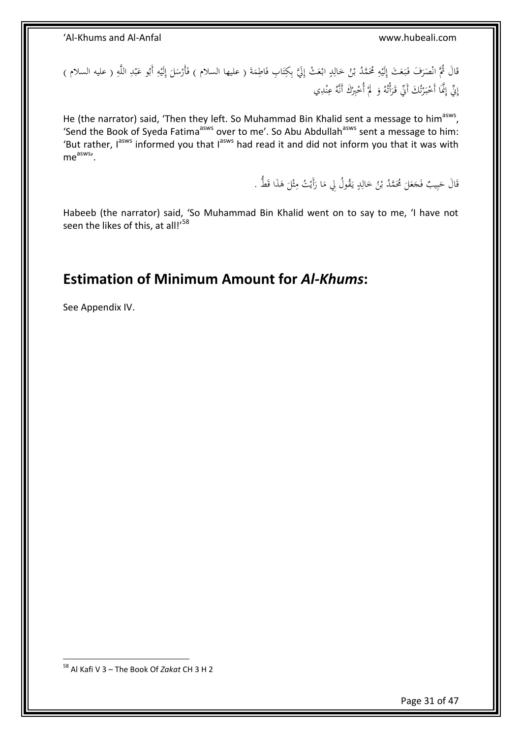قَالَ ثُمَّ انْصَرَفَ فَبَعَثَ إِلَيْهِ مُحَمَّدُ بْنُ خَالِدٍ ابْعَثْ إِلَيَّ بِكِتَابِ فَاطِمَةَ ( عليها السلام ) فَأَرْسَلَ إِلَيْهِ أَبُو عَبْدِ اللَّهِ ( عليه السلام ) إِنِّي إِنَّمَا أَخْبَرْتُكَ أَنِّي قَرَأْتُهُ وَ لَمْ أُخْبِرْكَ أَنَّهُ عِنْدِي

He (the narrator) said, 'Then they left. So Muhammad Bin Khalid sent a message to him[asws], 'Send the Book of Syeda Fatima[asws] over to me'. So Abu Abdullah[asws] sent a message to him: 'But rather, I[asws] informed you that I[asws] had read it and did not inform you that it was with me[asws]'.

قَالَ حَبِيبٌ فَجَعَلَ مُحَمَّدُ بْنُ خَالِدٍ يَقُولُ لِي مَا رَأَيْتُ مِثْلَ هَذَا قَطُّ .

Habeeb (the narrator) said, 'So Muhammad Bin Khalid went on to say to me, 'I have not seen the likes of this, at all!'[58]

## Estimation of Minimum Amount for *Al-Khums*:

See Appendix IV.

[58] Al Kafi V 3 – The Book Of *Zakat* CH 3 H 2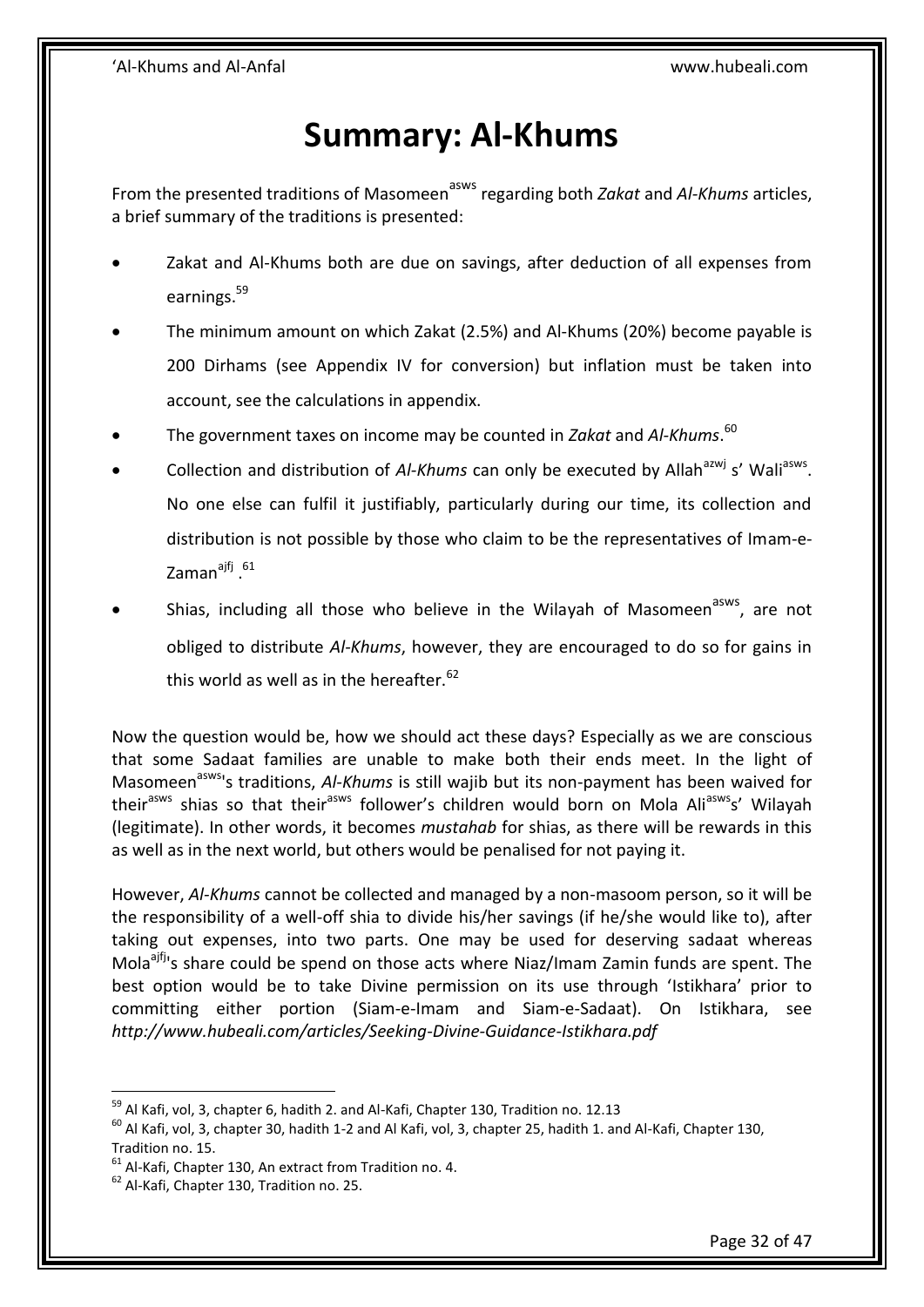# Summary: Al-Khums

From the presented traditions of Masomeen[asws] regarding both *Zakat* and *Al-Khums* articles, a brief summary of the traditions is presented:

- Zakat and Al-Khums both are due on savings, after deduction of all expenses from earnings.[59]
- The minimum amount on which Zakat (2.5%) and Al-Khums (20%) become payable is 200 Dirhams (see Appendix IV for conversion) but inflation must be taken into account, see the calculations in appendix.
- The government taxes on income may be counted in *Zakat* and *Al-Khums*.[60]
- Collection and distribution of *Al-Khums* can only be executed by Allah[azwj] s' Wali[asws]. No one else can fulfil it justifiably, particularly during our time, its collection and distribution is not possible by those who claim to be the representatives of Imam-e-Zaman[ajfj] .[61]
- Shias, including all those who believe in the Wilayah of Masomeen[asws], are not obliged to distribute *Al-Khums*, however, they are encouraged to do so for gains in this world as well as in the hereafter.[62]

Now the question would be, how we should act these days? Especially as we are conscious that some Sadaat families are unable to make both their ends meet. In the light of Masomeen[asws]'s traditions, *Al-Khums* is still wajib but its non-payment has been waived for their[asws] shias so that their[asws] follower's children would born on Mola Ali[asws]s' Wilayah (legitimate). In other words, it becomes *mustahab* for shias, as there will be rewards in this as well as in the next world, but others would be penalised for not paying it.

However, *Al-Khums* cannot be collected and managed by a non-masoom person, so it will be the responsibility of a well-off shia to divide his/her savings (if he/she would like to), after taking out expenses, into two parts. One may be used for deserving sadaat whereas Mola[ajfj]'s share could be spend on those acts where Niaz/Imam Zamin funds are spent. The best option would be to take Divine permission on its use through 'Istikhara' prior to committing either portion (Siam-e-Imam and Siam-e-Sadaat). On Istikhara, see *http://www.hubeali.com/articles/Seeking-Divine-Guidance-Istikhara.pdf*

---

[59] Al Kafi, vol, 3, chapter 6, hadith 2. and Al-Kafi, Chapter 130, Tradition no. 12.13

[60] Al Kafi, vol, 3, chapter 30, hadith 1-2 and Al Kafi, vol, 3, chapter 25, hadith 1. and Al-Kafi, Chapter 130, Tradition no. 15.

[61] Al-Kafi, Chapter 130, An extract from Tradition no. 4.

[62] Al-Kafi, Chapter 130, Tradition no. 25.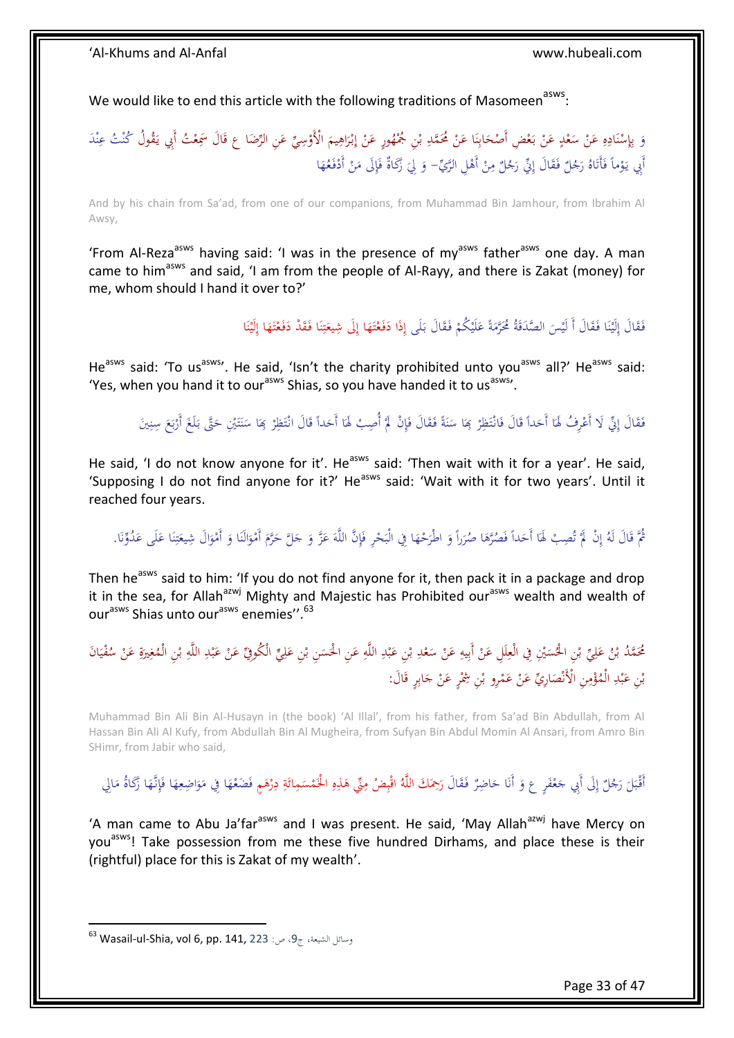We would like to end this article with the following traditions of Masomeen[asws]:

وَ بِإِسْنَادِهِ عَنْ سَعْدٍ عَنْ بَعْضِ أَصْحَابِنَا عَنْ مُحَمَّدِ بْنِ جُمْهُورٍ عَنْ إِبْرَاهِيمَ الْأَوْسِيِّ عَنِ الرِّضَا ع قَالَ سَمِعْتُ أَبِي يَقُولُ كُنْتُ عِنْدَ أَبِي يَوْماً فَأَتَاهُ رَجُلٌ فَقَالَ إِنِّي رَجُلٌ مِنْ أَهْلِ الرَّيِّ- وَ لِي زَكَاةٌ فَإِلَى مَنْ أَدْفَعُهَا

And by his chain from Sa'ad, from one of our companions, from Muhammad Bin Jamhour, from Ibrahim Al Awsy,

'From Al-Reza[asws] having said: 'I was in the presence of my[asws] father[asws] one day. A man came to him[asws] and said, 'I am from the people of Al-Rayy, and there is Zakat (money) for me, whom should I hand it over to?'

فَقَالَ إِلَيْنَا فَقَالَ أَ لَيْسَ الصَّدَقَةُ مُحَرَّمَةً عَلَيْكُمْ فَقَالَ بَلَى إِذَا دَفَعْتَهَا إِلَى شِيعَتِنَا فَقَدْ دَفَعْتَهَا إِلَيْنَا

He[asws] said: 'To us[asws]'. He said, 'Isn't the charity prohibited unto you[asws] all?' He[asws] said: 'Yes, when you hand it to our[asws] Shias, so you have handed it to us[asws]'.

فَقَالَ إِنِّي لَا أَعْرِفُ لَهَا أَحَداً قَالَ فَانْتَظِرْ بِهَا سَنَةً فَقَالَ فَإِنْ لَمْ أُصِبْ لَهَا أَحَداً قَالَ انْتَظِرْ بِهَا سَنَتَيْنِ حَتَّى بَلَغَ أَرْبَعَ سِنِينَ

He said, 'I do not know anyone for it'. He[asws] said: 'Then wait with it for a year'. He said, 'Supposing I do not find anyone for it?' He[asws] said: 'Wait with it for two years'. Until it reached four years.

ثُمَّ قَالَ لَهُ إِنْ لَمْ تُصِبْ لَهَا أَحَداً فَصُرَّهَا صُرَراً وَ اطْرَحْهَا فِي الْبَحْرِ فَإِنَّ اللَّهَ عَزَّ وَ جَلَّ حَرَّمَ أَمْوَالَنَا وَ أَمْوَالَ شِيعَتِنَا عَلَى عَدُوِّنَا.

Then he[asws] said to him: 'If you do not find anyone for it, then pack it in a package and drop it in the sea, for Allah[azwj] Mighty and Majestic has Prohibited our[asws] wealth and wealth of our[asws] Shias unto our[asws] enemies''.[63]

مُحَمَّدُ بْنُ عَلِيِّ بْنِ الْحُسَيْنِ فِي الْعِلَلِ عَنْ أَبِيهِ عَنْ سَعْدِ بْنِ عَبْدِ اللَّهِ عَنِ الْحَسَنِ بْنِ عَلِيٍّ الْكُوفِيِّ عَنْ عَبْدِ اللَّهِ بْنِ الْمُغِيرَةِ عَنْ سُفْيَانَ بْنِ عَبْدِ الْمُؤْمِنِ الْأَنْصَارِيِّ عَنْ عَمْرِو بْنِ شِمْرٍ عَنْ جَابِرٍ قَالَ:

Muhammad Bin Ali Bin Al-Husayn in (the book) 'Al Illal', from his father, from Sa'ad Bin Abdullah, from Al Hassan Bin Ali Al Kufy, from Abdullah Bin Al Mugheira, from Sufyan Bin Abdul Momin Al Ansari, from Amro Bin SHimr, from Jabir who said,

أَقْبَلَ رَجُلٌ إِلَى أَبِي جَعْفَرٍ ع وَ أَنَا حَاضِرٌ فَقَالَ رَحِمَكَ اللَّهُ اقْبِضْ مِنِّي هَذِهِ الْخَمْسَمِائَةِ دِرْهَمٍ فَضَعْهَا فِي مَوَاضِعِهَا فَإِنَّهَا زَكَاةُ مَالِي

'A man came to Abu Ja'far[asws] and I was present. He said, 'May Allah[azwj] have Mercy on you[asws]! Take possession from me these five hundred Dirhams, and place these is their (rightful) place for this is Zakat of my wealth'.

---

[63] Wasail-ul-Shia, vol 6, pp. 141, 223 :وسائل الشيعة، ج9، ص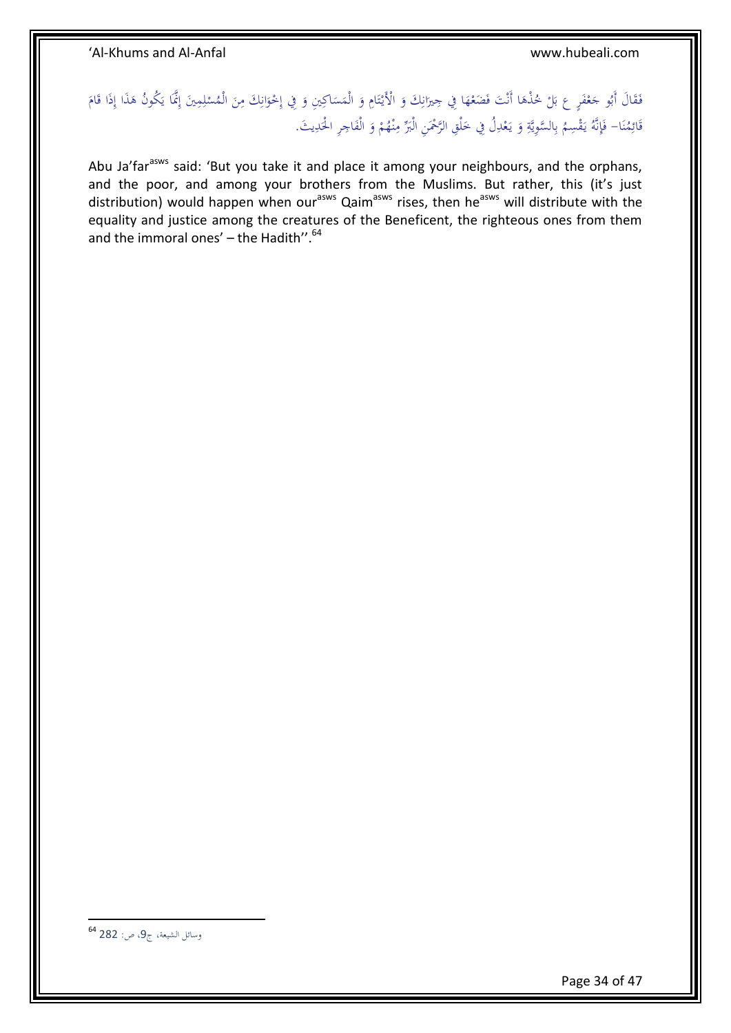فَقَالَ أَبُو جَعْفَرٍ ع بَلْ خُذْهَا أَنْتَ فَضَعْهَا فِي جِيرَانِكَ وَ الْأَيْتَامِ وَ الْمَسَاكِينِ وَ فِي إِخْوَانِكَ مِنَ الْمُسْلِمِينَ إِنَّمَا يَكُونُ هَذَا إِذَا قَامَ قَائِمُنَا- فَإِنَّهُ يَقْسِمُ بِالسَّوِيَّةِ وَ يَعْدِلُ فِي خَلْقِ الرَّحْمَنِ الْبَرِّ مِنْهُمْ وَ الْفَاجِرِ الْحَدِيثَ.

Abu Ja'far[asws] said: 'But you take it and place it among your neighbours, and the orphans, and the poor, and among your brothers from the Muslims. But rather, this (it's just distribution) would happen when our[asws] Qaim[asws] rises, then he[asws] will distribute with the equality and justice among the creatures of the Beneficent, the righteous ones from them and the immoral ones' – the Hadith''.[64]

---

[64] وسائل الشيعة، ج9، ص: 282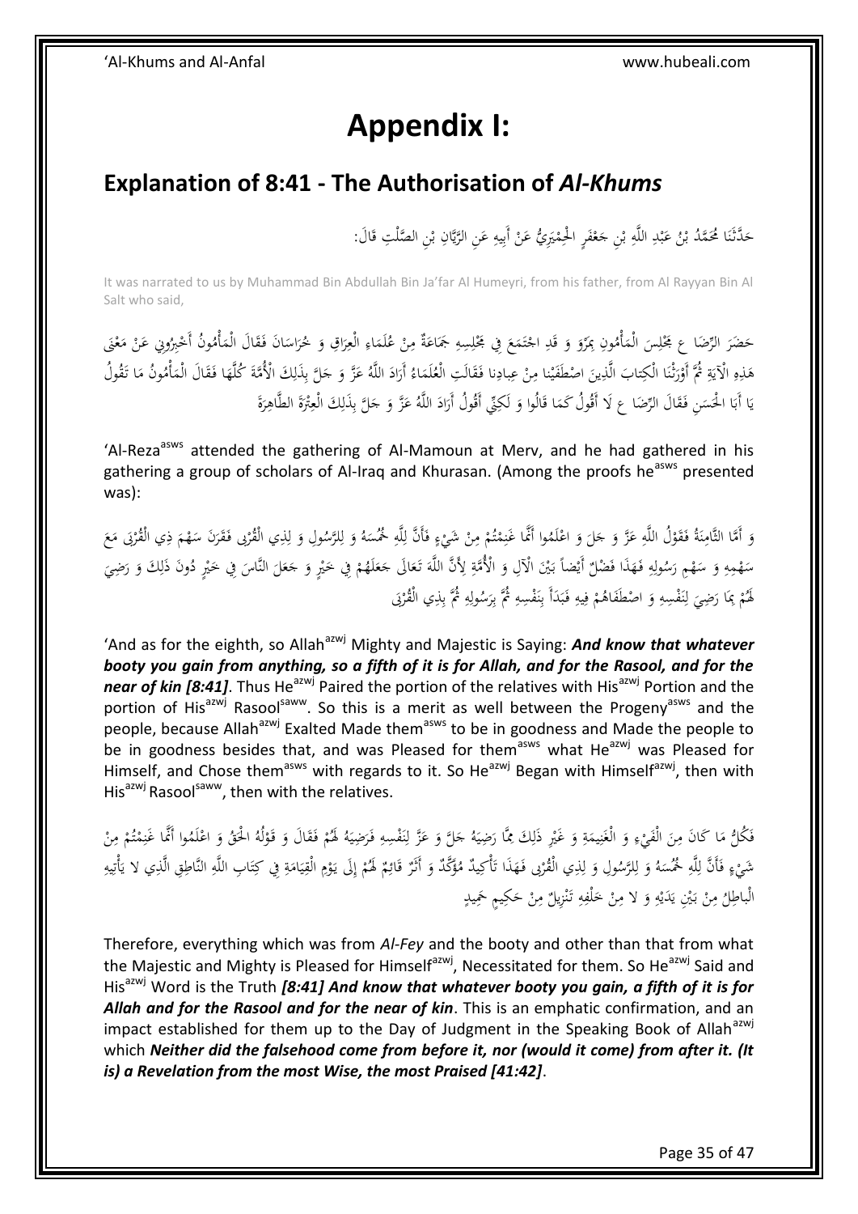# Appendix I:

## Explanation of 8:41 - The Authorisation of *Al-Khums*

حَدَّثَنَا مُحَمَّدُ بْنُ عَبْدِ اللَّهِ بْنِ جَعْفَرٍ الْحِمْيَرِيُّ عَنْ أَبِيهِ عَنِ الرَّيَّانِ بْنِ الصَّلْتِ قَالَ:

It was narrated to us by Muhammad Bin Abdullah Bin Ja'far Al Humeyri, from his father, from Al Rayyan Bin Al Salt who said,

حَضَرَ الرِّضَا ع مَجْلِسَ الْمَأْمُونِ بِمَرْوَ وَ قَدِ اجْتَمَعَ فِي مَجْلِسِهِ جَمَاعَةٌ مِنْ عُلَمَاءِ الْعِرَاقِ وَ خُرَاسَانَ فَقَالَ الْمَأْمُونُ أَخْبِرُونِي عَنْ مَعْنَى هَذِهِ الْآيَةِ ثُمَّ أَوْرَثْنَا الْكِتابَ الَّذِينَ اصْطَفَيْنا مِنْ عِبادِنا فَقَالَتِ الْعُلَمَاءُ أَرَادَ اللَّهُ عَزَّ وَ جَلَّ بِذَلِكَ الْأُمَّةَ كُلَّهَا فَقَالَ الْمَأْمُونُ مَا تَقُولُ يَا أَبَا الْحَسَنِ فَقَالَ الرِّضَا ع لَا أَقُولُ كَمَا قَالُوا وَ لَكِنِّي أَقُولُ أَرَادَ اللَّهُ عَزَّ وَ جَلَّ بِذَلِكَ الْعِتْرَةَ الطَّاهِرَةَ

'Al-Reza[asws] attended the gathering of Al-Mamoun at Merv, and he had gathered in his gathering a group of scholars of Al-Iraq and Khurasan. (Among the proofs he[asws] presented was):

وَ أَمَّا الثَّامِنَةُ فَقَوْلُ اللَّهِ عَزَّ وَ جَلَ وَ اعْلَمُوا أَنَّما غَنِمْتُمْ مِنْ شَيْءٍ فَأَنَّ لِلَّهِ خُمُسَهُ وَ لِلرَّسُولِ وَ لِذِي الْقُرْبى فَقَرَنَ سَهْمَ ذِي الْقُرْبَى مَعَ سَهْمِهِ وَ سَهْمِ رَسُولِهِ فَهَذَا فَضْلٌ أَيْضاً بَيْنَ الْآلِ وَ الْأُمَّةِ لِأَنَّ اللَّهَ تَعَالَى جَعَلَهُمْ فِي حَيِّزٍ وَ جَعَلَ النَّاسَ فِي حَيِّزٍ دُونَ ذَلِكَ وَ رَضِيَ لَهُمْ بِمَا رَضِيَ لِنَفْسِهِ وَ اصْطَفَاهُمْ فِيهِ فَبَدَأَ بِنَفْسِهِ ثُمَّ بِرَسُولِهِ ثُمَّ بِذِي الْقُرْبَى

'And as for the eighth, so Allah[azwj] Mighty and Majestic is Saying: ***And know that whatever booty you gain from anything, so a fifth of it is for Allah, and for the Rasool, and for the near of kin [8:41]***. Thus He[azwj] Paired the portion of the relatives with His[azwj] Portion and the portion of His[azwj] Rasool[saww]. So this is a merit as well between the Progeny[asws] and the people, because Allah[azwj] Exalted Made them[asws] to be in goodness and Made the people to be in goodness besides that, and was Pleased for them[asws] what He[azwj] was Pleased for Himself, and Chose them[asws] with regards to it. So He[azwj] Began with Himself[azwj], then with His[azwj] Rasool[saww], then with the relatives.

فَكُلُّ مَا كَانَ مِنَ الْفَيْءِ وَ الْغَنِيمَةِ وَ غَيْرِ ذَلِكَ مِمَّا رَضِيَهُ جَلَّ وَ عَزَّ لِنَفْسِهِ فَرَضِيَهُ لَهُمْ فَقَالَ وَ قَوْلُهُ الْحَقُّ وَ اعْلَمُوا أَنَّما غَنِمْتُمْ مِنْ شَيْءٍ فَأَنَّ لِلَّهِ خُمُسَهُ وَ لِلرَّسُولِ وَ لِذِي الْقُرْبى فَهَذَا تَأْكِيدٌ مُؤَكَّدٌ وَ أَثَرٌ قَائِمٌ لَهُمْ إِلَى يَوْمِ الْقِيَامَةِ فِي كِتَابِ اللَّهِ النَّاطِقِ الَّذِي لا يَأْتِيهِ الْباطِلُ مِنْ بَيْنِ يَدَيْهِ وَ لا مِنْ خَلْفِهِ تَنْزِيلٌ مِنْ حَكِيمٍ حَمِيدٍ

Therefore, everything which was from *Al-Fey* and the booty and other than that from what the Majestic and Mighty is Pleased for Himself[azwj], Necessitated for them. So He[azwj] Said and His[azwj] Word is the Truth ***[8:41] And know that whatever booty you gain, a fifth of it is for Allah and for the Rasool and for the near of kin***. This is an emphatic confirmation, and an impact established for them up to the Day of Judgment in the Speaking Book of Allah[azwj] which ***Neither did the falsehood come from before it, nor (would it come) from after it. (It is) a Revelation from the most Wise, the most Praised [41:42]***.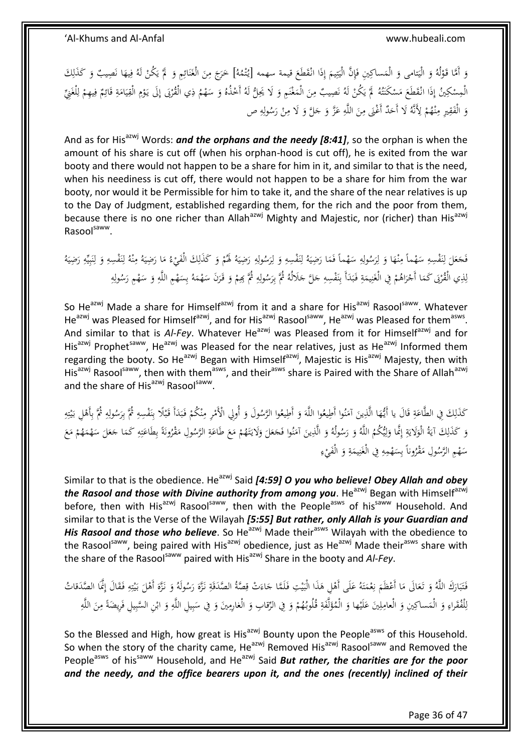وَ أَمَّا قَوْلُهُ وَ الْيَتامى وَ الْمَساكِينِ فَإِنَّ الْيَتِيمَ إِذَا انْقَطَعَ قيمة سهمه [يُتْمُهُ] خَرَجَ مِنَ الْغَنَائِمِ وَ لَمْ يَكُنْ لَهُ فِيهَا نَصِيبٌ وَ كَذَلِكَ الْمِسْكِينُ إِذَا انْقَطَعَ مَسْكَنَتُهُ لَمْ يَكُنْ لَهُ نَصِيبٌ مِنَ الْمَغْنَمِ وَ لَا يَحِلُّ لَهُ أَخْذُهُ وَ سَهْمُ ذِي الْقُرْبَى إِلَى يَوْمِ الْقِيَامَةِ قَائِمٌ فِيهِمْ لِلْغَنِيِّ وَ الْفَقِيرِ مِنْهُمْ لِأَنَّهُ لَا أَحَدٌ أَغْنَى مِنَ اللَّهِ عَزَّ وَ جَلَّ وَ لَا مِنْ رَسُولِهِ ص

And as for His[azwj] Words: ***and the orphans and the needy [8:41]***, so the orphan is when the amount of his share is cut off (when his orphan-hood is cut off), he is exited from the war booty and there would not happen to be a share for him in it, and similar to that is the need, when his neediness is cut off, there would not happen to be a share for him from the war booty, nor would it be Permissible for him to take it, and the share of the near relatives is up to the Day of Judgment, established regarding them, for the rich and the poor from them, because there is no one richer than Allah[azwj] Mighty and Majestic, nor (richer) than His[azwj] Rasool[saww].

فَجَعَلَ لِنَفْسِهِ سَهْماً مِنْهَا وَ لِرَسُولِهِ سَهْماً فَمَا رَضِيَهُ لِنَفْسِهِ وَ لِرَسُولِهِ رَضِيَهُ لَهُمْ وَ كَذَلِكَ الْفَيْءُ مَا رَضِيَهُ مِنْهُ لِنَفْسِهِ وَ لِنَبِيِّهِ رَضِيَهُ لِذِي الْقُرْبَى كَمَا أَجْرَاهُمْ فِي الْغَنِيمَةِ فَبَدَأَ بِنَفْسِهِ جَلَّ جَلَالُهُ ثُمَّ بِرَسُولِهِ ثُمَّ بِهِمْ وَ قَرَنَ سَهْمَهُ بِسَهْمِ اللَّهِ وَ سَهْمِ رَسُولِهِ

So He[azwj] Made a share for Himself[azwj] from it and a share for His[azwj] Rasool[saww]. Whatever He[azwj] was Pleased for Himself[azwj], and for His[azwj] Rasool[saww], He[azwj] was Pleased for them[asws]. And similar to that is *Al-Fey*. Whatever He[azwj] was Pleased from it for Himself[azwj] and for His[azwj] Prophet[saww], He[azwj] was Pleased for the near relatives, just as He[azwj] Informed them regarding the booty. So He[azwj] Began with Himself[azwj], Majestic is His[azwj] Majesty, then with His[azwj] Rasool[saww], then with them[asws], and their[asws] share is Paired with the Share of Allah[azwj] and the share of His[azwj] Rasool[saww].

كَذَلِكَ فِي الطَّاعَةِ قَالَ يا أَيُّهَا الَّذِينَ آمَنُوا أَطِيعُوا اللَّهَ وَ أَطِيعُوا الرَّسُولَ وَ أُولِي الْأَمْرِ مِنْكُمْ فَبَدَأَ بِنَفْسِهِ ثُمَّ بِرَسُولِهِ ثُمَّ بِأَهْلِ بَيْتِهِ وَ كَذَلِكَ آيَةُ الْوَلَايَةِ إِنَّما وَلِيُّكُمُ اللَّهُ وَ رَسُولُهُ وَ الَّذِينَ آمَنُوا فَجَعَلَ وَلَايَتَهُمْ مَعَ طَاعَةِ الرَّسُولِ مَقْرُونَةً بِطَاعَتِهِ كَمَا جَعَلَ سَهْمَهُمْ مَعَ سَهْمِ الرَّسُولِ مَقْرُوناً بِسَهْمِهِ فِي الْغَنِيمَةِ وَ الْفَيْءِ

Similar to that is the obedience. He[azwj] Said ***[4:59] O you who believe! Obey Allah and obey the Rasool and those with Divine authority from among you***. He[azwj] Began with Himself[azwj] before, then with His[azwj] Rasool[saww], then with the People[asws] of his[saww] Household. And similar to that is the Verse of the Wilayah ***[5:55] But rather, only Allah is your Guardian and His Rasool and those who believe***. So He[azwj] Made their[asws] Wilayah with the obedience to the Rasool[saww], being paired with His[azwj] obedience, just as He[azwj] Made their[asws] share with the share of the Rasool[saww] paired with His[azwj] Share in the booty and *Al-Fey*.

فَتَبَارَكَ اللَّهُ وَ تَعَالَى مَا أَعْظَمَ نِعْمَتَهُ عَلَى أَهْلِ هَذَا الْبَيْتِ فَلَمَّا جَاءَتْ قِصَّةُ الصَّدَقَةِ نَزَّهَ رَسُولَهُ وَ نَزَّهَ أَهْلَ بَيْتِهِ فَقَالَ إِنَّمَا الصَّدَقاتُ لِلْفُقَراءِ وَ الْمَساكِينِ وَ الْعامِلِينَ عَلَيْها وَ الْمُؤَلَّفَةِ قُلُوبُهُمْ وَ فِي الرِّقابِ وَ الْغارِمِينَ وَ فِي سَبِيلِ اللَّهِ وَ ابْنِ السَّبِيلِ فَرِيضَةً مِنَ اللَّهِ

So the Blessed and High, how great is His[azwj] Bounty upon the People[asws] of this Household. So when the story of the charity came, He[azwj] Removed His[azwj] Rasool[saww] and Removed the People[asws] of his[saww] Household, and He[azwj] Said ***But rather, the charities are for the poor and the needy, and the office bearers upon it, and the ones (recently) inclined of their***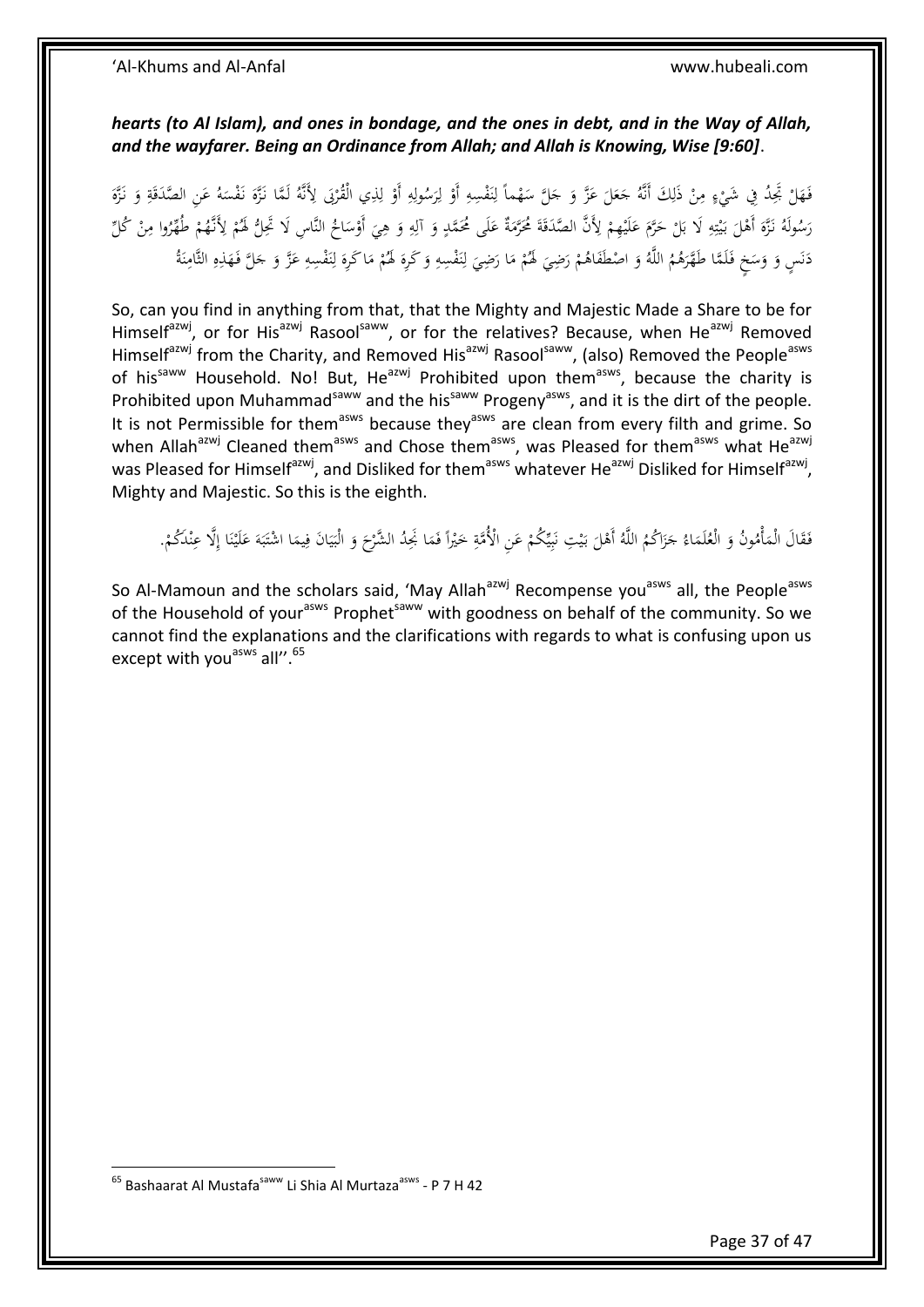***hearts (to Al Islam), and ones in bondage, and the ones in debt, and in the Way of Allah, and the wayfarer. Being an Ordinance from Allah; and Allah is Knowing, Wise [9:60]***.

فَهَلْ تَجِدُ فِي شَيْ‏ءٍ مِنْ ذَلِكَ أَنَّهُ جَعَلَ عَزَّ وَ جَلَّ سَهْماً لِنَفْسِهِ أَوْ لِرَسُولِهِ أَوْ لِذِي الْقُرْبَى لِأَنَّهُ لَمَّا نَزَّهَ نَفْسَهُ عَنِ الصَّدَقَةِ وَ نَزَّهَ رَسُولَهُ نَزَّهَ أَهْلَ بَيْتِهِ لَا بَلْ حَرَّمَ عَلَيْهِمْ لِأَنَّ الصَّدَقَةَ مُحَرَّمَةٌ عَلَى مُحَمَّدٍ وَ آلِهِ وَ هِيَ أَوْسَاخُ النَّاسِ لَا تَحِلُّ لَهُمْ لِأَنَّهُمْ طُهِّرُوا مِنْ كُلِّ دَنَسٍ وَ وَسَخٍ فَلَمَّا طَهَّرَهُمُ اللَّهُ وَ اصْطَفَاهُمْ رَضِيَ لَهُمْ مَا رَضِيَ لِنَفْسِهِ وَ كَرِهَ لَهُمْ مَا كَرِهَ لِنَفْسِهِ عَزَّ وَ جَلَّ فَهَذِهِ الثَّامِنَةُ

So, can you find in anything from that, that the Mighty and Majestic Made a Share to be for Himself[azwj], or for His[azwj] Rasool[saww], or for the relatives? Because, when He[azwj] Removed Himself[azwj] from the Charity, and Removed His[azwj] Rasool[saww], (also) Removed the People[asws] of his[saww] Household. No! But, He[azwj] Prohibited upon them[asws], because the charity is Prohibited upon Muhammad[saww] and the his[saww] Progeny[asws], and it is the dirt of the people. It is not Permissible for them[asws] because they[asws] are clean from every filth and grime. So when Allah[azwj] Cleaned them[asws] and Chose them[asws], was Pleased for them[asws] what He[azwj] was Pleased for Himself[azwj], and Disliked for them[asws] whatever He[azwj] Disliked for Himself[azwj], Mighty and Majestic. So this is the eighth.

فَقَالَ الْمَأْمُونُ وَ الْعُلَمَاءُ جَزَاكُمُ اللَّهُ أَهْلَ بَيْتِ نَبِيِّكُمْ عَنِ الْأُمَّةِ خَيْراً فَمَا نَجِدُ الشَّرْحَ وَ الْبَيَانَ فِيمَا اشْتَبَهَ عَلَيْنَا إِلَّا عِنْدَكُمْ.

So Al-Mamoun and the scholars said, 'May Allah[azwj] Recompense you[asws] all, the People[asws] of the Household of your[asws] Prophet[saww] with goodness on behalf of the community. So we cannot find the explanations and the clarifications with regards to what is confusing upon us except with you[asws] all''.[65]

---

[65] Bashaarat Al Mustafa[saww] Li Shia Al Murtaza[asws] - P 7 H 42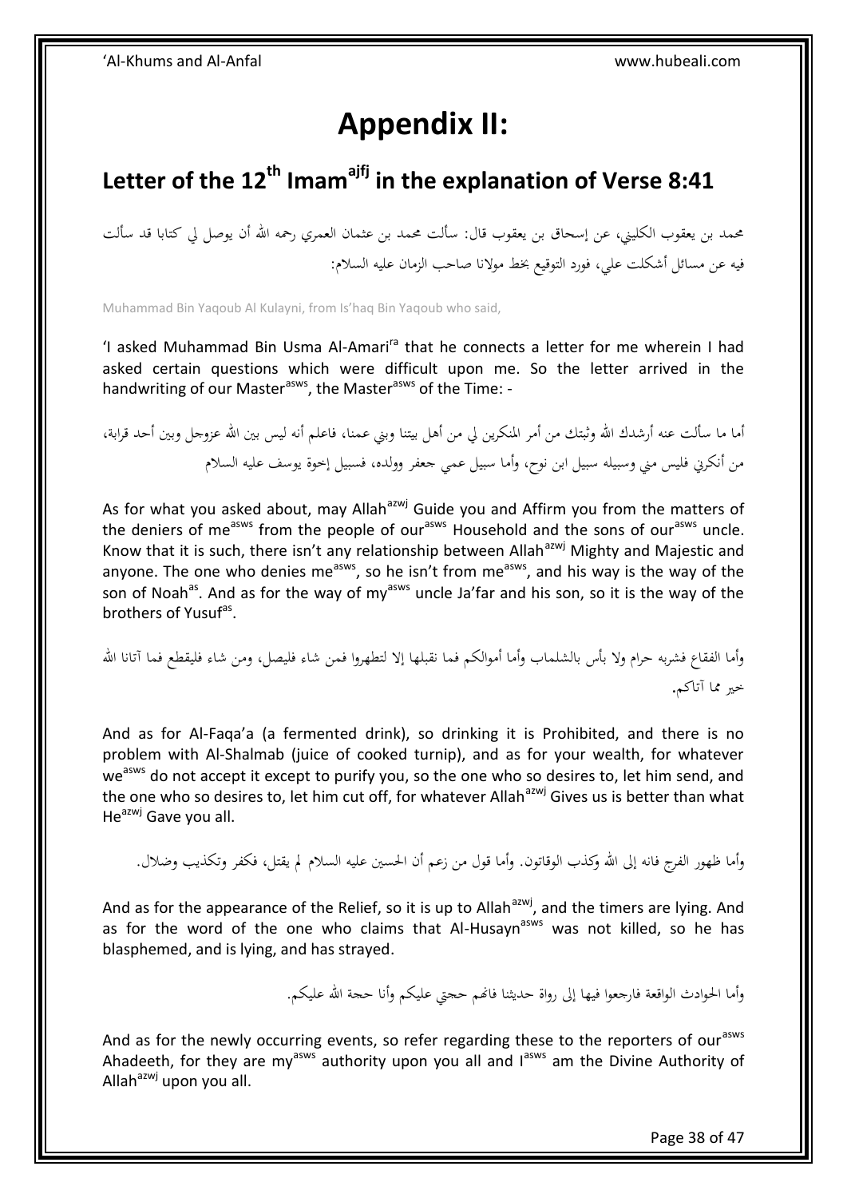# Appendix II:

## Letter of the 12th Imam[ajfj] in the explanation of Verse 8:41

محمد بن يعقوب الكليني، عن إسحاق بن يعقوب قال: سألت محمد بن عثمان العمري رحمه الله أن يوصل لي كتابا قد سألت فيه عن مسائل أشكلت علي، فورد التوقيع بخط مولانا صاحب الزمان عليه السلام:

Muhammad Bin Yaqoub Al Kulayni, from Is'haq Bin Yaqoub who said,

'I asked Muhammad Bin Usma Al-Amari[ra] that he connects a letter for me wherein I had asked certain questions which were difficult upon me. So the letter arrived in the handwriting of our Master[asws], the Master[asws] of the Time: -

أما ما سألت عنه أرشدك الله وثبتك من أمر المنكرين لي من أهل بيتنا وبني عمنا، فاعلم أنه ليس بين الله عزوجل وبين أحد قرابة، من أنكرني فليس مني وسبيله سبيل ابن نوح، وأما سبيل عمي جعفر وولده، فسبيل إخوة يوسف عليه السلام

As for what you asked about, may Allah[azwj] Guide you and Affirm you from the matters of the deniers of me[asws] from the people of our[asws] Household and the sons of our[asws] uncle. Know that it is such, there isn't any relationship between Allah[azwj] Mighty and Majestic and anyone. The one who denies me[asws], so he isn't from me[asws], and his way is the way of the son of Noah[as]. And as for the way of my[asws] uncle Ja'far and his son, so it is the way of the brothers of Yusuf[as].

وأما الفقاع فشربه حرام ولا بأس بالشلماب وأما أموالكم فما نقبلها إلا لتطهروا فمن شاء فليصل، ومن شاء فليقطع فما آتانا الله خير مما آتاكم.

And as for Al-Faqa'a (a fermented drink), so drinking it is Prohibited, and there is no problem with Al-Shalmab (juice of cooked turnip), and as for your wealth, for whatever we[asws] do not accept it except to purify you, so the one who so desires to, let him send, and the one who so desires to, let him cut off, for whatever Allah[azwj] Gives us is better than what He[azwj] Gave you all.

وأما ظهور الفرج فانه إلى الله وكذب الوقاتون. وأما قول من زعم أن الحسين عليه السلام لم يقتل، فكفر وتكذيب وضلال.

And as for the appearance of the Relief, so it is up to Allah[azwj], and the timers are lying. And as for the word of the one who claims that Al-Husayn[asws] was not killed, so he has blasphemed, and is lying, and has strayed.

وأما الحوادث الواقعة فارجعوا فيها إلى رواة حديثنا فانهم حجتي عليكم وأنا حجة الله عليكم.

And as for the newly occurring events, so refer regarding these to the reporters of our[asws] Ahadeeth, for they are my[asws] authority upon you all and I[asws] am the Divine Authority of Allah[azwj] upon you all.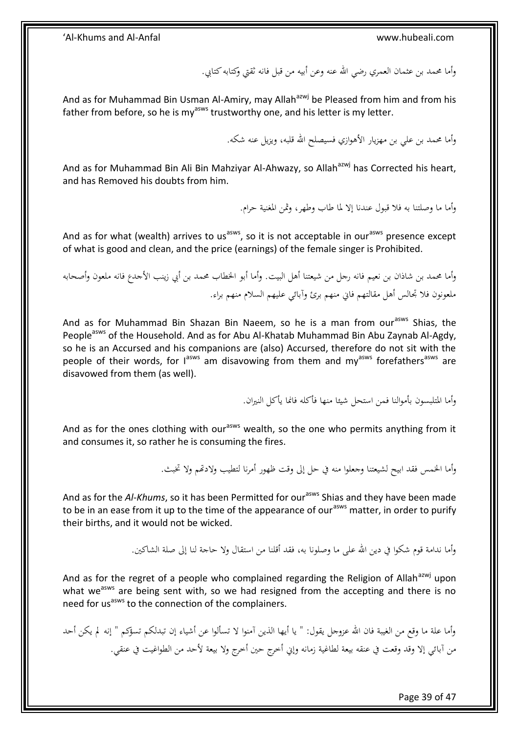وأما محمد بن عثمان العمري رضي الله عنه وعن أبيه من قبل فانه ثقتي وكتابه كتابي.

And as for Muhammad Bin Usman Al-Amiry, may Allah[azwj] be Pleased from him and from his father from before, so he is my[asws] trustworthy one, and his letter is my letter.

وأما محمد بن علي بن مهزيار الأهوازي فسيصلح الله قلبه، ويزيل عنه شكه.

And as for Muhammad Bin Ali Bin Mahziyar Al-Ahwazy, so Allah[azwj] has Corrected his heart, and has Removed his doubts from him.

وأما ما وصلتنا به فلا قبول عندنا إلا لما طاب وطهر، وثمن المغنية حرام.

And as for what (wealth) arrives to us[asws], so it is not acceptable in our[asws] presence except of what is good and clean, and the price (earnings) of the female singer is Prohibited.

وأما محمد بن شاذان بن نعيم فانه رجل من شيعتنا أهل البيت. وأما أبو الخطاب محمد بن أبي زينب الأجدع فانه ملعون وأصحابه ملعونون فلا تجالس أهل مقالتهم فاني منهم برئ وآبائي عليهم السلام منهم براء.

And as for Muhammad Bin Shazan Bin Naeem, so he is a man from our[asws] Shias, the People[asws] of the Household. And as for Abu Al-Khatab Muhammad Bin Abu Zaynab Al-Agdy, so he is an Accursed and his companions are (also) Accursed, therefore do not sit with the people of their words, for I[asws] am disavowing from them and my[asws] forefathers[asws] are disavowed from them (as well).

وأما المتلبسون بأموالنا فمن استحل شيئا منها فأكله فانما يأكل النيران.

And as for the ones clothing with our[asws] wealth, so the one who permits anything from it and consumes it, so rather he is consuming the fires.

وأما الخمس فقد ابيح لشيعتنا وجعلوا منه في حل إلى وقت ظهور أمرنا لتطيب ولادتهم ولا تخبث.

And as for the *Al-Khums*, so it has been Permitted for our[asws] Shias and they have been made to be in an ease from it up to the time of the appearance of our[asws] matter, in order to purify their births, and it would not be wicked.

وأما ندامة قوم شكوا في دين الله على ما وصلونا به، فقد أقلنا من استقال ولا حاجة لنا إلى صلة الشاكين.

And as for the regret of a people who complained regarding the Religion of Allah[azwj] upon what we[asws] are being sent with, so we had resigned from the accepting and there is no need for us[asws] to the connection of the complainers.

وأما علة ما وقع من الغيبة فان الله عزوجل يقول: " يا أيها الذين آمنوا لا تسألوا عن أشياء إن تبدلكم تسؤكم " إنه لم يكن أحد من آبائي إلا وقد وقعت في عنقه بيعة لطاغية زمانه وإني أخرج حين أخرج ولا بيعة لأحد من الطواغيت في عنقي.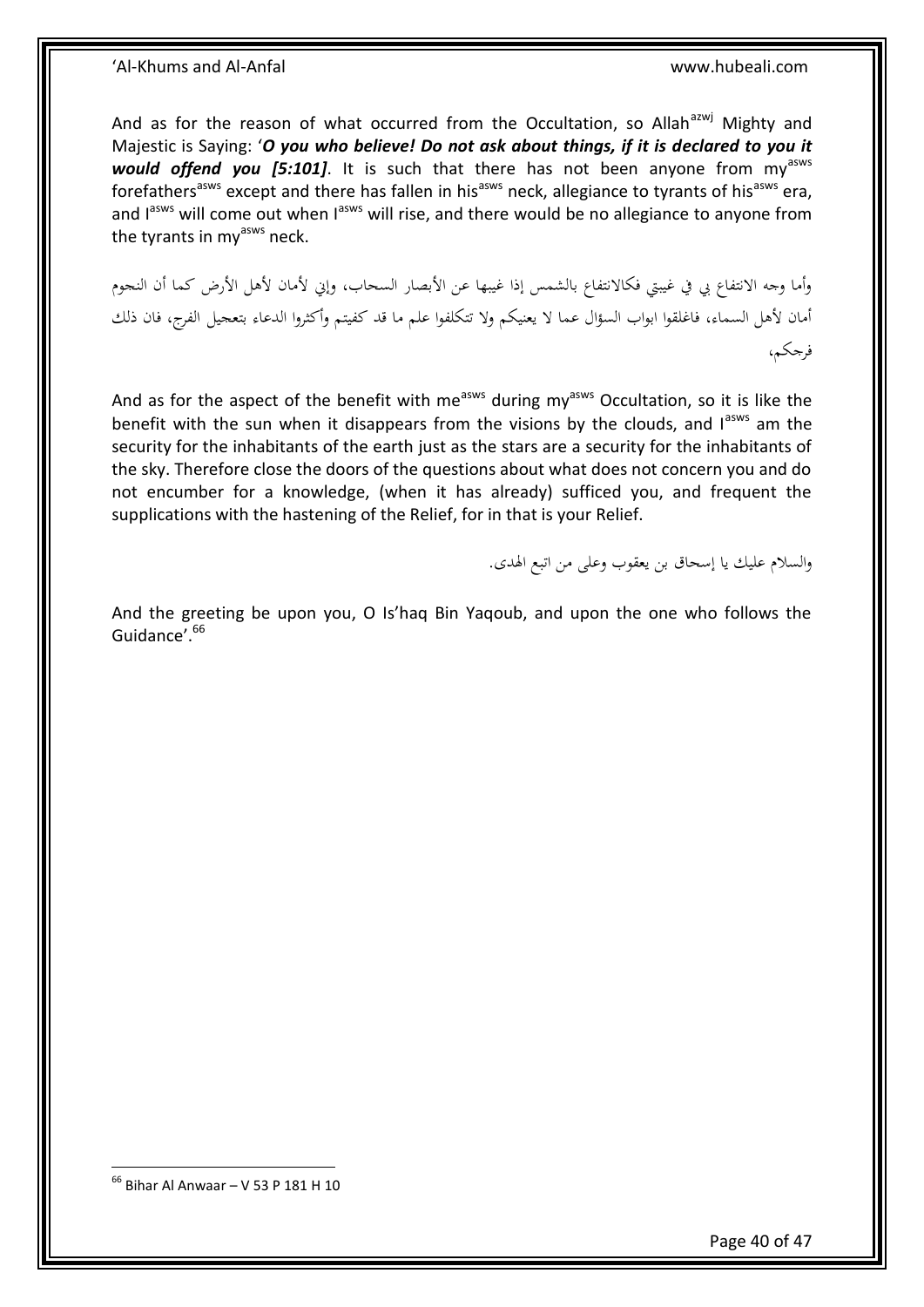And as for the reason of what occurred from the Occultation, so Allah[azwj] Mighty and Majestic is Saying: '***O you who believe! Do not ask about things, if it is declared to you it would offend you [5:101]***. It is such that there has not been anyone from my[asws] forefathers[asws] except and there has fallen in his[asws] neck, allegiance to tyrants of his[asws] era, and I[asws] will come out when I[asws] will rise, and there would be no allegiance to anyone from the tyrants in my[asws] neck.

وأما وجه الانتفاع بي في غيبتي فكالانتفاع بالشمس إذا غيبها عن الأبصار السحاب، وإني لأمان لأهل الأرض كما أن النجوم أمان لأهل السماء، فاغلقوا ابواب السؤال عما لا يعنيكم ولا تتكلفوا علم ما قد كفيتم وأكثروا الدعاء بتعجيل الفرج، فان ذلك فرجكم،

And as for the aspect of the benefit with me[asws] during my[asws] Occultation, so it is like the benefit with the sun when it disappears from the visions by the clouds, and I[asws] am the security for the inhabitants of the earth just as the stars are a security for the inhabitants of the sky. Therefore close the doors of the questions about what does not concern you and do not encumber for a knowledge, (when it has already) sufficed you, and frequent the supplications with the hastening of the Relief, for in that is your Relief.

والسلام عليك يا إسحاق بن يعقوب وعلى من اتبع الهدى.

And the greeting be upon you, O Is'haq Bin Yaqoub, and upon the one who follows the Guidance'.[66]

[66] Bihar Al Anwaar – V 53 P 181 H 10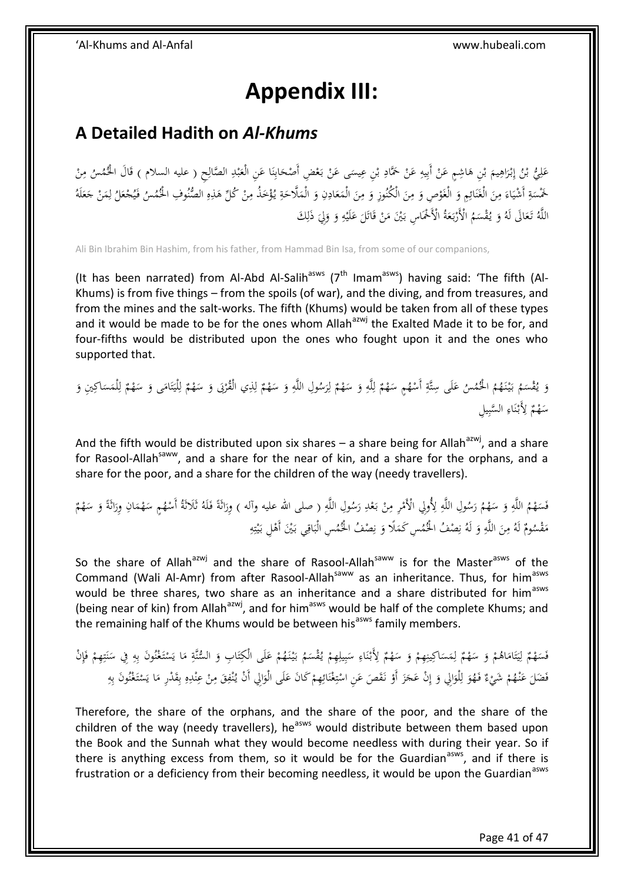# Appendix III:

## A Detailed Hadith on *Al-Khums*

عَلِيُّ بْنُ إِبْرَاهِيمَ بْنِ هَاشِمٍ عَنْ أَبِيهِ عَنْ حَمَّادِ بْنِ عِيسَى عَنْ بَعْضِ أَصْحَابِنَا عَنِ الْعَبْدِ الصَّالِحِ ( عليه السلام ) قَالَ الْخُمُسُ مِنْ خَمْسَةِ أَشْيَاءَ مِنَ الْغَنَائِمِ وَ الْغَوْصِ وَ مِنَ الْكُنُوزِ وَ مِنَ الْمَعَادِنِ وَ الْمَلَّاحَةِ يُؤْخَذُ مِنْ كُلِّ هَذِهِ الصُّنُوفِ الْخُمُسُ فَيُجْعَلُ لِمَنْ جَعَلَهُ اللَّهُ تَعَالَى لَهُ وَ يُقْسَمُ الْأَرْبَعَةُ الْأَخْمَاسِ بَيْنَ مَنْ قَاتَلَ عَلَيْهِ وَ وَلِيَ ذَلِكَ

Ali Bin Ibrahim Bin Hashim, from his father, from Hammad Bin Isa, from some of our companions,

(It has been narrated) from Al-Abd Al-Salih[asws] (7[th] Imam[asws]) having said: 'The fifth (Al-Khums) is from five things – from the spoils (of war), and the diving, and from treasures, and from the mines and the salt-works. The fifth (Khums) would be taken from all of these types and it would be made to be for the ones whom Allah[azwj] the Exalted Made it to be for, and four-fifths would be distributed upon the ones who fought upon it and the ones who supported that.

وَ يُقْسَمُ بَيْنَهُمُ الْخُمُسُ عَلَى سِتَّةِ أَسْهُمٍ سَهْمٌ لِلَّهِ وَ سَهْمٌ لِرَسُولِ اللَّهِ وَ سَهْمٌ لِذِي الْقُرْبَى وَ سَهْمٌ لِلْيَتَامَى وَ سَهْمٌ لِلْمَسَاكِينِ وَ سَهْمٌ لِأَبْنَاءِ السَّبِيلِ

And the fifth would be distributed upon six shares – a share being for Allah[azwj], and a share for Rasool-Allah[saww], and a share for the near of kin, and a share for the orphans, and a share for the poor, and a share for the children of the way (needy travellers).

فَسَهْمُ اللَّهِ وَ سَهْمُ رَسُولِ اللَّهِ لِأُولِي الْأَمْرِ مِنْ بَعْدِ رَسُولِ اللَّهِ ( صلى الله عليه وآله ) وِرَاثَةً فَلَهُ ثَلَاثَةُ أَسْهُمٍ سَهْمَانِ وِرَاثَةً وَ سَهْمٌ مَقْسُومٌ لَهُ مِنَ اللَّهِ وَ لَهُ نِصْفُ الْخُمُسِ كَمَلًا وَ نِصْفُ الْخُمُسِ الْبَاقِي بَيْنَ أَهْلِ بَيْتِهِ

So the share of Allah[azwj] and the share of Rasool-Allah[saww] is for the Master[asws] of the Command (Wali Al-Amr) from after Rasool-Allah[saww] as an inheritance. Thus, for him[asws] would be three shares, two share as an inheritance and a share distributed for him[asws] (being near of kin) from Allah[azwj], and for him[asws] would be half of the complete Khums; and the remaining half of the Khums would be between his[asws] family members.

فَسَهْمٌ لِيَتَامَاهُمْ وَ سَهْمٌ لِمَسَاكِينِهِمْ وَ سَهْمٌ لِأَبْنَاءِ سَبِيلِهِمْ يُقْسَمُ بَيْنَهُمْ عَلَى الْكِتَابِ وَ السُّنَّةِ مَا يَسْتَغْنُونَ بِهِ فِي سَنَتِهِمْ فَإِنْ فَضَلَ عَنْهُمْ شَيْءٌ فَهُوَ لِلْوَالِي وَ إِنْ عَجَزَ أَوْ نَقَصَ عَنِ اسْتِغْنَائِهِمْ كَانَ عَلَى الْوَالِي أَنْ يُنْفِقَ مِنْ عِنْدِهِ بِقَدْرِ مَا يَسْتَغْنُونَ بِهِ

Therefore, the share of the orphans, and the share of the poor, and the share of the children of the way (needy travellers), he[asws] would distribute between them based upon the Book and the Sunnah what they would become needless with during their year. So if there is anything excess from them, so it would be for the Guardian[asws], and if there is frustration or a deficiency from their becoming needless, it would be upon the Guardian[asws]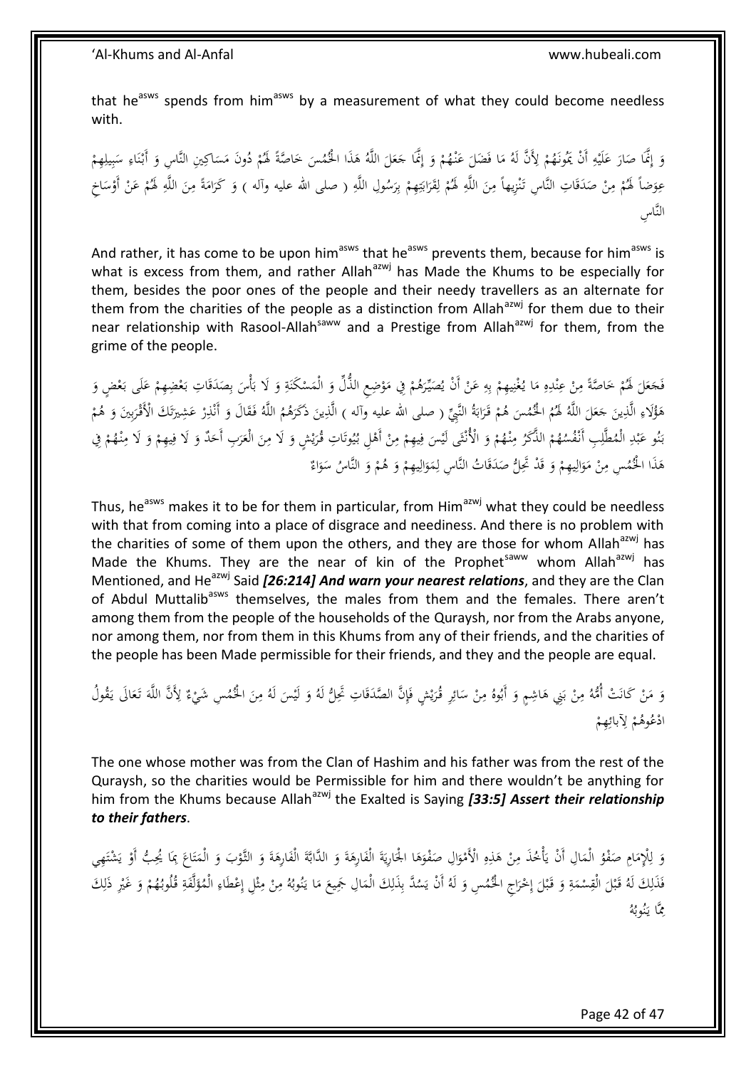that he[asws] spends from him[asws] by a measurement of what they could become needless with.

وَ إِنَّمَا صَارَ عَلَيْهِ أَنْ يَمُونَهُمْ لِأَنَّ لَهُ مَا فَضَلَ عَنْهُمْ وَ إِنَّمَا جَعَلَ اللَّهُ هَذَا الْخُمُسَ خَاصَّةً لَهُمْ دُونَ مَسَاكِينِ النَّاسِ وَ أَبْنَاءِ سَبِيلِهِمْ عِوَضاً لَهُمْ مِنْ صَدَقَاتِ النَّاسِ تَنْزِيهاً مِنَ اللَّهِ لَهُمْ لِقَرَابَتِهِمْ بِرَسُولِ اللَّهِ ( صلى الله عليه وآله ) وَ كَرَامَةً مِنَ اللَّهِ لَهُمْ عَنْ أَوْسَاخِ النَّاسِ

And rather, it has come to be upon him[asws] that he[asws] prevents them, because for him[asws] is what is excess from them, and rather Allah[azwj] has Made the Khums to be especially for them, besides the poor ones of the people and their needy travellers as an alternate for them from the charities of the people as a distinction from Allah[azwj] for them due to their near relationship with Rasool-Allah[saww] and a Prestige from Allah[azwj] for them, from the grime of the people.

فَجَعَلَ لَهُمْ خَاصَّةً مِنْ عِنْدِهِ مَا يُغْنِيهِمْ بِهِ عَنْ أَنْ يُصَيِّرَهُمْ فِي مَوْضِعِ الذُّلِّ وَ الْمَسْكَنَةِ وَ لَا بَأْسَ بِصَدَقَاتِ بَعْضِهِمْ عَلَى بَعْضٍ وَ هَؤُلَاءِ الَّذِينَ جَعَلَ اللَّهُ لَهُمُ الْخُمُسَ هُمْ قَرَابَةُ النَّبِيِّ ( صلى الله عليه وآله ) الَّذِينَ ذَكَرَهُمُ اللَّهُ فَقَالَ وَ أَنْذِرْ عَشِيرَتَكَ الْأَقْرَبِينَ وَ هُمْ بَنُو عَبْدِ الْمُطَّلِبِ أَنْفُسُهُمُ الذَّكَرُ مِنْهُمْ وَ الْأُنْثَى لَيْسَ فِيهِمْ مِنْ أَهْلِ بُيُوتَاتِ قُرَيْشٍ وَ لَا مِنَ الْعَرَبِ أَحَدٌ وَ لَا فِيهِمْ وَ لَا مِنْهُمْ فِي هَذَا الْخُمُسِ مِنْ مَوَالِيهِمْ وَ قَدْ تَحِلُّ صَدَقَاتُ النَّاسِ لِمَوَالِيهِمْ وَ هُمْ وَ النَّاسُ سَوَاءٌ

Thus, he[asws] makes it to be for them in particular, from Him[azwj] what they could be needless with that from coming into a place of disgrace and neediness. And there is no problem with the charities of some of them upon the others, and they are those for whom Allah[azwj] has Made the Khums. They are the near of kin of the Prophet[saww] whom Allah[azwj] has Mentioned, and He[azwj] Said ***[26:214] And warn your nearest relations***, and they are the Clan of Abdul Muttalib[asws] themselves, the males from them and the females. There aren't among them from the people of the households of the Quraysh, nor from the Arabs anyone, nor among them, nor from them in this Khums from any of their friends, and the charities of the people has been Made permissible for their friends, and they and the people are equal.

وَ مَنْ كَانَتْ أُمُّهُ مِنْ بَنِي هَاشِمٍ وَ أَبُوهُ مِنْ سَائِرِ قُرَيْشٍ فَإِنَّ الصَّدَقَاتِ تَحِلُّ لَهُ وَ لَيْسَ لَهُ مِنَ الْخُمُسِ شَيْءٌ لِأَنَّ اللَّهَ تَعَالَى يَقُولُ ادْعُوهُمْ لِآبائِهِمْ

The one whose mother was from the Clan of Hashim and his father was from the rest of the Quraysh, so the charities would be Permissible for him and there wouldn't be anything for him from the Khums because Allah[azwj] the Exalted is Saying ***[33:5] Assert their relationship to their fathers***.

وَ لِلْإِمَامِ صَفْوُ الْمَالِ أَنْ يَأْخُذَ مِنْ هَذِهِ الْأَمْوَالِ صَفْوَهَا الْجَارِيَةَ الْفَارِهَةَ وَ الدَّابَّةَ الْفَارِهَةَ وَ الثَّوْبَ وَ الْمَتَاعَ بِمَا يُحِبُّ أَوْ يَشْتَهِي فَذَلِكَ لَهُ قَبْلَ الْقِسْمَةِ وَ قَبْلَ إِخْرَاجِ الْخُمُسِ وَ لَهُ أَنْ يَسُدَّ بِذَلِكَ الْمَالِ جَمِيعَ مَا يَنُوبُهُ مِنْ مِثْلِ إِعْطَاءِ الْمُؤَلَّفَةِ قُلُوبُهُمْ وَ غَيْرِ ذَلِكَ مِمَّا يَنُوبُهُ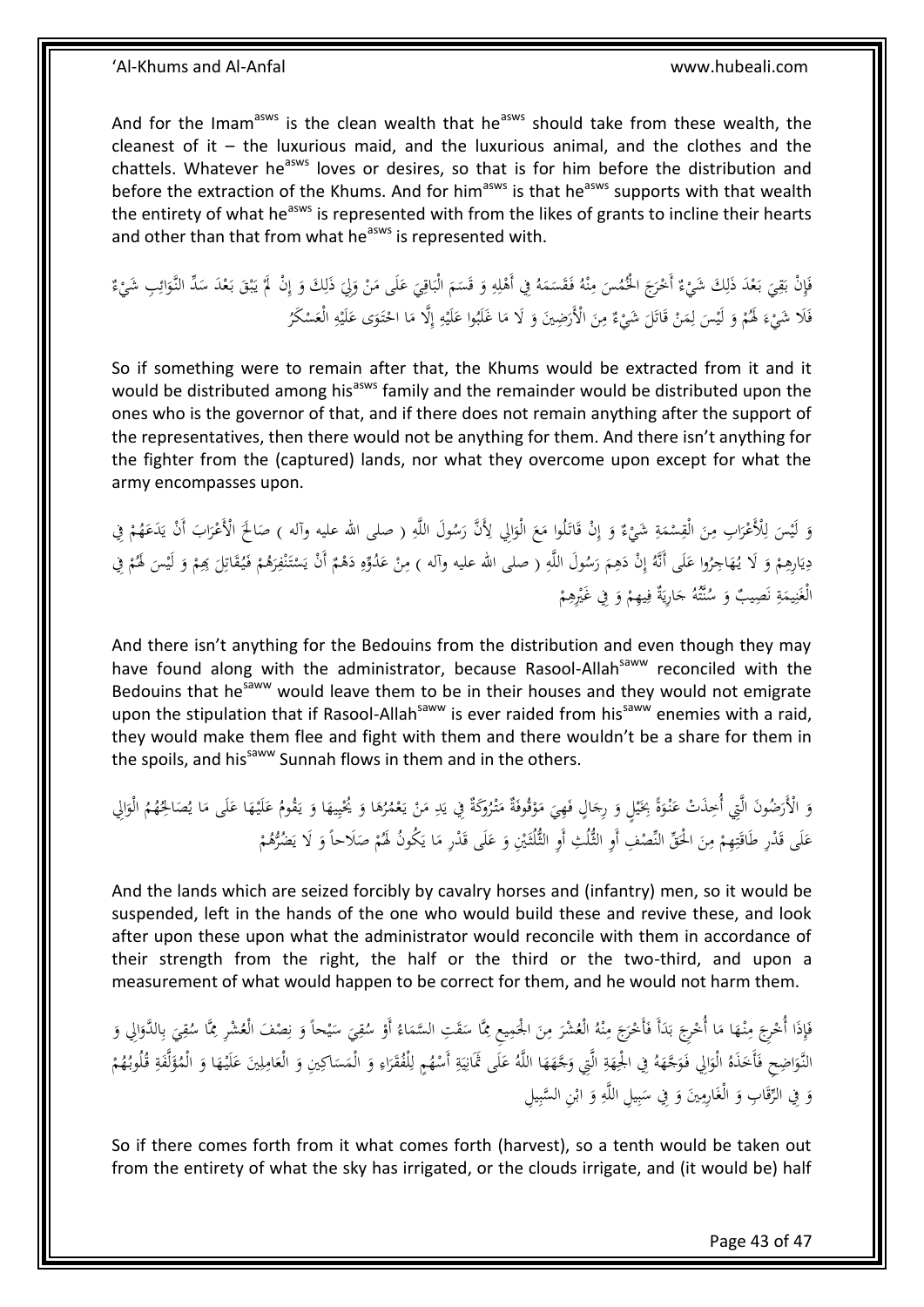And for the Imam[asws] is the clean wealth that he[asws] should take from these wealth, the cleanest of it – the luxurious maid, and the luxurious animal, and the clothes and the chattels. Whatever he[asws] loves or desires, so that is for him before the distribution and before the extraction of the Khums. And for him[asws] is that he[asws] supports with that wealth the entirety of what he[asws] is represented with from the likes of grants to incline their hearts and other than that from what he[asws] is represented with.

فَإِنْ بَقِيَ بَعْدَ ذَلِكَ شَيْءٌ أَخْرَجَ الْخُمُسَ مِنْهُ فَقَسَمَهُ فِي أَهْلِهِ وَ قَسَمَ الْبَاقِيَ عَلَى مَنْ وَلِيَ ذَلِكَ وَ إِنْ لَمْ يَبْقَ بَعْدَ سَدِّ النَّوَائِبِ شَيْءٌ فَلَا شَيْءَ لَهُمْ وَ لَيْسَ لِمَنْ قَاتَلَ شَيْءٌ مِنَ الْأَرَضِينَ وَ لَا مَا غَلَبُوا عَلَيْهِ إِلَّا مَا احْتَوَى عَلَيْهِ الْعَسْكَرُ

So if something were to remain after that, the Khums would be extracted from it and it would be distributed among his[asws] family and the remainder would be distributed upon the ones who is the governor of that, and if there does not remain anything after the support of the representatives, then there would not be anything for them. And there isn't anything for the fighter from the (captured) lands, nor what they overcome upon except for what the army encompasses upon.

وَ لَيْسَ لِلْأَعْرَابِ مِنَ الْقِسْمَةِ شَيْءٌ وَ إِنْ قَاتَلُوا مَعَ الْوَالِي لِأَنَّ رَسُولَ اللَّهِ ( صلى الله عليه وآله ) صَالَحَ الْأَعْرَابَ أَنْ يَدَعَهُمْ فِي دِيَارِهِمْ وَ لَا يُهَاجِرُوا عَلَى أَنَّهُ إِنْ دَهِمَ رَسُولَ اللَّهِ ( صلى الله عليه وآله ) مِنْ عَدُوِّهِ دَهْمٌ أَنْ يَسْتَنْفِرَهُمْ فَيُقَاتِلَ بِهِمْ وَ لَيْسَ لَهُمْ فِي الْغَنِيمَةِ نَصِيبٌ وَ سُنَّتُهُ جَارِيَةٌ فِيهِمْ وَ فِي غَيْرِهِمْ

And there isn't anything for the Bedouins from the distribution and even though they may have found along with the administrator, because Rasool-Allah[saww] reconciled with the Bedouins that he[saww] would leave them to be in their houses and they would not emigrate upon the stipulation that if Rasool-Allah[saww] is ever raided from his[saww] enemies with a raid, they would make them flee and fight with them and there wouldn't be a share for them in the spoils, and his[saww] Sunnah flows in them and in the others.

وَ الْأَرَضُونَ الَّتِي أُخِذَتْ عَنْوَةً بِخَيْلٍ وَ رِجَالٍ فَهِيَ مَوْقُوفَةٌ مَتْرُوكَةٌ فِي يَدِ مَنْ يَعْمُرُهَا وَ يُحْيِيهَا وَ يَقُومُ عَلَيْهَا عَلَى مَا يُصَالِحُهُمُ الْوَالِي عَلَى قَدْرِ طَاقَتِهِمْ مِنَ الْحَقِّ النِّصْفِ أَوِ الثُّلُثِ أَوِ الثُّلُثَيْنِ وَ عَلَى قَدْرِ مَا يَكُونُ لَهُمْ صَلَاحاً وَ لَا يَضُرُّهُمْ

And the lands which are seized forcibly by cavalry horses and (infantry) men, so it would be suspended, left in the hands of the one who would build these and revive these, and look after upon these upon what the administrator would reconcile with them in accordance of their strength from the right, the half or the third or the two-third, and upon a measurement of what would happen to be correct for them, and he would not harm them.

فَإِذَا أُخْرِجَ مِنْهَا مَا أُخْرِجَ بَدَأَ فَأَخْرَجَ مِنْهُ الْعُشْرَ مِنَ الْجَمِيعِ مِمَّا سَقَتِ السَّمَاءُ أَوْ سُقِيَ سَيْحاً وَ نِصْفَ الْعُشْرِ مِمَّا سُقِيَ بِالدَّوَالِي وَ النَّوَاضِحِ فَأَخَذَهُ الْوَالِي فَوَجَّهَهُ فِي الْجِهَةِ الَّتِي وَجَّهَهَا اللَّهُ عَلَى ثَمَانِيَةِ أَسْهُمٍ لِلْفُقَرَاءِ وَ الْمَسَاكِينِ وَ الْعَامِلِينَ عَلَيْهَا وَ الْمُؤَلَّفَةِ قُلُوبُهُمْ وَ فِي الرِّقَابِ وَ الْغَارِمِينَ وَ فِي سَبِيلِ اللَّهِ وَ ابْنِ السَّبِيلِ

So if there comes forth from it what comes forth (harvest), so a tenth would be taken out from the entirety of what the sky has irrigated, or the clouds irrigate, and (it would be) half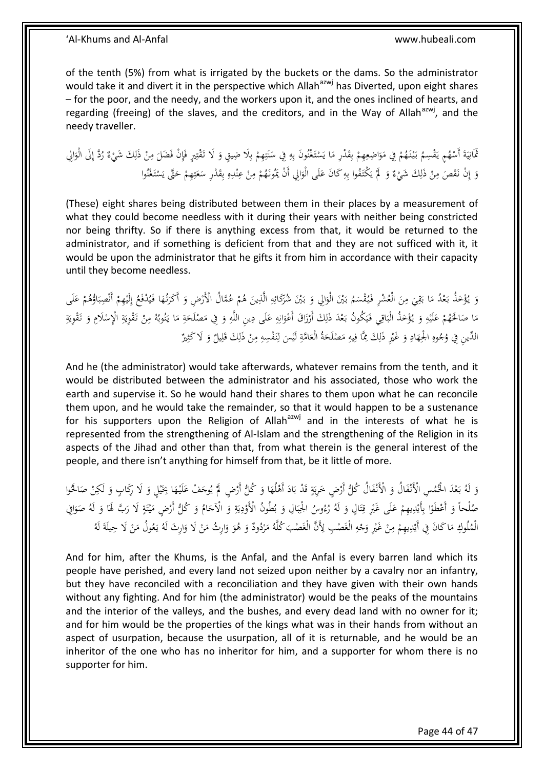of the tenth (5%) from what is irrigated by the buckets or the dams. So the administrator would take it and divert it in the perspective which Allah[azwj] has Diverted, upon eight shares – for the poor, and the needy, and the workers upon it, and the ones inclined of hearts, and regarding (freeing) of the slaves, and the creditors, and in the Way of Allah[azwj], and the needy traveller.

ثَمَانِيَةَ أَسْهُمٍ يَقْسِمُ بَيْنَهُمْ فِي مَوَاضِعِهِمْ بِقَدْرِ مَا يَسْتَغْنُونَ بِهِ فِي سَنَتِهِمْ بِلَا ضِيقٍ وَ لَا تَقْتِيرٍ فَإِنْ فَضَلَ مِنْ ذَلِكَ شَيْءٌ رُدَّ إِلَى الْوَالِي وَ إِنْ نَقَصَ مِنْ ذَلِكَ شَيْءٌ وَ لَمْ يَكْتَفُوا بِهِ كَانَ عَلَى الْوَالِي أَنْ يَمُونَهُمْ مِنْ عِنْدِهِ بِقَدْرِ سَعَتِهِمْ حَتَّى يَسْتَغْنُوا

(These) eight shares being distributed between them in their places by a measurement of what they could become needless with it during their years with neither being constricted nor being thrifty. So if there is anything excess from that, it would be returned to the administrator, and if something is deficient from that and they are not sufficed with it, it would be upon the administrator that he gifts it from him in accordance with their capacity until they become needless.

وَ يُؤْخَذُ بَعْدُ مَا بَقِيَ مِنَ الْعُشْرِ فَيُقْسَمُ بَيْنَ الْوَالِي وَ بَيْنَ شُرَكَائِهِ الَّذِينَ هُمْ عُمَّالُ الْأَرْضِ وَ أَكَرَتُهَا فَيُدْفَعُ إِلَيْهِمْ أَنْصِبَاؤُهُمْ عَلَى مَا صَالَحَهُمْ عَلَيْهِ وَ يُؤْخَذُ الْبَاقِي فَيَكُونُ بَعْدَ ذَلِكَ أَرْزَاقَ أَعْوَانِهِ عَلَى دِينِ اللَّهِ وَ فِي مَصْلَحَةِ مَا يَنُوبُهُ مِنْ تَقْوِيَةِ الْإِسْلَامِ وَ تَقْوِيَةِ الدِّينِ فِي وُجُوهِ الْجِهَادِ وَ غَيْرِ ذَلِكَ مِمَّا فِيهِ مَصْلَحَةُ الْعَامَّةِ لَيْسَ لِنَفْسِهِ مِنْ ذَلِكَ قَلِيلٌ وَ لَا كَثِيرٌ

And he (the administrator) would take afterwards, whatever remains from the tenth, and it would be distributed between the administrator and his associated, those who work the earth and supervise it. So he would hand their shares to them upon what he can reconcile them upon, and he would take the remainder, so that it would happen to be a sustenance for his supporters upon the Religion of Allah[azwj] and in the interests of what he is represented from the strengthening of Al-Islam and the strengthening of the Religion in its aspects of the Jihad and other than that, from what therein is the general interest of the people, and there isn't anything for himself from that, be it little of more.

وَ لَهُ بَعْدَ الْخُمُسِ الْأَنْفَالُ وَ الْأَنْفَالُ كُلُّ أَرْضٍ خَرِبَةٍ قَدْ بَادَ أَهْلُهَا وَ كُلُّ أَرْضٍ لَمْ يُوجَفْ عَلَيْهَا بِخَيْلٍ وَ لَا رِكَابٍ وَ لَكِنْ صَالَحُوا صُلْحاً وَ أَعْطَوْا بِأَيْدِيهِمْ عَلَى غَيْرِ قِتَالٍ وَ لَهُ رُءُوسُ الْجِبَالِ وَ بُطُونُ الْأَوْدِيَةِ وَ الْآجَامُ وَ كُلُّ أَرْضٍ مَيْتَةٍ لَا رَبَّ لَهَا وَ لَهُ صَوَافِي الْمُلُوكِ مَا كَانَ فِي أَيْدِيهِمْ مِنْ غَيْرِ وَجْهِ الْغَصْبِ لِأَنَّ الْغَصْبَ كُلَّهُ مَرْدُودٌ وَ هُوَ وَارِثُ مَنْ لَا وَارِثَ لَهُ يَعُولُ مَنْ لَا حِيلَةَ لَهُ

And for him, after the Khums, is the Anfal, and the Anfal is every barren land which its people have perished, and every land not seized upon neither by a cavalry nor an infantry, but they have reconciled with a reconciliation and they have given with their own hands without any fighting. And for him (the administrator) would be the peaks of the mountains and the interior of the valleys, and the bushes, and every dead land with no owner for it; and for him would be the properties of the kings what was in their hands from without an aspect of usurpation, because the usurpation, all of it is returnable, and he would be an inheritor of the one who has no inheritor for him, and a supporter for whom there is no supporter for him.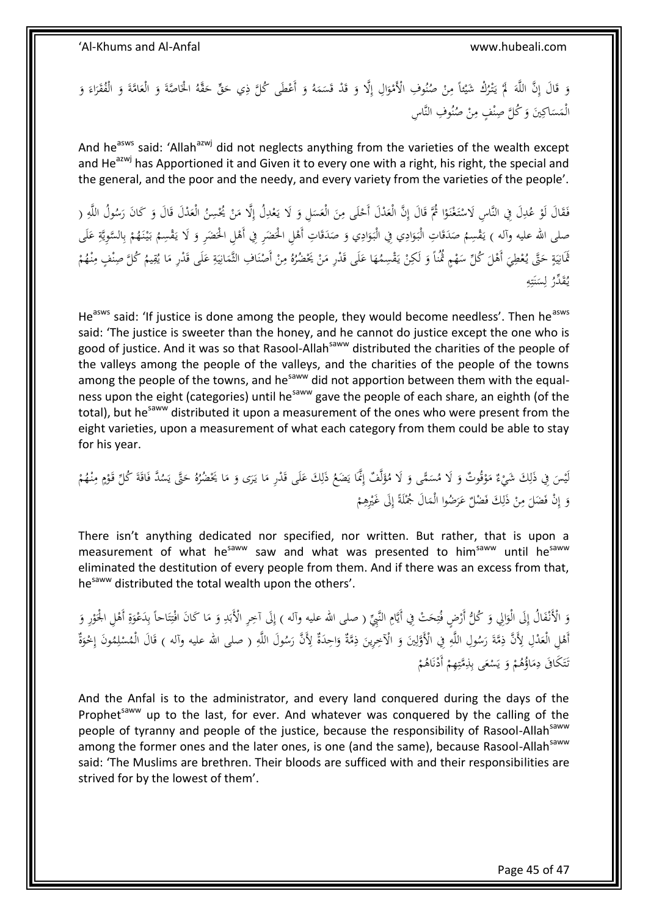وَ قَالَ إِنَّ اللَّهَ لَمْ يَتْرُكْ شَيْئاً مِنْ صُنُوفِ الْأَمْوَالِ إِلَّا وَ قَدْ قَسَمَهُ وَ أَعْطَى كُلَّ ذِي حَقٍّ حَقَّهُ الْخَاصَّةَ وَ الْعَامَّةَ وَ الْفُقَرَاءَ وَ الْمَسَاكِينَ وَ كُلَّ صِنْفٍ مِنْ صُنُوفِ النَّاسِ

And he[asws] said: 'Allah[azwj] did not neglects anything from the varieties of the wealth except and He[azwj] has Apportioned it and Given it to every one with a right, his right, the special and the general, and the poor and the needy, and every variety from the varieties of the people'.

فَقَالَ لَوْ عُدِلَ فِي النَّاسِ لَاسْتَغْنَوْا ثُمَّ قَالَ إِنَّ الْعَدْلَ أَحْلَى مِنَ الْعَسَلِ وَ لَا يَعْدِلُ إِلَّا مَنْ يُحْسِنُ الْعَدْلَ قَالَ وَ كَانَ رَسُولُ اللَّهِ ( صلى الله عليه وآله ) يَقْسِمُ صَدَقَاتِ الْبَوَادِي فِي الْبَوَادِي وَ صَدَقَاتِ أَهْلِ الْحَضَرِ فِي أَهْلِ الْحَضَرِ وَ لَا يَقْسِمُ بَيْنَهُمْ بِالسَّوِيَّةِ عَلَى ثَمَانِيَةٍ حَتَّى يُعْطِيَ أَهْلَ كُلِّ سَهْمٍ ثُمُناً وَ لَكِنْ يَقْسِمُهَا عَلَى قَدْرِ مَنْ يَحْضُرُهُ مِنْ أَصْنَافِ الثَّمَانِيَةِ عَلَى قَدْرِ مَا يُقِيمُ كُلَّ صِنْفٍ مِنْهُمْ يُقَدِّرُ لِسَنَتِهِ

He[asws] said: 'If justice is done among the people, they would become needless'. Then he[asws] said: 'The justice is sweeter than the honey, and he cannot do justice except the one who is good of justice. And it was so that Rasool-Allah[saww] distributed the charities of the people of the valleys among the people of the valleys, and the charities of the people of the towns among the people of the towns, and he[saww] did not apportion between them with the equalness upon the eight (categories) until he[saww] gave the people of each share, an eighth (of the total), but he[saww] distributed it upon a measurement of the ones who were present from the eight varieties, upon a measurement of what each category from them could be able to stay for his year.

لَيْسَ فِي ذَلِكَ شَيْءٌ مَوْقُوتٌ وَ لَا مُسَمًّى وَ لَا مُؤَلَّفٌ إِنَّمَا يَضَعُ ذَلِكَ عَلَى قَدْرِ مَا يَرَى وَ مَا يَحْضُرُهُ حَتَّى يَسُدَّ فَاقَةَ كُلِّ قَوْمٍ مِنْهُمْ وَ إِنْ فَضَلَ مِنْ ذَلِكَ فَضْلٌ عَرَضُوا الْمَالَ جُمْلَةً إِلَى غَيْرِهِمْ

There isn't anything dedicated nor specified, nor written. But rather, that is upon a measurement of what he[saww] saw and what was presented to him[saww] until he[saww] eliminated the destitution of every people from them. And if there was an excess from that, he[saww] distributed the total wealth upon the others'.

وَ الْأَنْفَالُ إِلَى الْوَالِي وَ كُلُّ أَرْضٍ فُتِحَتْ فِي أَيَّامِ النَّبِيِّ ( صلى الله عليه وآله ) إِلَى آخِرِ الْأَبَدِ وَ مَا كَانَ افْتِتَاحاً بِدَعْوَةِ أَهْلِ الْجَوْرِ وَ أَهْلِ الْعَدْلِ لِأَنَّ ذِمَّةَ رَسُولِ اللَّهِ فِي الْأَوَّلِينَ وَ الْآخِرِينَ ذِمَّةٌ وَاحِدَةٌ لِأَنَّ رَسُولَ اللَّهِ ( صلى الله عليه وآله ) قَالَ الْمُسْلِمُونَ إِخْوَةٌ تَتَكَافَى دِمَاؤُهُمْ وَ يَسْعَى بِذِمَّتِهِمْ أَدْنَاهُمْ

And the Anfal is to the administrator, and every land conquered during the days of the Prophet[saww] up to the last, for ever. And whatever was conquered by the calling of the people of tyranny and people of the justice, because the responsibility of Rasool-Allah[saww] among the former ones and the later ones, is one (and the same), because Rasool-Allah[saww] said: 'The Muslims are brethren. Their bloods are sufficed with and their responsibilities are strived for by the lowest of them'.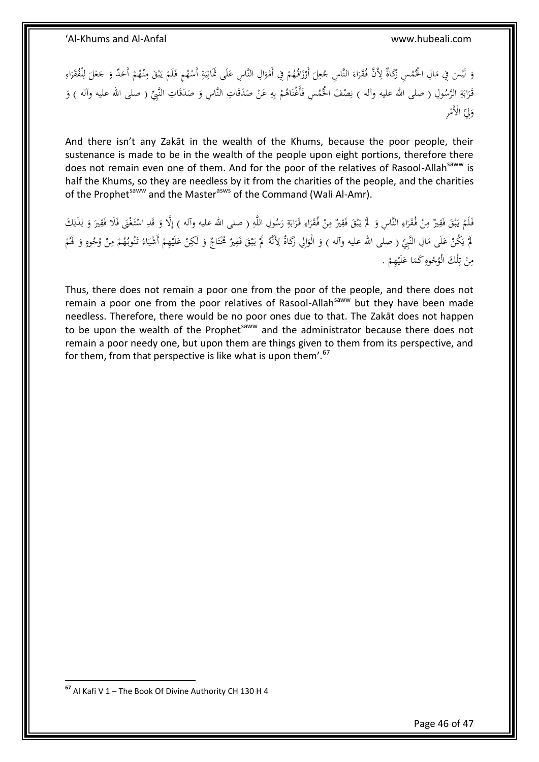وَ لَيْسَ فِي مَالِ الْخُمُسِ زَكَاةٌ لِأَنَّ فُقَرَاءَ النَّاسِ جُعِلَ أَرْزَاقُهُمْ فِي أَمْوَالِ النَّاسِ عَلَى ثَمَانِيَةِ أَسْهُمٍ فَلَمْ يَبْقَ مِنْهُمْ أَحَدٌ وَ جَعَلَ لِلْفُقَرَاءِ قَرَابَةِ الرَّسُولِ ( صلى الله عليه وآله ) نِصْفَ الْخُمُسِ فَأَغْنَاهُمْ بِهِ عَنْ صَدَقَاتِ النَّاسِ وَ صَدَقَاتِ النَّبِيِّ ( صلى الله عليه وآله ) وَ وَلِيِّ الْأَمْرِ

And there isn't any Zakāt in the wealth of the Khums, because the poor people, their sustenance is made to be in the wealth of the people upon eight portions, therefore there does not remain even one of them. And for the poor of the relatives of Rasool-Allah[saww] is half the Khums, so they are needless by it from the charities of the people, and the charities of the Prophet[saww] and the Master[asws] of the Command (Wali Al-Amr).

فَلَمْ يَبْقَ فَقِيرٌ مِنْ فُقَرَاءِ النَّاسِ وَ لَمْ يَبْقَ فَقِيرٌ مِنْ فُقَرَاءِ قَرَابَةِ رَسُولِ اللَّهِ ( صلى الله عليه وآله ) إِلَّا وَ قَدِ اسْتَغْنَى فَلَا فَقِيرَ وَ لِذَلِكَ لَمْ يَكُنْ عَلَى مَالِ النَّبِيِّ ( صلى الله عليه وآله ) وَ الْوَالِي زَكَاةٌ لِأَنَّهُ لَمْ يَبْقَ فَقِيرٌ مُحْتَاجٌ وَ لَكِنْ عَلَيْهِمْ أَشْيَاءُ تَنُوبُهُمْ مِنْ وُجُوهٍ وَ لَهُمْ مِنْ تِلْكَ الْوُجُوهِ كَمَا عَلَيْهِمْ .

Thus, there does not remain a poor one from the poor of the people, and there does not remain a poor one from the poor relatives of Rasool-Allah[saww] but they have been made needless. Therefore, there would be no poor ones due to that. The Zakāt does not happen to be upon the wealth of the Prophet[saww] and the administrator because there does not remain a poor needy one, but upon them are things given to them from its perspective, and for them, from that perspective is like what is upon them'.[67]

[67] Al Kafi V 1 – The Book Of Divine Authority CH 130 H 4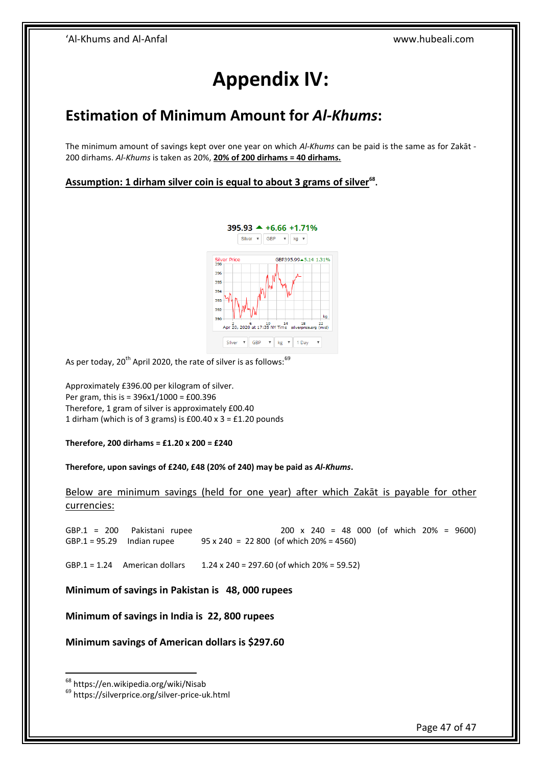# Appendix IV:

## Estimation of Minimum Amount for *Al-Khums*:

The minimum amount of savings kept over one year on which *Al-Khums* can be paid is the same as for Zakāt - 200 dirhams. *Al-Khums* is taken as 20%, **20% of 200 dirhams = 40 dirhams.**

**Assumption: 1 dirham silver coin is equal to about 3 grams of silver[68].**

395.93 ▲ +6.66 +1.71%

Silver GBP kg

Silver Price GBP395.99▲5.14 1.31%

398
396
395
394
393
392
390

2 6 10 14 18 22

kg

Apr 20, 2020 at 17:35 NY Time silverprice.org (mid)

Silver GBP kg 1 Day

As per today, 20th April 2020, the rate of silver is as follows:[69]

Approximately £396.00 per kilogram of silver.
Per gram, this is = 396x1/1000 = £00.396
Therefore, 1 gram of silver is approximately £00.40
1 dirham (which is of 3 grams) is £00.40 x 3 = £1.20 pounds

**Therefore, 200 dirhams = £1.20 x 200 = £240**

**Therefore, upon savings of £240, £48 (20% of 240) may be paid as *Al-Khums*.**

Below are minimum savings (held for one year) after which Zakāt is payable for other currencies:

GBP.1 = 200 Pakistani rupee 200 x 240 = 48 000 (of which 20% = 9600)
GBP.1 = 95.29 Indian rupee 95 x 240 = 22 800 (of which 20% = 4560)

GBP.1 = 1.24 American dollars 1.24 x 240 = 297.60 (of which 20% = 59.52)

**Minimum of savings in Pakistan is 48, 000 rupees**

**Minimum of savings in India is 22, 800 rupees**

**Minimum savings of American dollars is $297.60**

---

[68] https://en.wikipedia.org/wiki/Nisab
[69] https://silverprice.org/silver-price-uk.html